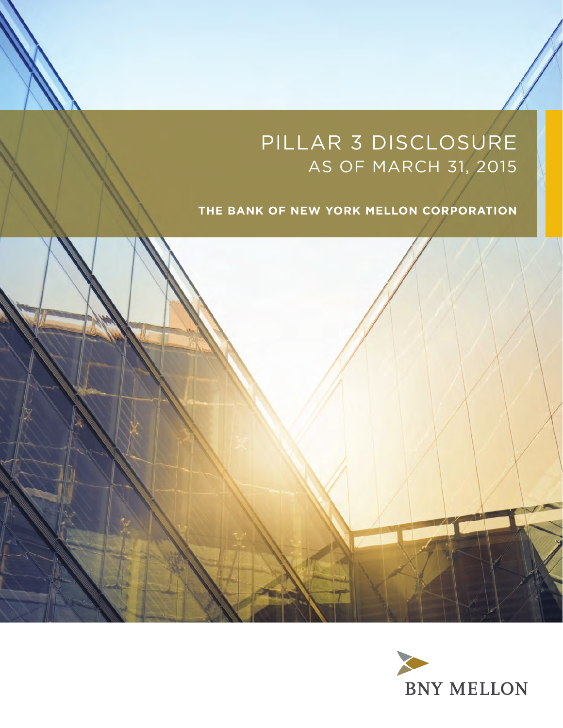# PILLAR 3 DISCLOSURE
## AS OF MARCH 31, 2015

**THE BANK OF NEW YORK MELLON CORPORATION**

BNY MELLON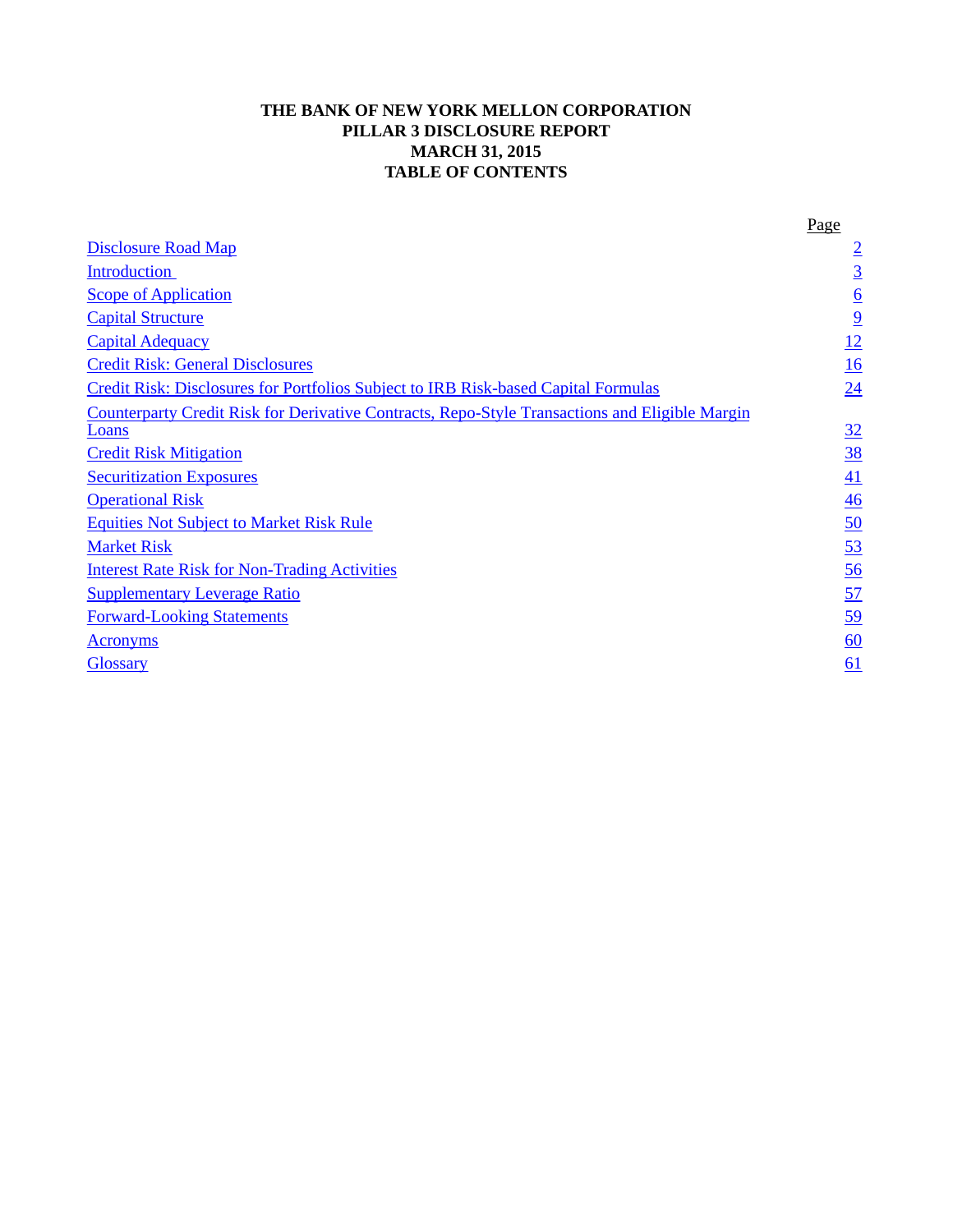**THE BANK OF NEW YORK MELLON CORPORATION**
**PILLAR 3 DISCLOSURE REPORT**
**MARCH 31, 2015**
**TABLE OF CONTENTS**

| | Page |
|---|---|
| Disclosure Road Map | 2 |
| Introduction | 3 |
| Scope of Application | 6 |
| Capital Structure | 9 |
| Capital Adequacy | 12 |
| Credit Risk: General Disclosures | 16 |
| Credit Risk: Disclosures for Portfolios Subject to IRB Risk-based Capital Formulas | 24 |
| Counterparty Credit Risk for Derivative Contracts, Repo-Style Transactions and Eligible Margin Loans | 32 |
| Credit Risk Mitigation | 38 |
| Securitization Exposures | 41 |
| Operational Risk | 46 |
| Equities Not Subject to Market Risk Rule | 50 |
| Market Risk | 53 |
| Interest Rate Risk for Non-Trading Activities | 56 |
| Supplementary Leverage Ratio | 57 |
| Forward-Looking Statements | 59 |
| Acronyms | 60 |
| Glossary | 61 |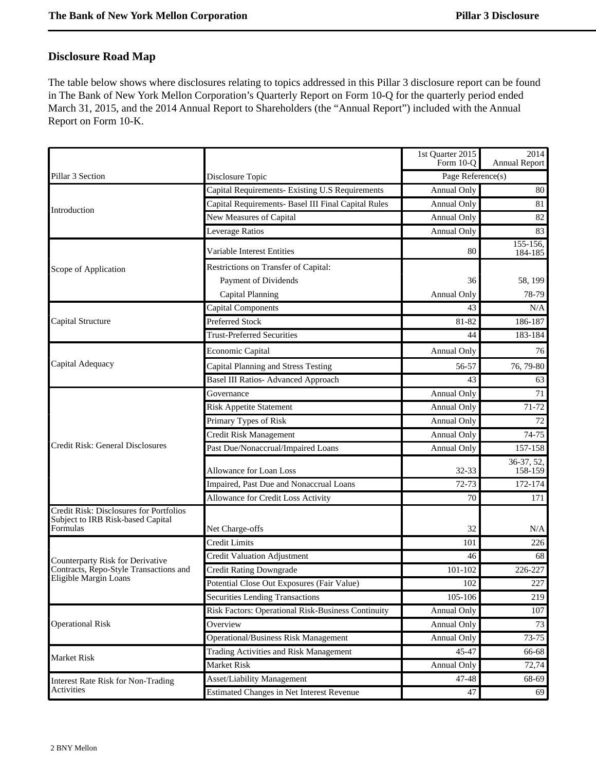## Disclosure Road Map

The table below shows where disclosures relating to topics addressed in this Pillar 3 disclosure report can be found in The Bank of New York Mellon Corporation's Quarterly Report on Form 10-Q for the quarterly period ended March 31, 2015, and the 2014 Annual Report to Shareholders (the "Annual Report") included with the Annual Report on Form 10-K.

| Pillar 3 Section | Disclosure Topic | 1st Quarter 2015 Form 10-Q | 2014 Annual Report |
|---|---|---|---|
| | | Page Reference(s) | |
| Introduction | Capital Requirements- Existing U.S Requirements | Annual Only | 80 |
| | Capital Requirements- Basel III Final Capital Rules | Annual Only | 81 |
| | New Measures of Capital | Annual Only | 82 |
| | Leverage Ratios | Annual Only | 83 |
| Scope of Application | Variable Interest Entities | 80 | 155-156, 184-185 |
| | Restrictions on Transfer of Capital: | | |
| | Payment of Dividends | 36 | 58, 199 |
| | Capital Planning | Annual Only | 78-79 |
| Capital Structure | Capital Components | 43 | N/A |
| | Preferred Stock | 81-82 | 186-187 |
| | Trust-Preferred Securities | 44 | 183-184 |
| Capital Adequacy | Economic Capital | Annual Only | 76 |
| | Capital Planning and Stress Testing | 56-57 | 76, 79-80 |
| | Basel III Ratios- Advanced Approach | 43 | 63 |
| Credit Risk: General Disclosures | Governance | Annual Only | 71 |
| | Risk Appetite Statement | Annual Only | 71-72 |
| | Primary Types of Risk | Annual Only | 72 |
| | Credit Risk Management | Annual Only | 74-75 |
| | Past Due/Nonaccrual/Impaired Loans | Annual Only | 157-158 |
| | Allowance for Loan Loss | 32-33 | 36-37, 52, 158-159 |
| | Impaired, Past Due and Nonaccrual Loans | 72-73 | 172-174 |
| | Allowance for Credit Loss Activity | 70 | 171 |
| Credit Risk: Disclosures for Portfolios Subject to IRB Risk-based Capital Formulas | Net Charge-offs | 32 | N/A |
| Counterparty Risk for Derivative Contracts, Repo-Style Transactions and Eligible Margin Loans | Credit Limits | 101 | 226 |
| | Credit Valuation Adjustment | 46 | 68 |
| | Credit Rating Downgrade | 101-102 | 226-227 |
| | Potential Close Out Exposures (Fair Value) | 102 | 227 |
| | Securities Lending Transactions | 105-106 | 219 |
| Operational Risk | Risk Factors: Operational Risk-Business Continuity | Annual Only | 107 |
| | Overview | Annual Only | 73 |
| | Operational/Business Risk Management | Annual Only | 73-75 |
| Market Risk | Trading Activities and Risk Management | 45-47 | 66-68 |
| | Market Risk | Annual Only | 72,74 |
| Interest Rate Risk for Non-Trading Activities | Asset/Liability Management | 47-48 | 68-69 |
| | Estimated Changes in Net Interest Revenue | 47 | 69 |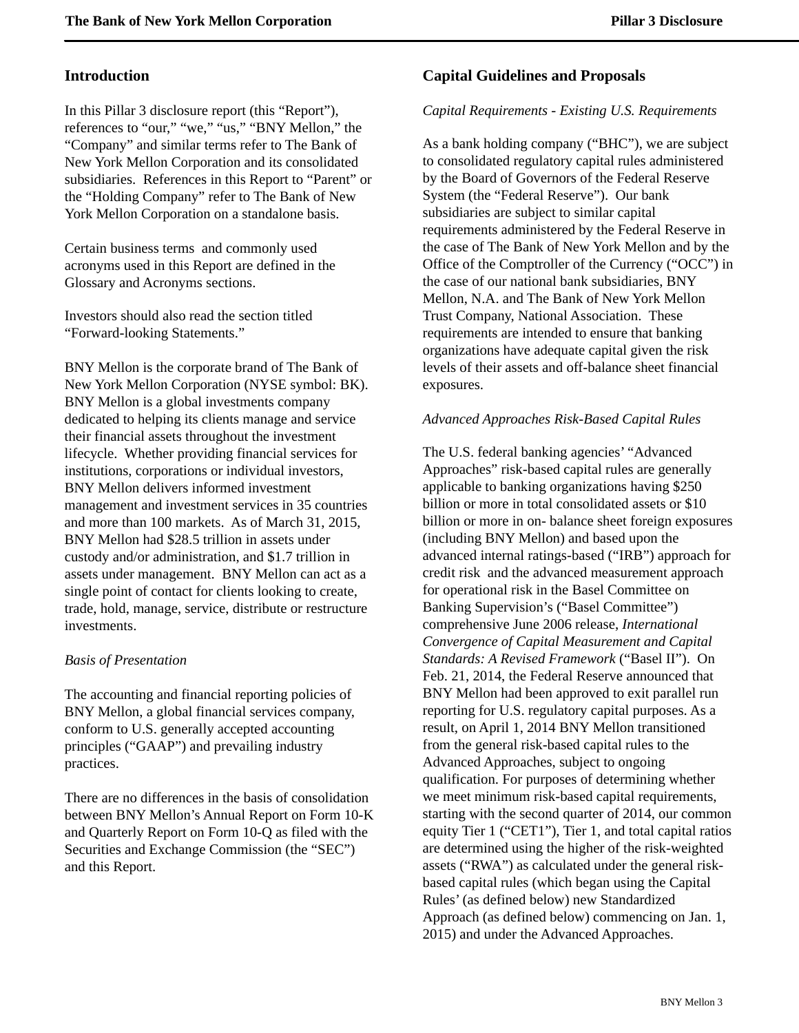## Introduction

In this Pillar 3 disclosure report (this "Report"), references to "our," "we," "us," "BNY Mellon," the "Company" and similar terms refer to The Bank of New York Mellon Corporation and its consolidated subsidiaries. References in this Report to "Parent" or the "Holding Company" refer to The Bank of New York Mellon Corporation on a standalone basis.

Certain business terms and commonly used acronyms used in this Report are defined in the Glossary and Acronyms sections.

Investors should also read the section titled "Forward-looking Statements."

BNY Mellon is the corporate brand of The Bank of New York Mellon Corporation (NYSE symbol: BK). BNY Mellon is a global investments company dedicated to helping its clients manage and service their financial assets throughout the investment lifecycle. Whether providing financial services for institutions, corporations or individual investors, BNY Mellon delivers informed investment management and investment services in 35 countries and more than 100 markets. As of March 31, 2015, BNY Mellon had $28.5 trillion in assets under custody and/or administration, and $1.7 trillion in assets under management. BNY Mellon can act as a single point of contact for clients looking to create, trade, hold, manage, service, distribute or restructure investments.

*Basis of Presentation*

The accounting and financial reporting policies of BNY Mellon, a global financial services company, conform to U.S. generally accepted accounting principles ("GAAP") and prevailing industry practices.

There are no differences in the basis of consolidation between BNY Mellon's Annual Report on Form 10-K and Quarterly Report on Form 10-Q as filed with the Securities and Exchange Commission (the "SEC") and this Report.

## Capital Guidelines and Proposals

*Capital Requirements - Existing U.S. Requirements*

As a bank holding company ("BHC"), we are subject to consolidated regulatory capital rules administered by the Board of Governors of the Federal Reserve System (the "Federal Reserve"). Our bank subsidiaries are subject to similar capital requirements administered by the Federal Reserve in the case of The Bank of New York Mellon and by the Office of the Comptroller of the Currency ("OCC") in the case of our national bank subsidiaries, BNY Mellon, N.A. and The Bank of New York Mellon Trust Company, National Association. These requirements are intended to ensure that banking organizations have adequate capital given the risk levels of their assets and off-balance sheet financial exposures.

*Advanced Approaches Risk-Based Capital Rules*

The U.S. federal banking agencies' "Advanced Approaches" risk-based capital rules are generally applicable to banking organizations having $250 billion or more in total consolidated assets or $10 billion or more in on- balance sheet foreign exposures (including BNY Mellon) and based upon the advanced internal ratings-based ("IRB") approach for credit risk and the advanced measurement approach for operational risk in the Basel Committee on Banking Supervision's ("Basel Committee") comprehensive June 2006 release, *International Convergence of Capital Measurement and Capital Standards: A Revised Framework* ("Basel II"). On Feb. 21, 2014, the Federal Reserve announced that BNY Mellon had been approved to exit parallel run reporting for U.S. regulatory capital purposes. As a result, on April 1, 2014 BNY Mellon transitioned from the general risk-based capital rules to the Advanced Approaches, subject to ongoing qualification. For purposes of determining whether we meet minimum risk-based capital requirements, starting with the second quarter of 2014, our common equity Tier 1 ("CET1"), Tier 1, and total capital ratios are determined using the higher of the risk-weighted assets ("RWA") as calculated under the general risk-based capital rules (which began using the Capital Rules' (as defined below) new Standardized Approach (as defined below) commencing on Jan. 1, 2015) and under the Advanced Approaches.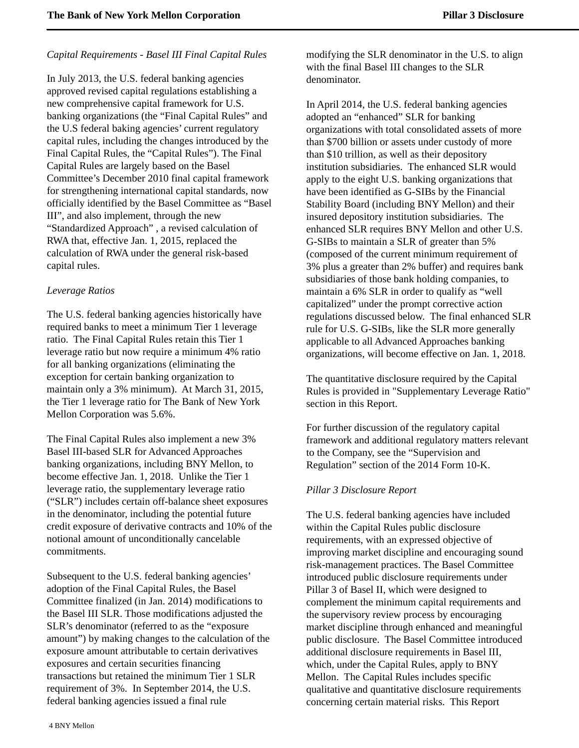*Capital Requirements - Basel III Final Capital Rules*

In July 2013, the U.S. federal banking agencies approved revised capital regulations establishing a new comprehensive capital framework for U.S. banking organizations (the "Final Capital Rules" and the U.S federal baking agencies' current regulatory capital rules, including the changes introduced by the Final Capital Rules, the "Capital Rules"). The Final Capital Rules are largely based on the Basel Committee's December 2010 final capital framework for strengthening international capital standards, now officially identified by the Basel Committee as "Basel III", and also implement, through the new "Standardized Approach" , a revised calculation of RWA that, effective Jan. 1, 2015, replaced the calculation of RWA under the general risk-based capital rules.

*Leverage Ratios*

The U.S. federal banking agencies historically have required banks to meet a minimum Tier 1 leverage ratio. The Final Capital Rules retain this Tier 1 leverage ratio but now require a minimum 4% ratio for all banking organizations (eliminating the exception for certain banking organization to maintain only a 3% minimum). At March 31, 2015, the Tier 1 leverage ratio for The Bank of New York Mellon Corporation was 5.6%.

The Final Capital Rules also implement a new 3% Basel III-based SLR for Advanced Approaches banking organizations, including BNY Mellon, to become effective Jan. 1, 2018. Unlike the Tier 1 leverage ratio, the supplementary leverage ratio ("SLR") includes certain off-balance sheet exposures in the denominator, including the potential future credit exposure of derivative contracts and 10% of the notional amount of unconditionally cancelable commitments.

Subsequent to the U.S. federal banking agencies' adoption of the Final Capital Rules, the Basel Committee finalized (in Jan. 2014) modifications to the Basel III SLR. Those modifications adjusted the SLR's denominator (referred to as the "exposure amount") by making changes to the calculation of the exposure amount attributable to certain derivatives exposures and certain securities financing transactions but retained the minimum Tier 1 SLR requirement of 3%. In September 2014, the U.S. federal banking agencies issued a final rule modifying the SLR denominator in the U.S. to align with the final Basel III changes to the SLR denominator.

In April 2014, the U.S. federal banking agencies adopted an "enhanced" SLR for banking organizations with total consolidated assets of more than $700 billion or assets under custody of more than $10 trillion, as well as their depository institution subsidiaries. The enhanced SLR would apply to the eight U.S. banking organizations that have been identified as G-SIBs by the Financial Stability Board (including BNY Mellon) and their insured depository institution subsidiaries. The enhanced SLR requires BNY Mellon and other U.S. G-SIBs to maintain a SLR of greater than 5% (composed of the current minimum requirement of 3% plus a greater than 2% buffer) and requires bank subsidiaries of those bank holding companies, to maintain a 6% SLR in order to qualify as "well capitalized" under the prompt corrective action regulations discussed below. The final enhanced SLR rule for U.S. G-SIBs, like the SLR more generally applicable to all Advanced Approaches banking organizations, will become effective on Jan. 1, 2018.

The quantitative disclosure required by the Capital Rules is provided in "Supplementary Leverage Ratio" section in this Report.

For further discussion of the regulatory capital framework and additional regulatory matters relevant to the Company, see the "Supervision and Regulation" section of the 2014 Form 10-K.

*Pillar 3 Disclosure Report*

The U.S. federal banking agencies have included within the Capital Rules public disclosure requirements, with an expressed objective of improving market discipline and encouraging sound risk-management practices. The Basel Committee introduced public disclosure requirements under Pillar 3 of Basel II, which were designed to complement the minimum capital requirements and the supervisory review process by encouraging market discipline through enhanced and meaningful public disclosure. The Basel Committee introduced additional disclosure requirements in Basel III, which, under the Capital Rules, apply to BNY Mellon. The Capital Rules includes specific qualitative and quantitative disclosure requirements concerning certain material risks. This Report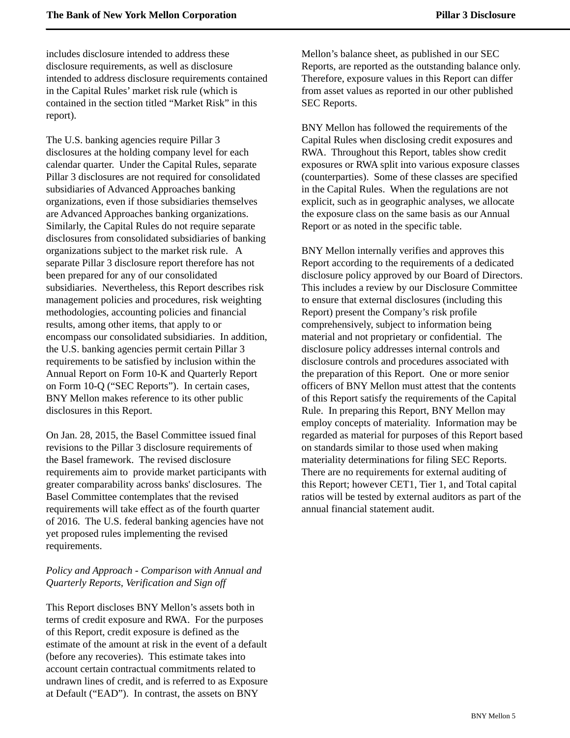includes disclosure intended to address these disclosure requirements, as well as disclosure intended to address disclosure requirements contained in the Capital Rules' market risk rule (which is contained in the section titled "Market Risk" in this report).

The U.S. banking agencies require Pillar 3 disclosures at the holding company level for each calendar quarter. Under the Capital Rules, separate Pillar 3 disclosures are not required for consolidated subsidiaries of Advanced Approaches banking organizations, even if those subsidiaries themselves are Advanced Approaches banking organizations. Similarly, the Capital Rules do not require separate disclosures from consolidated subsidiaries of banking organizations subject to the market risk rule. A separate Pillar 3 disclosure report therefore has not been prepared for any of our consolidated subsidiaries. Nevertheless, this Report describes risk management policies and procedures, risk weighting methodologies, accounting policies and financial results, among other items, that apply to or encompass our consolidated subsidiaries. In addition, the U.S. banking agencies permit certain Pillar 3 requirements to be satisfied by inclusion within the Annual Report on Form 10-K and Quarterly Report on Form 10-Q ("SEC Reports"). In certain cases, BNY Mellon makes reference to its other public disclosures in this Report.

On Jan. 28, 2015, the Basel Committee issued final revisions to the Pillar 3 disclosure requirements of the Basel framework. The revised disclosure requirements aim to provide market participants with greater comparability across banks' disclosures. The Basel Committee contemplates that the revised requirements will take effect as of the fourth quarter of 2016. The U.S. federal banking agencies have not yet proposed rules implementing the revised requirements.

*Policy and Approach - Comparison with Annual and Quarterly Reports, Verification and Sign off*

This Report discloses BNY Mellon's assets both in terms of credit exposure and RWA. For the purposes of this Report, credit exposure is defined as the estimate of the amount at risk in the event of a default (before any recoveries). This estimate takes into account certain contractual commitments related to undrawn lines of credit, and is referred to as Exposure at Default ("EAD"). In contrast, the assets on BNY Mellon's balance sheet, as published in our SEC Reports, are reported as the outstanding balance only. Therefore, exposure values in this Report can differ from asset values as reported in our other published SEC Reports.

BNY Mellon has followed the requirements of the Capital Rules when disclosing credit exposures and RWA. Throughout this Report, tables show credit exposures or RWA split into various exposure classes (counterparties). Some of these classes are specified in the Capital Rules. When the regulations are not explicit, such as in geographic analyses, we allocate the exposure class on the same basis as our Annual Report or as noted in the specific table.

BNY Mellon internally verifies and approves this Report according to the requirements of a dedicated disclosure policy approved by our Board of Directors. This includes a review by our Disclosure Committee to ensure that external disclosures (including this Report) present the Company's risk profile comprehensively, subject to information being material and not proprietary or confidential. The disclosure policy addresses internal controls and disclosure controls and procedures associated with the preparation of this Report. One or more senior officers of BNY Mellon must attest that the contents of this Report satisfy the requirements of the Capital Rule. In preparing this Report, BNY Mellon may employ concepts of materiality. Information may be regarded as material for purposes of this Report based on standards similar to those used when making materiality determinations for filing SEC Reports. There are no requirements for external auditing of this Report; however CET1, Tier 1, and Total capital ratios will be tested by external auditors as part of the annual financial statement audit.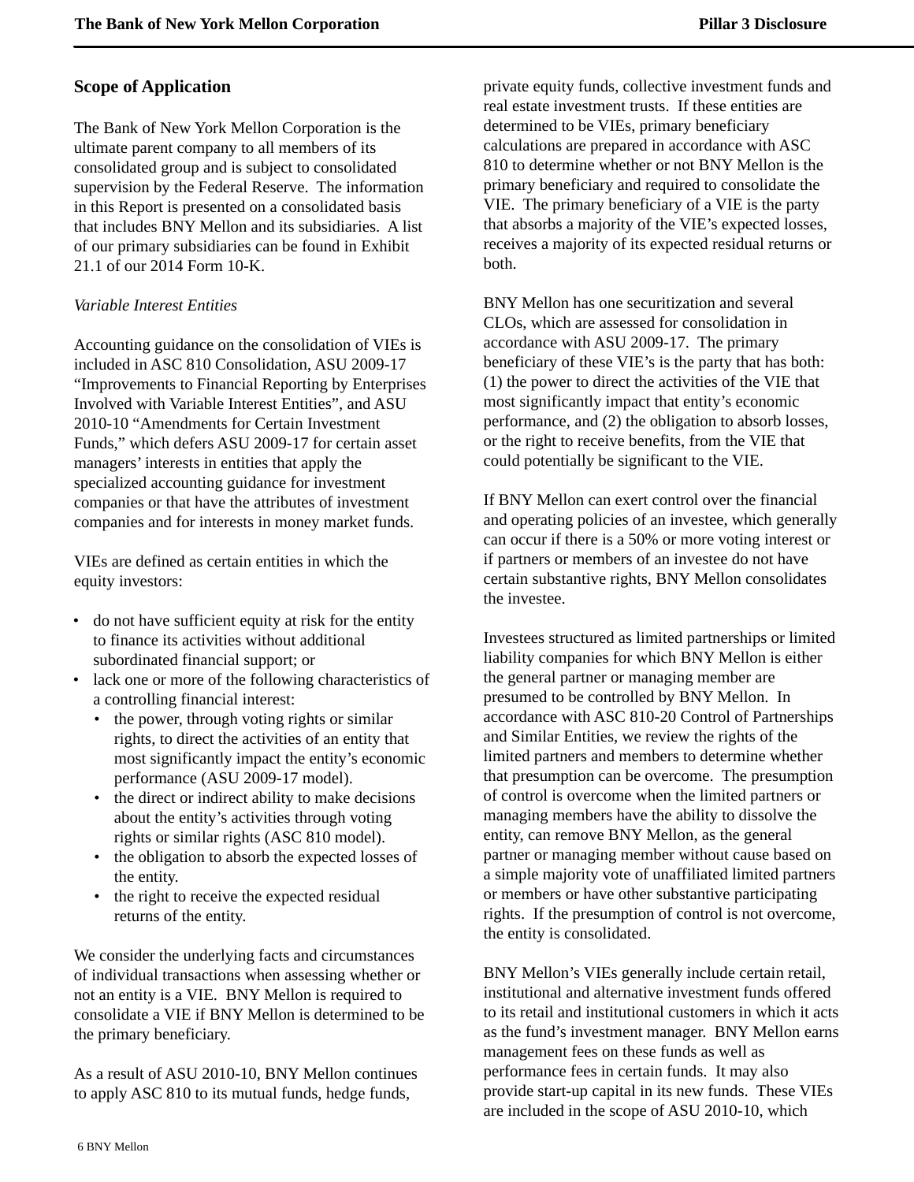## Scope of Application

The Bank of New York Mellon Corporation is the ultimate parent company to all members of its consolidated group and is subject to consolidated supervision by the Federal Reserve. The information in this Report is presented on a consolidated basis that includes BNY Mellon and its subsidiaries. A list of our primary subsidiaries can be found in Exhibit 21.1 of our 2014 Form 10-K.

*Variable Interest Entities*

Accounting guidance on the consolidation of VIEs is included in ASC 810 Consolidation, ASU 2009-17 "Improvements to Financial Reporting by Enterprises Involved with Variable Interest Entities", and ASU 2010-10 "Amendments for Certain Investment Funds," which defers ASU 2009-17 for certain asset managers' interests in entities that apply the specialized accounting guidance for investment companies or that have the attributes of investment companies and for interests in money market funds.

VIEs are defined as certain entities in which the equity investors:

- do not have sufficient equity at risk for the entity to finance its activities without additional subordinated financial support; or
- lack one or more of the following characteristics of a controlling financial interest:
  - the power, through voting rights or similar rights, to direct the activities of an entity that most significantly impact the entity's economic performance (ASU 2009-17 model).
  - the direct or indirect ability to make decisions about the entity's activities through voting rights or similar rights (ASC 810 model).
  - the obligation to absorb the expected losses of the entity.
  - the right to receive the expected residual returns of the entity.

We consider the underlying facts and circumstances of individual transactions when assessing whether or not an entity is a VIE. BNY Mellon is required to consolidate a VIE if BNY Mellon is determined to be the primary beneficiary.

As a result of ASU 2010-10, BNY Mellon continues to apply ASC 810 to its mutual funds, hedge funds, private equity funds, collective investment funds and real estate investment trusts. If these entities are determined to be VIEs, primary beneficiary calculations are prepared in accordance with ASC 810 to determine whether or not BNY Mellon is the primary beneficiary and required to consolidate the VIE. The primary beneficiary of a VIE is the party that absorbs a majority of the VIE's expected losses, receives a majority of its expected residual returns or both.

BNY Mellon has one securitization and several CLOs, which are assessed for consolidation in accordance with ASU 2009-17. The primary beneficiary of these VIE's is the party that has both: (1) the power to direct the activities of the VIE that most significantly impact that entity's economic performance, and (2) the obligation to absorb losses, or the right to receive benefits, from the VIE that could potentially be significant to the VIE.

If BNY Mellon can exert control over the financial and operating policies of an investee, which generally can occur if there is a 50% or more voting interest or if partners or members of an investee do not have certain substantive rights, BNY Mellon consolidates the investee.

Investees structured as limited partnerships or limited liability companies for which BNY Mellon is either the general partner or managing member are presumed to be controlled by BNY Mellon. In accordance with ASC 810-20 Control of Partnerships and Similar Entities, we review the rights of the limited partners and members to determine whether that presumption can be overcome. The presumption of control is overcome when the limited partners or managing members have the ability to dissolve the entity, can remove BNY Mellon, as the general partner or managing member without cause based on a simple majority vote of unaffiliated limited partners or members or have other substantive participating rights. If the presumption of control is not overcome, the entity is consolidated.

BNY Mellon's VIEs generally include certain retail, institutional and alternative investment funds offered to its retail and institutional customers in which it acts as the fund's investment manager. BNY Mellon earns management fees on these funds as well as performance fees in certain funds. It may also provide start-up capital in its new funds. These VIEs are included in the scope of ASU 2010-10, which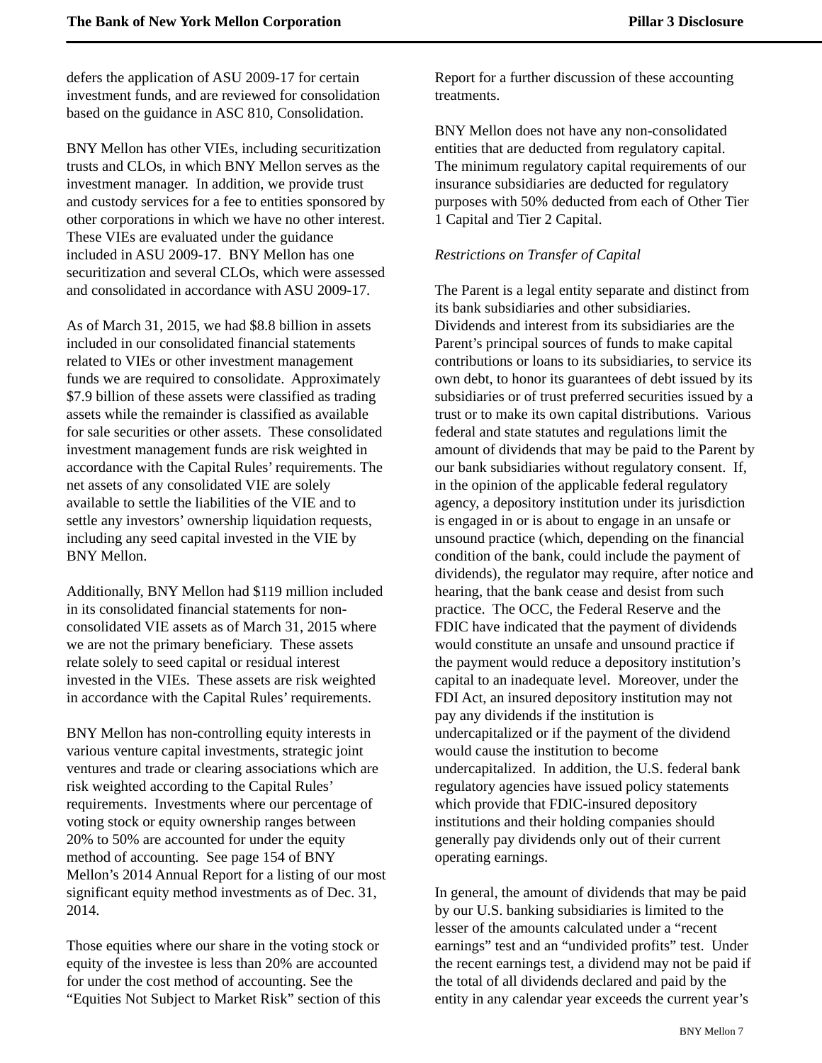defers the application of ASU 2009-17 for certain investment funds, and are reviewed for consolidation based on the guidance in ASC 810, Consolidation.

BNY Mellon has other VIEs, including securitization trusts and CLOs, in which BNY Mellon serves as the investment manager. In addition, we provide trust and custody services for a fee to entities sponsored by other corporations in which we have no other interest. These VIEs are evaluated under the guidance included in ASU 2009-17. BNY Mellon has one securitization and several CLOs, which were assessed and consolidated in accordance with ASU 2009-17.

As of March 31, 2015, we had $8.8 billion in assets included in our consolidated financial statements related to VIEs or other investment management funds we are required to consolidate. Approximately $7.9 billion of these assets were classified as trading assets while the remainder is classified as available for sale securities or other assets. These consolidated investment management funds are risk weighted in accordance with the Capital Rules' requirements. The net assets of any consolidated VIE are solely available to settle the liabilities of the VIE and to settle any investors' ownership liquidation requests, including any seed capital invested in the VIE by BNY Mellon.

Additionally, BNY Mellon had $119 million included in its consolidated financial statements for non-consolidated VIE assets as of March 31, 2015 where we are not the primary beneficiary. These assets relate solely to seed capital or residual interest invested in the VIEs. These assets are risk weighted in accordance with the Capital Rules' requirements.

BNY Mellon has non-controlling equity interests in various venture capital investments, strategic joint ventures and trade or clearing associations which are risk weighted according to the Capital Rules' requirements. Investments where our percentage of voting stock or equity ownership ranges between 20% to 50% are accounted for under the equity method of accounting. See page 154 of BNY Mellon's 2014 Annual Report for a listing of our most significant equity method investments as of Dec. 31, 2014.

Those equities where our share in the voting stock or equity of the investee is less than 20% are accounted for under the cost method of accounting. See the "Equities Not Subject to Market Risk" section of this Report for a further discussion of these accounting treatments.

BNY Mellon does not have any non-consolidated entities that are deducted from regulatory capital. The minimum regulatory capital requirements of our insurance subsidiaries are deducted for regulatory purposes with 50% deducted from each of Other Tier 1 Capital and Tier 2 Capital.

*Restrictions on Transfer of Capital*

The Parent is a legal entity separate and distinct from its bank subsidiaries and other subsidiaries. Dividends and interest from its subsidiaries are the Parent's principal sources of funds to make capital contributions or loans to its subsidiaries, to service its own debt, to honor its guarantees of debt issued by its subsidiaries or of trust preferred securities issued by a trust or to make its own capital distributions. Various federal and state statutes and regulations limit the amount of dividends that may be paid to the Parent by our bank subsidiaries without regulatory consent. If, in the opinion of the applicable federal regulatory agency, a depository institution under its jurisdiction is engaged in or is about to engage in an unsafe or unsound practice (which, depending on the financial condition of the bank, could include the payment of dividends), the regulator may require, after notice and hearing, that the bank cease and desist from such practice. The OCC, the Federal Reserve and the FDIC have indicated that the payment of dividends would constitute an unsafe and unsound practice if the payment would reduce a depository institution's capital to an inadequate level. Moreover, under the FDI Act, an insured depository institution may not pay any dividends if the institution is undercapitalized or if the payment of the dividend would cause the institution to become undercapitalized. In addition, the U.S. federal bank regulatory agencies have issued policy statements which provide that FDIC-insured depository institutions and their holding companies should generally pay dividends only out of their current operating earnings.

In general, the amount of dividends that may be paid by our U.S. banking subsidiaries is limited to the lesser of the amounts calculated under a "recent earnings" test and an "undivided profits" test. Under the recent earnings test, a dividend may not be paid if the total of all dividends declared and paid by the entity in any calendar year exceeds the current year's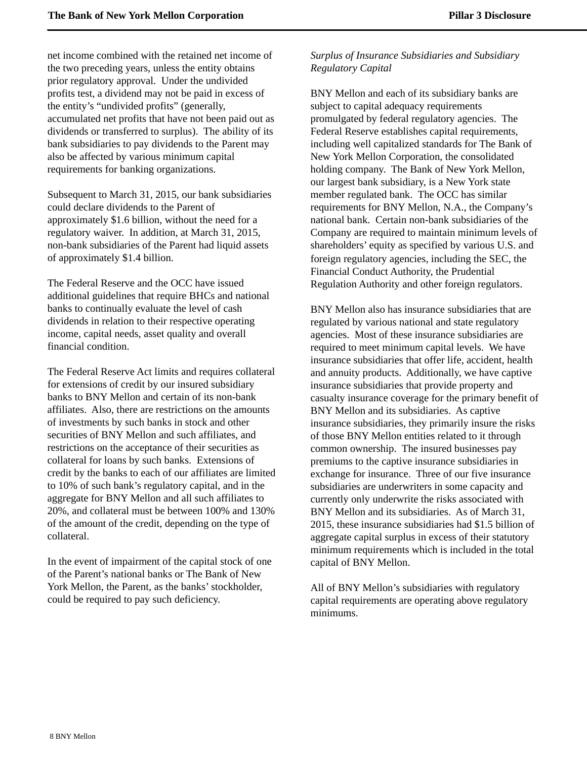net income combined with the retained net income of the two preceding years, unless the entity obtains prior regulatory approval. Under the undivided profits test, a dividend may not be paid in excess of the entity's "undivided profits" (generally, accumulated net profits that have not been paid out as dividends or transferred to surplus). The ability of its bank subsidiaries to pay dividends to the Parent may also be affected by various minimum capital requirements for banking organizations.

Subsequent to March 31, 2015, our bank subsidiaries could declare dividends to the Parent of approximately $1.6 billion, without the need for a regulatory waiver. In addition, at March 31, 2015, non-bank subsidiaries of the Parent had liquid assets of approximately $1.4 billion.

The Federal Reserve and the OCC have issued additional guidelines that require BHCs and national banks to continually evaluate the level of cash dividends in relation to their respective operating income, capital needs, asset quality and overall financial condition.

The Federal Reserve Act limits and requires collateral for extensions of credit by our insured subsidiary banks to BNY Mellon and certain of its non-bank affiliates. Also, there are restrictions on the amounts of investments by such banks in stock and other securities of BNY Mellon and such affiliates, and restrictions on the acceptance of their securities as collateral for loans by such banks. Extensions of credit by the banks to each of our affiliates are limited to 10% of such bank's regulatory capital, and in the aggregate for BNY Mellon and all such affiliates to 20%, and collateral must be between 100% and 130% of the amount of the credit, depending on the type of collateral.

In the event of impairment of the capital stock of one of the Parent's national banks or The Bank of New York Mellon, the Parent, as the banks' stockholder, could be required to pay such deficiency.

*Surplus of Insurance Subsidiaries and Subsidiary Regulatory Capital*

BNY Mellon and each of its subsidiary banks are subject to capital adequacy requirements promulgated by federal regulatory agencies. The Federal Reserve establishes capital requirements, including well capitalized standards for The Bank of New York Mellon Corporation, the consolidated holding company. The Bank of New York Mellon, our largest bank subsidiary, is a New York state member regulated bank. The OCC has similar requirements for BNY Mellon, N.A., the Company's national bank. Certain non-bank subsidiaries of the Company are required to maintain minimum levels of shareholders' equity as specified by various U.S. and foreign regulatory agencies, including the SEC, the Financial Conduct Authority, the Prudential Regulation Authority and other foreign regulators.

BNY Mellon also has insurance subsidiaries that are regulated by various national and state regulatory agencies. Most of these insurance subsidiaries are required to meet minimum capital levels. We have insurance subsidiaries that offer life, accident, health and annuity products. Additionally, we have captive insurance subsidiaries that provide property and casualty insurance coverage for the primary benefit of BNY Mellon and its subsidiaries. As captive insurance subsidiaries, they primarily insure the risks of those BNY Mellon entities related to it through common ownership. The insured businesses pay premiums to the captive insurance subsidiaries in exchange for insurance. Three of our five insurance subsidiaries are underwriters in some capacity and currently only underwrite the risks associated with BNY Mellon and its subsidiaries. As of March 31, 2015, these insurance subsidiaries had $1.5 billion of aggregate capital surplus in excess of their statutory minimum requirements which is included in the total capital of BNY Mellon.

All of BNY Mellon's subsidiaries with regulatory capital requirements are operating above regulatory minimums.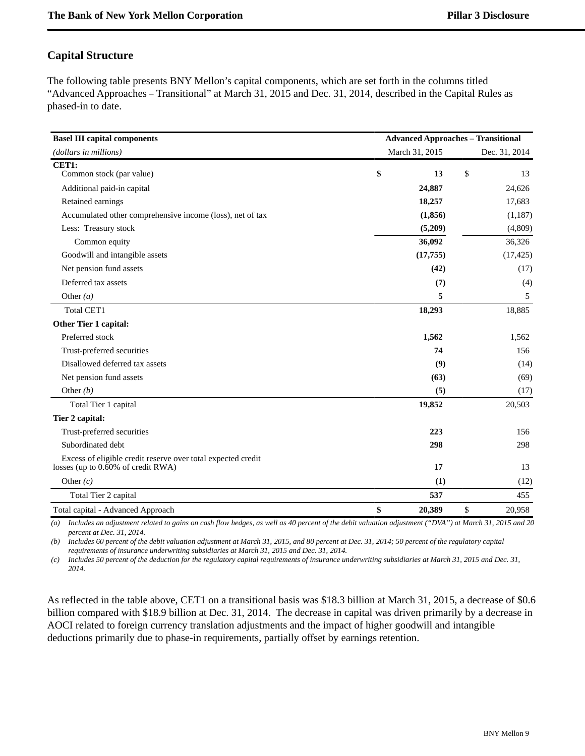## Capital Structure

The following table presents BNY Mellon's capital components, which are set forth in the columns titled "Advanced Approaches – Transitional" at March 31, 2015 and Dec. 31, 2014, described in the Capital Rules as phased-in to date.

| **Basel III capital components** | **Advanced Approaches – Transitional** | |
|---|---|---|
| *(dollars in millions)* | March 31, 2015 | Dec. 31, 2014 |
| **CET1:** | | |
| Common stock (par value) | **$ 13** | $ 13 |
| Additional paid-in capital | **24,887** | 24,626 |
| Retained earnings | **18,257** | 17,683 |
| Accumulated other comprehensive income (loss), net of tax | **(1,856)** | (1,187) |
| Less: Treasury stock | **(5,209)** | (4,809) |
| Common equity | **36,092** | 36,326 |
| Goodwill and intangible assets | **(17,755)** | (17,425) |
| Net pension fund assets | **(42)** | (17) |
| Deferred tax assets | **(7)** | (4) |
| Other *(a)* | **5** | 5 |
| Total CET1 | **18,293** | 18,885 |
| **Other Tier 1 capital:** | | |
| Preferred stock | **1,562** | 1,562 |
| Trust-preferred securities | **74** | 156 |
| Disallowed deferred tax assets | **(9)** | (14) |
| Net pension fund assets | **(63)** | (69) |
| Other *(b)* | **(5)** | (17) |
| Total Tier 1 capital | **19,852** | 20,503 |
| **Tier 2 capital:** | | |
| Trust-preferred securities | **223** | 156 |
| Subordinated debt | **298** | 298 |
| Excess of eligible credit reserve over total expected credit losses (up to 0.60% of credit RWA) | **17** | 13 |
| Other *(c)* | **(1)** | (12) |
| Total Tier 2 capital | **537** | 455 |
| Total capital - Advanced Approach | **$ 20,389** | $ 20,958 |

*(a) Includes an adjustment related to gains on cash flow hedges, as well as 40 percent of the debit valuation adjustment ("DVA") at March 31, 2015 and 20 percent at Dec. 31, 2014.*

*(b) Includes 60 percent of the debit valuation adjustment at March 31, 2015, and 80 percent at Dec. 31, 2014; 50 percent of the regulatory capital requirements of insurance underwriting subsidiaries at March 31, 2015 and Dec. 31, 2014.*

*(c) Includes 50 percent of the deduction for the regulatory capital requirements of insurance underwriting subsidiaries at March 31, 2015 and Dec. 31, 2014.*

As reflected in the table above, CET1 on a transitional basis was $18.3 billion at March 31, 2015, a decrease of $0.6 billion compared with $18.9 billion at Dec. 31, 2014. The decrease in capital was driven primarily by a decrease in AOCI related to foreign currency translation adjustments and the impact of higher goodwill and intangible deductions primarily due to phase-in requirements, partially offset by earnings retention.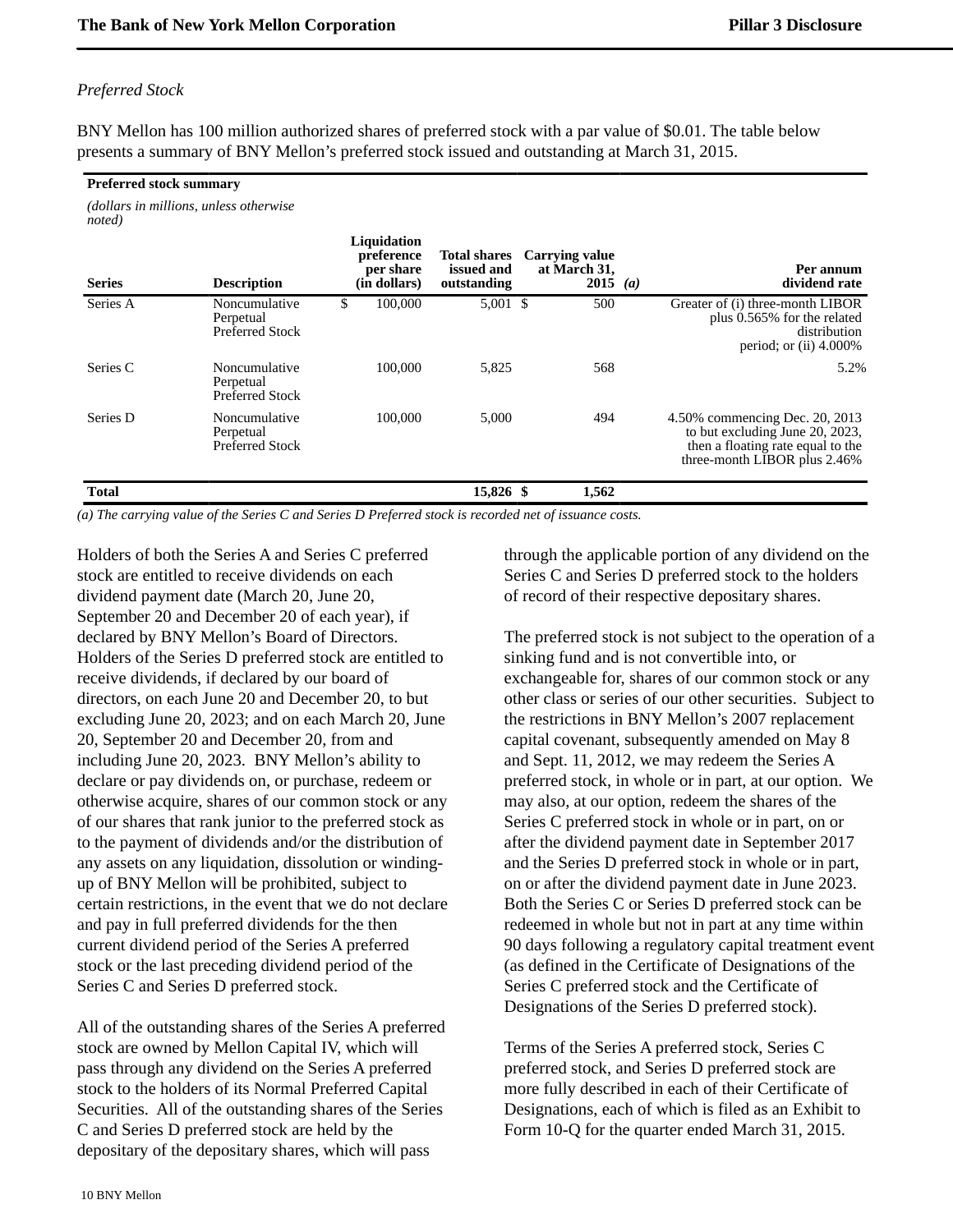*Preferred Stock*

BNY Mellon has 100 million authorized shares of preferred stock with a par value of $0.01. The table below presents a summary of BNY Mellon's preferred stock issued and outstanding at March 31, 2015.

**Preferred stock summary**

*(dollars in millions, unless otherwise noted)*

| Series | Description | Liquidation preference per share (in dollars) | Total shares issued and outstanding | Carrying value at March 31, 2015 *(a)* | Per annum dividend rate |
|---|---|---|---|---|---|
| Series A | Noncumulative Perpetual Preferred Stock | $ 100,000 | 5,001 | $ 500 | Greater of (i) three-month LIBOR plus 0.565% for the related distribution period; or (ii) 4.000% |
| Series C | Noncumulative Perpetual Preferred Stock | 100,000 | 5,825 | 568 | 5.2% |
| Series D | Noncumulative Perpetual Preferred Stock | 100,000 | 5,000 | 494 | 4.50% commencing Dec. 20, 2013 to but excluding June 20, 2023, then a floating rate equal to the three-month LIBOR plus 2.46% |
| **Total** | | | **15,826** | **$ 1,562** | |

*(a) The carrying value of the Series C and Series D Preferred stock is recorded net of issuance costs.*

Holders of both the Series A and Series C preferred stock are entitled to receive dividends on each dividend payment date (March 20, June 20, September 20 and December 20 of each year), if declared by BNY Mellon's Board of Directors. Holders of the Series D preferred stock are entitled to receive dividends, if declared by our board of directors, on each June 20 and December 20, to but excluding June 20, 2023; and on each March 20, June 20, September 20 and December 20, from and including June 20, 2023. BNY Mellon's ability to declare or pay dividends on, or purchase, redeem or otherwise acquire, shares of our common stock or any of our shares that rank junior to the preferred stock as to the payment of dividends and/or the distribution of any assets on any liquidation, dissolution or winding-up of BNY Mellon will be prohibited, subject to certain restrictions, in the event that we do not declare and pay in full preferred dividends for the then current dividend period of the Series A preferred stock or the last preceding dividend period of the Series C and Series D preferred stock.

All of the outstanding shares of the Series A preferred stock are owned by Mellon Capital IV, which will pass through any dividend on the Series A preferred stock to the holders of its Normal Preferred Capital Securities. All of the outstanding shares of the Series C and Series D preferred stock are held by the depositary of the depositary shares, which will pass through the applicable portion of any dividend on the Series C and Series D preferred stock to the holders of record of their respective depositary shares.

The preferred stock is not subject to the operation of a sinking fund and is not convertible into, or exchangeable for, shares of our common stock or any other class or series of our other securities. Subject to the restrictions in BNY Mellon's 2007 replacement capital covenant, subsequently amended on May 8 and Sept. 11, 2012, we may redeem the Series A preferred stock, in whole or in part, at our option. We may also, at our option, redeem the shares of the Series C preferred stock in whole or in part, on or after the dividend payment date in September 2017 and the Series D preferred stock in whole or in part, on or after the dividend payment date in June 2023. Both the Series C or Series D preferred stock can be redeemed in whole but not in part at any time within 90 days following a regulatory capital treatment event (as defined in the Certificate of Designations of the Series C preferred stock and the Certificate of Designations of the Series D preferred stock).

Terms of the Series A preferred stock, Series C preferred stock, and Series D preferred stock are more fully described in each of their Certificate of Designations, each of which is filed as an Exhibit to Form 10-Q for the quarter ended March 31, 2015.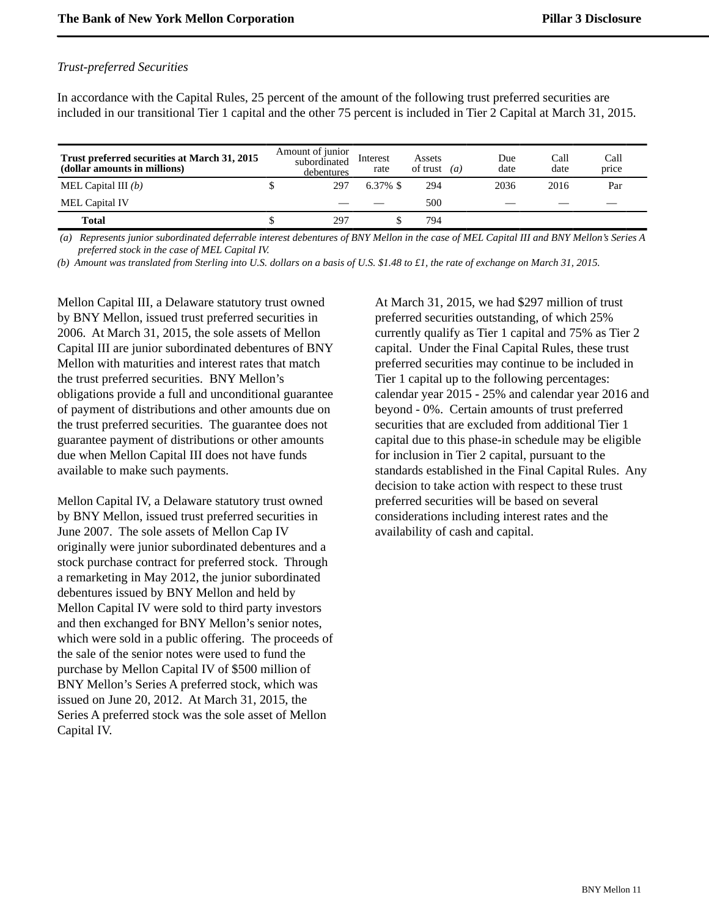*Trust-preferred Securities*

In accordance with the Capital Rules, 25 percent of the amount of the following trust preferred securities are included in our transitional Tier 1 capital and the other 75 percent is included in Tier 2 Capital at March 31, 2015.

| Trust preferred securities at March 31, 2015 (dollar amounts in millions) | | Amount of junior subordinated debentures | Interest rate | | Assets of trust (a) | Due date | Call date | Call price |
|---|---|---|---|---|---|---|---|---|
| MEL Capital III *(b)* | $ | 297 | 6.37% | $ | 294 | 2036 | 2016 | Par |
| MEL Capital IV | | — | — | | 500 | — | — | — |
| **Total** | $ | 297 | | $ | 794 | | | |

*(a) Represents junior subordinated deferrable interest debentures of BNY Mellon in the case of MEL Capital III and BNY Mellon's Series A preferred stock in the case of MEL Capital IV.*

*(b) Amount was translated from Sterling into U.S. dollars on a basis of U.S. $1.48 to £1, the rate of exchange on March 31, 2015.*

Mellon Capital III, a Delaware statutory trust owned by BNY Mellon, issued trust preferred securities in 2006. At March 31, 2015, the sole assets of Mellon Capital III are junior subordinated debentures of BNY Mellon with maturities and interest rates that match the trust preferred securities. BNY Mellon's obligations provide a full and unconditional guarantee of payment of distributions and other amounts due on the trust preferred securities. The guarantee does not guarantee payment of distributions or other amounts due when Mellon Capital III does not have funds available to make such payments.

Mellon Capital IV, a Delaware statutory trust owned by BNY Mellon, issued trust preferred securities in June 2007. The sole assets of Mellon Cap IV originally were junior subordinated debentures and a stock purchase contract for preferred stock. Through a remarketing in May 2012, the junior subordinated debentures issued by BNY Mellon and held by Mellon Capital IV were sold to third party investors and then exchanged for BNY Mellon's senior notes, which were sold in a public offering. The proceeds of the sale of the senior notes were used to fund the purchase by Mellon Capital IV of $500 million of BNY Mellon's Series A preferred stock, which was issued on June 20, 2012. At March 31, 2015, the Series A preferred stock was the sole asset of Mellon Capital IV.

At March 31, 2015, we had $297 million of trust preferred securities outstanding, of which 25% currently qualify as Tier 1 capital and 75% as Tier 2 capital. Under the Final Capital Rules, these trust preferred securities may continue to be included in Tier 1 capital up to the following percentages: calendar year 2015 - 25% and calendar year 2016 and beyond - 0%. Certain amounts of trust preferred securities that are excluded from additional Tier 1 capital due to this phase-in schedule may be eligible for inclusion in Tier 2 capital, pursuant to the standards established in the Final Capital Rules. Any decision to take action with respect to these trust preferred securities will be based on several considerations including interest rates and the availability of cash and capital.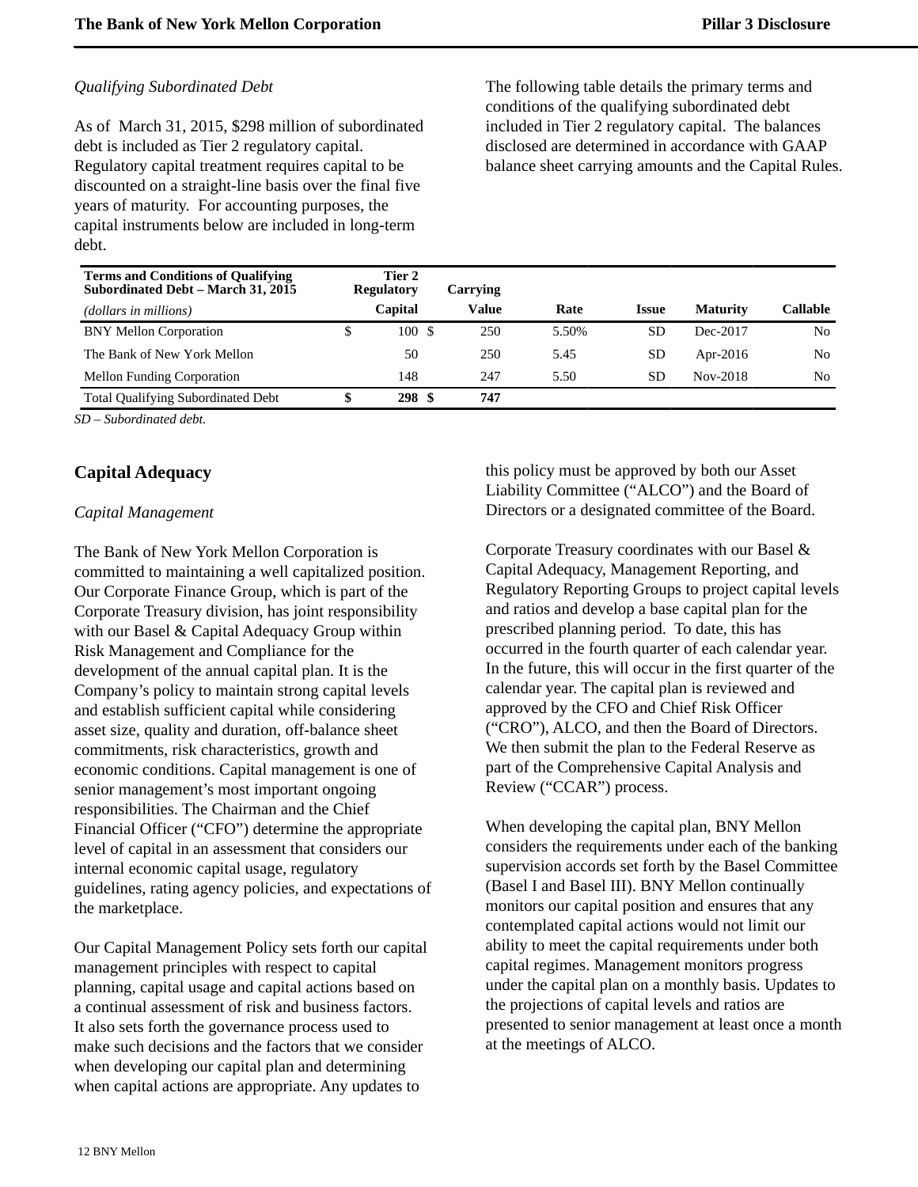*Qualifying Subordinated Debt*

As of March 31, 2015, $298 million of subordinated debt is included as Tier 2 regulatory capital. Regulatory capital treatment requires capital to be discounted on a straight-line basis over the final five years of maturity. For accounting purposes, the capital instruments below are included in long-term debt.

The following table details the primary terms and conditions of the qualifying subordinated debt included in Tier 2 regulatory capital. The balances disclosed are determined in accordance with GAAP balance sheet carrying amounts and the Capital Rules.

| Terms and Conditions of Qualifying Subordinated Debt – March 31, 2015 (dollars in millions) | Tier 2 Regulatory Capital | Carrying Value | Rate | Issue | Maturity | Callable |
|---|---|---|---|---|---|---|
| BNY Mellon Corporation | $ 100 | $ 250 | 5.50% | SD | Dec-2017 | No |
| The Bank of New York Mellon | 50 | 250 | 5.45 | SD | Apr-2016 | No |
| Mellon Funding Corporation | 148 | 247 | 5.50 | SD | Nov-2018 | No |
| **Total Qualifying Subordinated Debt** | **$ 298** | **$ 747** | | | | |

*SD – Subordinated debt.*

## Capital Adequacy

*Capital Management*

The Bank of New York Mellon Corporation is committed to maintaining a well capitalized position. Our Corporate Finance Group, which is part of the Corporate Treasury division, has joint responsibility with our Basel & Capital Adequacy Group within Risk Management and Compliance for the development of the annual capital plan. It is the Company's policy to maintain strong capital levels and establish sufficient capital while considering asset size, quality and duration, off-balance sheet commitments, risk characteristics, growth and economic conditions. Capital management is one of senior management's most important ongoing responsibilities. The Chairman and the Chief Financial Officer ("CFO") determine the appropriate level of capital in an assessment that considers our internal economic capital usage, regulatory guidelines, rating agency policies, and expectations of the marketplace.

Our Capital Management Policy sets forth our capital management principles with respect to capital planning, capital usage and capital actions based on a continual assessment of risk and business factors. It also sets forth the governance process used to make such decisions and the factors that we consider when developing our capital plan and determining when capital actions are appropriate. Any updates to this policy must be approved by both our Asset Liability Committee ("ALCO") and the Board of Directors or a designated committee of the Board.

Corporate Treasury coordinates with our Basel & Capital Adequacy, Management Reporting, and Regulatory Reporting Groups to project capital levels and ratios and develop a base capital plan for the prescribed planning period. To date, this has occurred in the fourth quarter of each calendar year. In the future, this will occur in the first quarter of the calendar year. The capital plan is reviewed and approved by the CFO and Chief Risk Officer ("CRO"), ALCO, and then the Board of Directors. We then submit the plan to the Federal Reserve as part of the Comprehensive Capital Analysis and Review ("CCAR") process.

When developing the capital plan, BNY Mellon considers the requirements under each of the banking supervision accords set forth by the Basel Committee (Basel I and Basel III). BNY Mellon continually monitors our capital position and ensures that any contemplated capital actions would not limit our ability to meet the capital requirements under both capital regimes. Management monitors progress under the capital plan on a monthly basis. Updates to the projections of capital levels and ratios are presented to senior management at least once a month at the meetings of ALCO.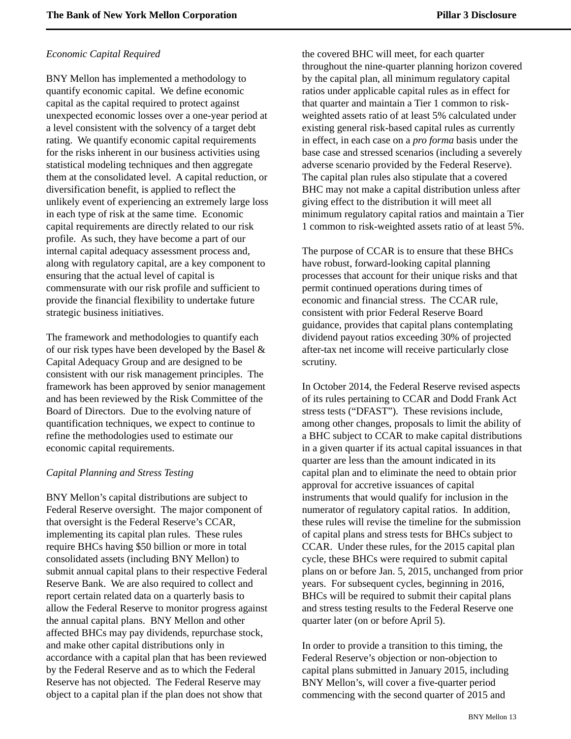*Economic Capital Required*

BNY Mellon has implemented a methodology to quantify economic capital. We define economic capital as the capital required to protect against unexpected economic losses over a one-year period at a level consistent with the solvency of a target debt rating. We quantify economic capital requirements for the risks inherent in our business activities using statistical modeling techniques and then aggregate them at the consolidated level. A capital reduction, or diversification benefit, is applied to reflect the unlikely event of experiencing an extremely large loss in each type of risk at the same time. Economic capital requirements are directly related to our risk profile. As such, they have become a part of our internal capital adequacy assessment process and, along with regulatory capital, are a key component to ensuring that the actual level of capital is commensurate with our risk profile and sufficient to provide the financial flexibility to undertake future strategic business initiatives.

The framework and methodologies to quantify each of our risk types have been developed by the Basel & Capital Adequacy Group and are designed to be consistent with our risk management principles. The framework has been approved by senior management and has been reviewed by the Risk Committee of the Board of Directors. Due to the evolving nature of quantification techniques, we expect to continue to refine the methodologies used to estimate our economic capital requirements.

*Capital Planning and Stress Testing*

BNY Mellon's capital distributions are subject to Federal Reserve oversight. The major component of that oversight is the Federal Reserve's CCAR, implementing its capital plan rules. These rules require BHCs having $50 billion or more in total consolidated assets (including BNY Mellon) to submit annual capital plans to their respective Federal Reserve Bank. We are also required to collect and report certain related data on a quarterly basis to allow the Federal Reserve to monitor progress against the annual capital plans. BNY Mellon and other affected BHCs may pay dividends, repurchase stock, and make other capital distributions only in accordance with a capital plan that has been reviewed by the Federal Reserve and as to which the Federal Reserve has not objected. The Federal Reserve may object to a capital plan if the plan does not show that the covered BHC will meet, for each quarter throughout the nine-quarter planning horizon covered by the capital plan, all minimum regulatory capital ratios under applicable capital rules as in effect for that quarter and maintain a Tier 1 common to risk-weighted assets ratio of at least 5% calculated under existing general risk-based capital rules as currently in effect, in each case on a *pro forma* basis under the base case and stressed scenarios (including a severely adverse scenario provided by the Federal Reserve). The capital plan rules also stipulate that a covered BHC may not make a capital distribution unless after giving effect to the distribution it will meet all minimum regulatory capital ratios and maintain a Tier 1 common to risk-weighted assets ratio of at least 5%.

The purpose of CCAR is to ensure that these BHCs have robust, forward-looking capital planning processes that account for their unique risks and that permit continued operations during times of economic and financial stress. The CCAR rule, consistent with prior Federal Reserve Board guidance, provides that capital plans contemplating dividend payout ratios exceeding 30% of projected after-tax net income will receive particularly close scrutiny.

In October 2014, the Federal Reserve revised aspects of its rules pertaining to CCAR and Dodd Frank Act stress tests ("DFAST"). These revisions include, among other changes, proposals to limit the ability of a BHC subject to CCAR to make capital distributions in a given quarter if its actual capital issuances in that quarter are less than the amount indicated in its capital plan and to eliminate the need to obtain prior approval for accretive issuances of capital instruments that would qualify for inclusion in the numerator of regulatory capital ratios. In addition, these rules will revise the timeline for the submission of capital plans and stress tests for BHCs subject to CCAR. Under these rules, for the 2015 capital plan cycle, these BHCs were required to submit capital plans on or before Jan. 5, 2015, unchanged from prior years. For subsequent cycles, beginning in 2016, BHCs will be required to submit their capital plans and stress testing results to the Federal Reserve one quarter later (on or before April 5).

In order to provide a transition to this timing, the Federal Reserve's objection or non-objection to capital plans submitted in January 2015, including BNY Mellon's, will cover a five-quarter period commencing with the second quarter of 2015 and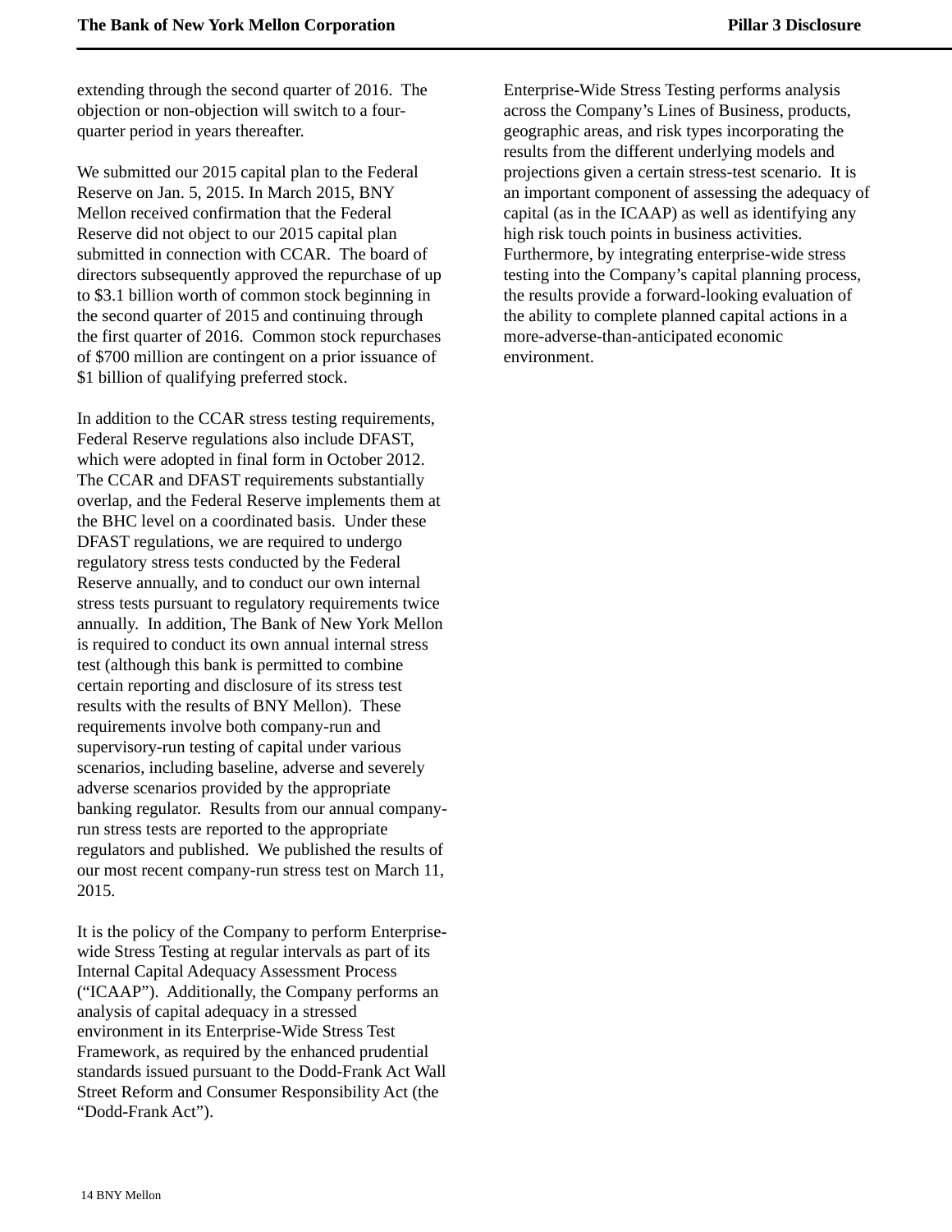extending through the second quarter of 2016. The objection or non-objection will switch to a four-quarter period in years thereafter.

We submitted our 2015 capital plan to the Federal Reserve on Jan. 5, 2015. In March 2015, BNY Mellon received confirmation that the Federal Reserve did not object to our 2015 capital plan submitted in connection with CCAR. The board of directors subsequently approved the repurchase of up to $3.1 billion worth of common stock beginning in the second quarter of 2015 and continuing through the first quarter of 2016. Common stock repurchases of $700 million are contingent on a prior issuance of $1 billion of qualifying preferred stock.

In addition to the CCAR stress testing requirements, Federal Reserve regulations also include DFAST, which were adopted in final form in October 2012. The CCAR and DFAST requirements substantially overlap, and the Federal Reserve implements them at the BHC level on a coordinated basis. Under these DFAST regulations, we are required to undergo regulatory stress tests conducted by the Federal Reserve annually, and to conduct our own internal stress tests pursuant to regulatory requirements twice annually. In addition, The Bank of New York Mellon is required to conduct its own annual internal stress test (although this bank is permitted to combine certain reporting and disclosure of its stress test results with the results of BNY Mellon). These requirements involve both company-run and supervisory-run testing of capital under various scenarios, including baseline, adverse and severely adverse scenarios provided by the appropriate banking regulator. Results from our annual company-run stress tests are reported to the appropriate regulators and published. We published the results of our most recent company-run stress test on March 11, 2015.

It is the policy of the Company to perform Enterprise-wide Stress Testing at regular intervals as part of its Internal Capital Adequacy Assessment Process ("ICAAP"). Additionally, the Company performs an analysis of capital adequacy in a stressed environment in its Enterprise-Wide Stress Test Framework, as required by the enhanced prudential standards issued pursuant to the Dodd-Frank Act Wall Street Reform and Consumer Responsibility Act (the "Dodd-Frank Act").

Enterprise-Wide Stress Testing performs analysis across the Company's Lines of Business, products, geographic areas, and risk types incorporating the results from the different underlying models and projections given a certain stress-test scenario. It is an important component of assessing the adequacy of capital (as in the ICAAP) as well as identifying any high risk touch points in business activities. Furthermore, by integrating enterprise-wide stress testing into the Company's capital planning process, the results provide a forward-looking evaluation of the ability to complete planned capital actions in a more-adverse-than-anticipated economic environment.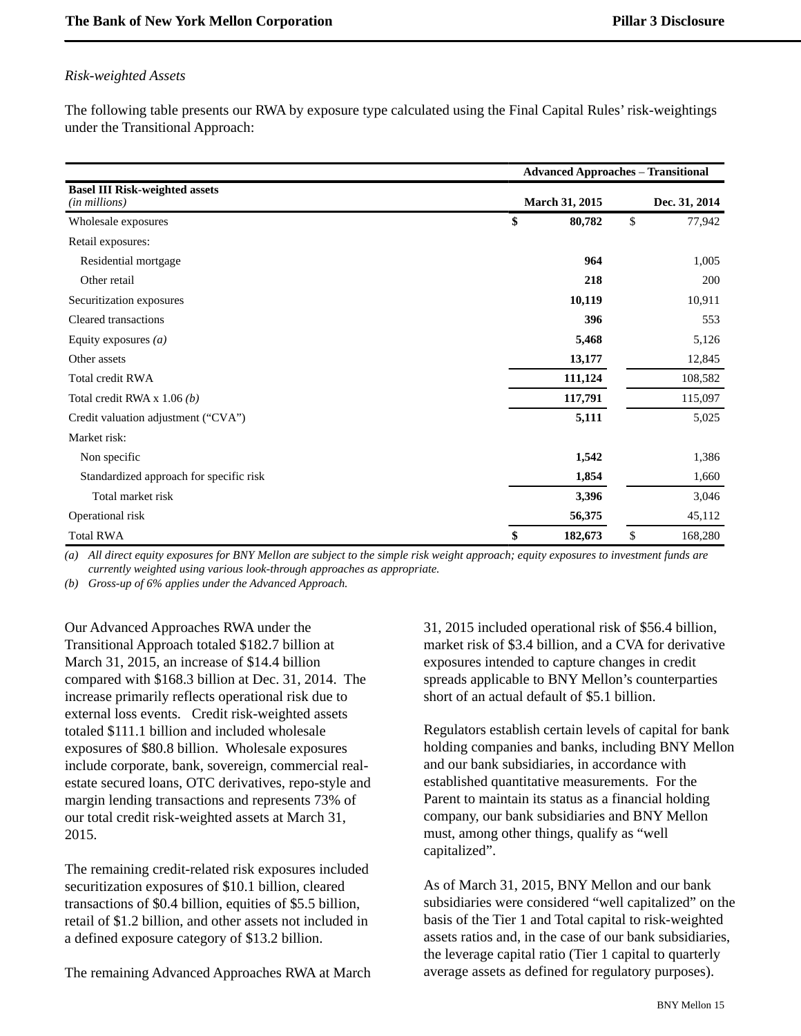*Risk-weighted Assets*

The following table presents our RWA by exposure type calculated using the Final Capital Rules' risk-weightings under the Transitional Approach:

| | Advanced Approaches – Transitional | |
|---|---|---|
| **Basel III Risk-weighted assets** *(in millions)* | **March 31, 2015** | **Dec. 31, 2014** |
| Wholesale exposures | **$ 80,782** | $ 77,942 |
| Retail exposures: | | |
| Residential mortgage | **964** | 1,005 |
| Other retail | **218** | 200 |
| Securitization exposures | **10,119** | 10,911 |
| Cleared transactions | **396** | 553 |
| Equity exposures *(a)* | **5,468** | 5,126 |
| Other assets | **13,177** | 12,845 |
| Total credit RWA | **111,124** | 108,582 |
| Total credit RWA x 1.06 *(b)* | **117,791** | 115,097 |
| Credit valuation adjustment ("CVA") | **5,111** | 5,025 |
| Market risk: | | |
| Non specific | **1,542** | 1,386 |
| Standardized approach for specific risk | **1,854** | 1,660 |
| Total market risk | **3,396** | 3,046 |
| Operational risk | **56,375** | 45,112 |
| Total RWA | **$ 182,673** | $ 168,280 |

*(a) All direct equity exposures for BNY Mellon are subject to the simple risk weight approach; equity exposures to investment funds are currently weighted using various look-through approaches as appropriate.*

*(b) Gross-up of 6% applies under the Advanced Approach.*

Our Advanced Approaches RWA under the Transitional Approach totaled $182.7 billion at March 31, 2015, an increase of $14.4 billion compared with $168.3 billion at Dec. 31, 2014. The increase primarily reflects operational risk due to external loss events. Credit risk-weighted assets totaled $111.1 billion and included wholesale exposures of $80.8 billion. Wholesale exposures include corporate, bank, sovereign, commercial real-estate secured loans, OTC derivatives, repo-style and margin lending transactions and represents 73% of our total credit risk-weighted assets at March 31, 2015.

The remaining credit-related risk exposures included securitization exposures of $10.1 billion, cleared transactions of $0.4 billion, equities of $5.5 billion, retail of $1.2 billion, and other assets not included in a defined exposure category of $13.2 billion.

The remaining Advanced Approaches RWA at March 31, 2015 included operational risk of $56.4 billion, market risk of $3.4 billion, and a CVA for derivative exposures intended to capture changes in credit spreads applicable to BNY Mellon's counterparties short of an actual default of $5.1 billion.

Regulators establish certain levels of capital for bank holding companies and banks, including BNY Mellon and our bank subsidiaries, in accordance with established quantitative measurements. For the Parent to maintain its status as a financial holding company, our bank subsidiaries and BNY Mellon must, among other things, qualify as "well capitalized".

As of March 31, 2015, BNY Mellon and our bank subsidiaries were considered "well capitalized" on the basis of the Tier 1 and Total capital to risk-weighted assets ratios and, in the case of our bank subsidiaries, the leverage capital ratio (Tier 1 capital to quarterly average assets as defined for regulatory purposes).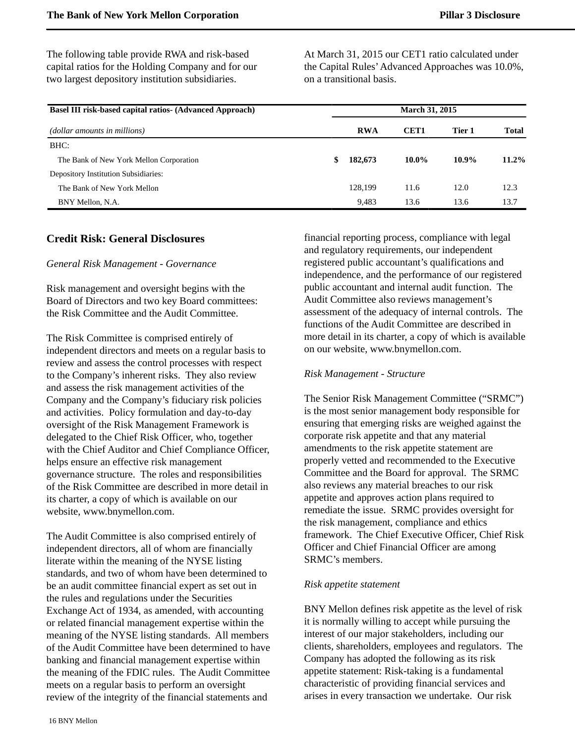The following table provide RWA and risk-based capital ratios for the Holding Company and for our two largest depository institution subsidiaries.

At March 31, 2015 our CET1 ratio calculated under the Capital Rules' Advanced Approaches was 10.0%, on a transitional basis.

| Basel III risk-based capital ratios- (Advanced Approach) | March 31, 2015 | | | |
|---|---|---|---|---|
| *(dollar amounts in millions)* | **RWA** | **CET1** | **Tier 1** | **Total** |
| BHC: | | | | |
| The Bank of New York Mellon Corporation | **$ 182,673** | **10.0%** | **10.9%** | **11.2%** |
| Depository Institution Subsidiaries: | | | | |
| The Bank of New York Mellon | 128,199 | 11.6 | 12.0 | 12.3 |
| BNY Mellon, N.A. | 9,483 | 13.6 | 13.6 | 13.7 |

## Credit Risk: General Disclosures

*General Risk Management - Governance*

Risk management and oversight begins with the Board of Directors and two key Board committees: the Risk Committee and the Audit Committee.

The Risk Committee is comprised entirely of independent directors and meets on a regular basis to review and assess the control processes with respect to the Company's inherent risks. They also review and assess the risk management activities of the Company and the Company's fiduciary risk policies and activities. Policy formulation and day-to-day oversight of the Risk Management Framework is delegated to the Chief Risk Officer, who, together with the Chief Auditor and Chief Compliance Officer, helps ensure an effective risk management governance structure. The roles and responsibilities of the Risk Committee are described in more detail in its charter, a copy of which is available on our website, www.bnymellon.com.

The Audit Committee is also comprised entirely of independent directors, all of whom are financially literate within the meaning of the NYSE listing standards, and two of whom have been determined to be an audit committee financial expert as set out in the rules and regulations under the Securities Exchange Act of 1934, as amended, with accounting or related financial management expertise within the meaning of the NYSE listing standards. All members of the Audit Committee have been determined to have banking and financial management expertise within the meaning of the FDIC rules. The Audit Committee meets on a regular basis to perform an oversight review of the integrity of the financial statements and financial reporting process, compliance with legal and regulatory requirements, our independent registered public accountant's qualifications and independence, and the performance of our registered public accountant and internal audit function. The Audit Committee also reviews management's assessment of the adequacy of internal controls. The functions of the Audit Committee are described in more detail in its charter, a copy of which is available on our website, www.bnymellon.com.

*Risk Management - Structure*

The Senior Risk Management Committee ("SRMC") is the most senior management body responsible for ensuring that emerging risks are weighed against the corporate risk appetite and that any material amendments to the risk appetite statement are properly vetted and recommended to the Executive Committee and the Board for approval. The SRMC also reviews any material breaches to our risk appetite and approves action plans required to remediate the issue. SRMC provides oversight for the risk management, compliance and ethics framework. The Chief Executive Officer, Chief Risk Officer and Chief Financial Officer are among SRMC's members.

*Risk appetite statement*

BNY Mellon defines risk appetite as the level of risk it is normally willing to accept while pursuing the interest of our major stakeholders, including our clients, shareholders, employees and regulators. The Company has adopted the following as its risk appetite statement: Risk-taking is a fundamental characteristic of providing financial services and arises in every transaction we undertake. Our risk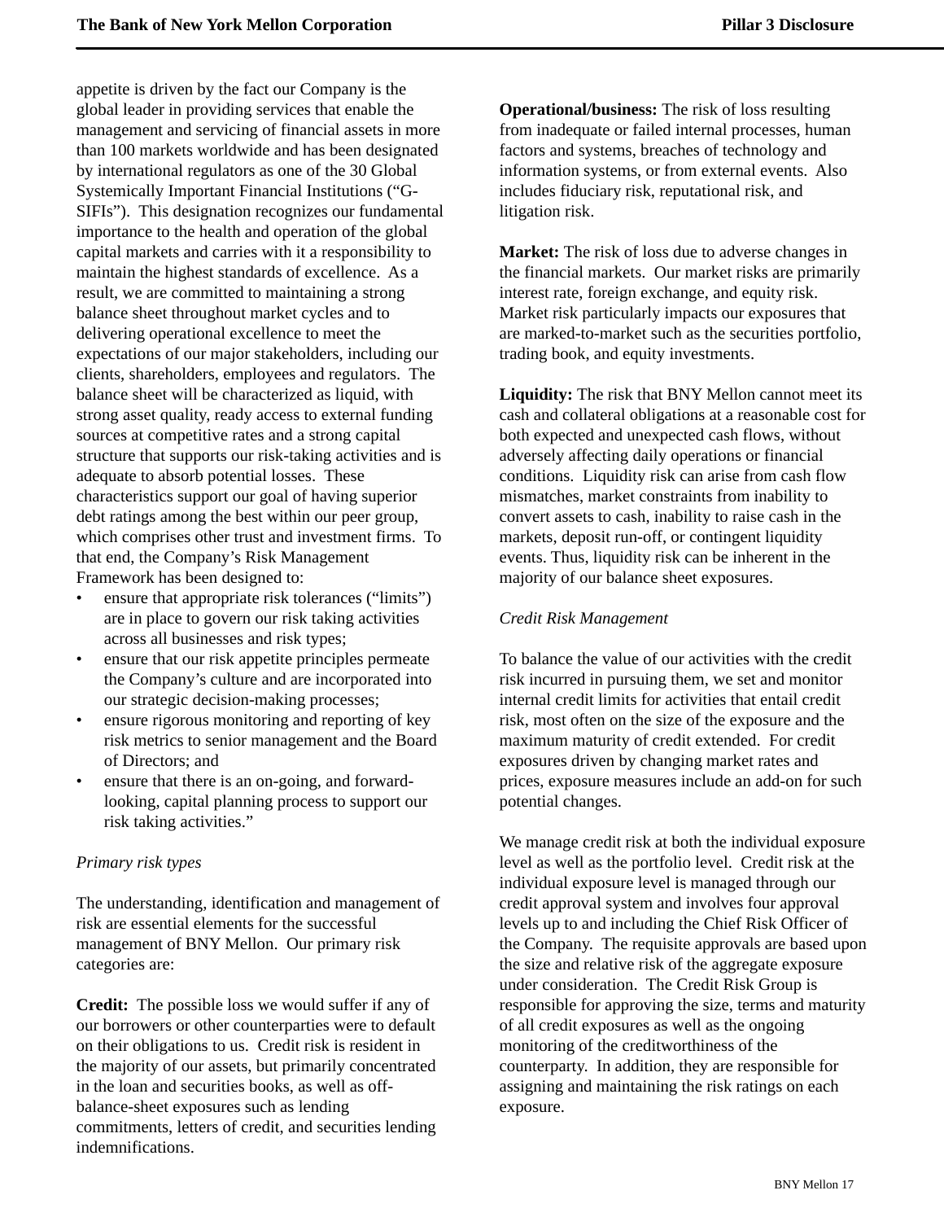appetite is driven by the fact our Company is the global leader in providing services that enable the management and servicing of financial assets in more than 100 markets worldwide and has been designated by international regulators as one of the 30 Global Systemically Important Financial Institutions ("G-SIFIs"). This designation recognizes our fundamental importance to the health and operation of the global capital markets and carries with it a responsibility to maintain the highest standards of excellence. As a result, we are committed to maintaining a strong balance sheet throughout market cycles and to delivering operational excellence to meet the expectations of our major stakeholders, including our clients, shareholders, employees and regulators. The balance sheet will be characterized as liquid, with strong asset quality, ready access to external funding sources at competitive rates and a strong capital structure that supports our risk-taking activities and is adequate to absorb potential losses. These characteristics support our goal of having superior debt ratings among the best within our peer group, which comprises other trust and investment firms. To that end, the Company's Risk Management Framework has been designed to:

- ensure that appropriate risk tolerances ("limits") are in place to govern our risk taking activities across all businesses and risk types;
- ensure that our risk appetite principles permeate the Company's culture and are incorporated into our strategic decision-making processes;
- ensure rigorous monitoring and reporting of key risk metrics to senior management and the Board of Directors; and
- ensure that there is an on-going, and forward-looking, capital planning process to support our risk taking activities."

*Primary risk types*

The understanding, identification and management of risk are essential elements for the successful management of BNY Mellon. Our primary risk categories are:

**Credit:** The possible loss we would suffer if any of our borrowers or other counterparties were to default on their obligations to us. Credit risk is resident in the majority of our assets, but primarily concentrated in the loan and securities books, as well as off-balance-sheet exposures such as lending commitments, letters of credit, and securities lending indemnifications.

**Operational/business:** The risk of loss resulting from inadequate or failed internal processes, human factors and systems, breaches of technology and information systems, or from external events. Also includes fiduciary risk, reputational risk, and litigation risk.

**Market:** The risk of loss due to adverse changes in the financial markets. Our market risks are primarily interest rate, foreign exchange, and equity risk. Market risk particularly impacts our exposures that are marked-to-market such as the securities portfolio, trading book, and equity investments.

**Liquidity:** The risk that BNY Mellon cannot meet its cash and collateral obligations at a reasonable cost for both expected and unexpected cash flows, without adversely affecting daily operations or financial conditions. Liquidity risk can arise from cash flow mismatches, market constraints from inability to convert assets to cash, inability to raise cash in the markets, deposit run-off, or contingent liquidity events. Thus, liquidity risk can be inherent in the majority of our balance sheet exposures.

*Credit Risk Management*

To balance the value of our activities with the credit risk incurred in pursuing them, we set and monitor internal credit limits for activities that entail credit risk, most often on the size of the exposure and the maximum maturity of credit extended. For credit exposures driven by changing market rates and prices, exposure measures include an add-on for such potential changes.

We manage credit risk at both the individual exposure level as well as the portfolio level. Credit risk at the individual exposure level is managed through our credit approval system and involves four approval levels up to and including the Chief Risk Officer of the Company. The requisite approvals are based upon the size and relative risk of the aggregate exposure under consideration. The Credit Risk Group is responsible for approving the size, terms and maturity of all credit exposures as well as the ongoing monitoring of the creditworthiness of the counterparty. In addition, they are responsible for assigning and maintaining the risk ratings on each exposure.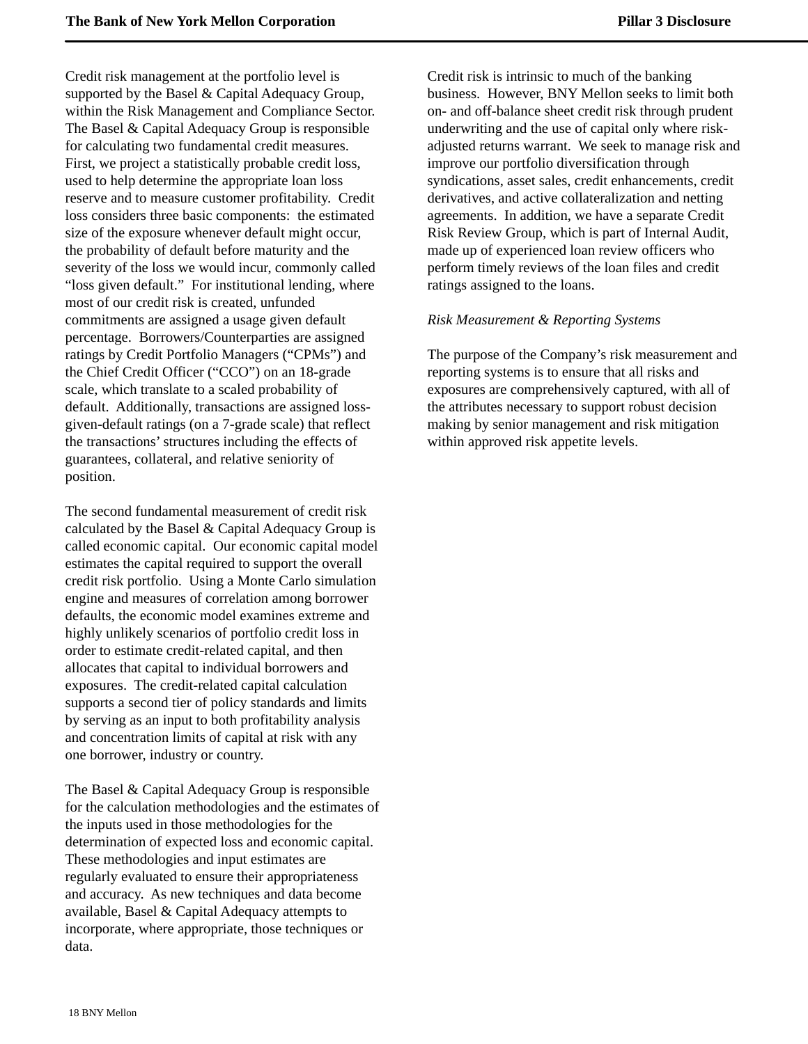Credit risk management at the portfolio level is supported by the Basel & Capital Adequacy Group, within the Risk Management and Compliance Sector. The Basel & Capital Adequacy Group is responsible for calculating two fundamental credit measures. First, we project a statistically probable credit loss, used to help determine the appropriate loan loss reserve and to measure customer profitability. Credit loss considers three basic components: the estimated size of the exposure whenever default might occur, the probability of default before maturity and the severity of the loss we would incur, commonly called "loss given default." For institutional lending, where most of our credit risk is created, unfunded commitments are assigned a usage given default percentage. Borrowers/Counterparties are assigned ratings by Credit Portfolio Managers ("CPMs") and the Chief Credit Officer ("CCO") on an 18-grade scale, which translate to a scaled probability of default. Additionally, transactions are assigned loss-given-default ratings (on a 7-grade scale) that reflect the transactions' structures including the effects of guarantees, collateral, and relative seniority of position.

The second fundamental measurement of credit risk calculated by the Basel & Capital Adequacy Group is called economic capital. Our economic capital model estimates the capital required to support the overall credit risk portfolio. Using a Monte Carlo simulation engine and measures of correlation among borrower defaults, the economic model examines extreme and highly unlikely scenarios of portfolio credit loss in order to estimate credit-related capital, and then allocates that capital to individual borrowers and exposures. The credit-related capital calculation supports a second tier of policy standards and limits by serving as an input to both profitability analysis and concentration limits of capital at risk with any one borrower, industry or country.

The Basel & Capital Adequacy Group is responsible for the calculation methodologies and the estimates of the inputs used in those methodologies for the determination of expected loss and economic capital. These methodologies and input estimates are regularly evaluated to ensure their appropriateness and accuracy. As new techniques and data become available, Basel & Capital Adequacy attempts to incorporate, where appropriate, those techniques or data.

Credit risk is intrinsic to much of the banking business. However, BNY Mellon seeks to limit both on- and off-balance sheet credit risk through prudent underwriting and the use of capital only where risk-adjusted returns warrant. We seek to manage risk and improve our portfolio diversification through syndications, asset sales, credit enhancements, credit derivatives, and active collateralization and netting agreements. In addition, we have a separate Credit Risk Review Group, which is part of Internal Audit, made up of experienced loan review officers who perform timely reviews of the loan files and credit ratings assigned to the loans.

*Risk Measurement & Reporting Systems*

The purpose of the Company's risk measurement and reporting systems is to ensure that all risks and exposures are comprehensively captured, with all of the attributes necessary to support robust decision making by senior management and risk mitigation within approved risk appetite levels.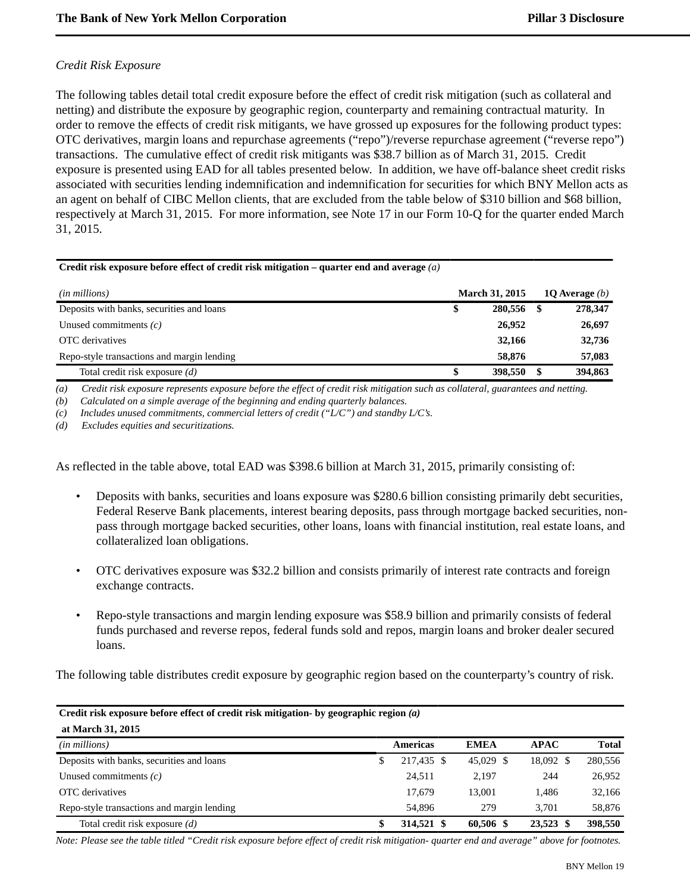*Credit Risk Exposure*

The following tables detail total credit exposure before the effect of credit risk mitigation (such as collateral and netting) and distribute the exposure by geographic region, counterparty and remaining contractual maturity. In order to remove the effects of credit risk mitigants, we have grossed up exposures for the following product types: OTC derivatives, margin loans and repurchase agreements ("repo")/reverse repurchase agreement ("reverse repo") transactions. The cumulative effect of credit risk mitigants was $38.7 billion as of March 31, 2015. Credit exposure is presented using EAD for all tables presented below. In addition, we have off-balance sheet credit risks associated with securities lending indemnification and indemnification for securities for which BNY Mellon acts as an agent on behalf of CIBC Mellon clients, that are excluded from the table below of $310 billion and $68 billion, respectively at March 31, 2015. For more information, see Note 17 in our Form 10-Q for the quarter ended March 31, 2015.

**Credit risk exposure before effect of credit risk mitigation – quarter end and average** *(a)*

| *(in millions)* | March 31, 2015 | 1Q Average *(b)* |
|---|---|---|
| Deposits with banks, securities and loans | $ 280,556 | $ 278,347 |
| Unused commitments *(c)* | 26,952 | 26,697 |
| OTC derivatives | 32,166 | 32,736 |
| Repo-style transactions and margin lending | 58,876 | 57,083 |
| Total credit risk exposure *(d)* | $ 398,550 | $ 394,863 |

*(a) Credit risk exposure represents exposure before the effect of credit risk mitigation such as collateral, guarantees and netting.*
*(b) Calculated on a simple average of the beginning and ending quarterly balances.*
*(c) Includes unused commitments, commercial letters of credit ("L/C") and standby L/C's.*
*(d) Excludes equities and securitizations.*

As reflected in the table above, total EAD was $398.6 billion at March 31, 2015, primarily consisting of:

- Deposits with banks, securities and loans exposure was $280.6 billion consisting primarily debt securities, Federal Reserve Bank placements, interest bearing deposits, pass through mortgage backed securities, non-pass through mortgage backed securities, other loans, loans with financial institution, real estate loans, and collateralized loan obligations.
- OTC derivatives exposure was $32.2 billion and consists primarily of interest rate contracts and foreign exchange contracts.
- Repo-style transactions and margin lending exposure was $58.9 billion and primarily consists of federal funds purchased and reverse repos, federal funds sold and repos, margin loans and broker dealer secured loans.

The following table distributes credit exposure by geographic region based on the counterparty's country of risk.

**Credit risk exposure before effect of credit risk mitigation- by geographic region** *(a)*
**at March 31, 2015**

| *(in millions)* | Americas | EMEA | APAC | Total |
|---|---|---|---|---|
| Deposits with banks, securities and loans | $ 217,435 | $ 45,029 | $ 18,092 | $ 280,556 |
| Unused commitments *(c)* | 24,511 | 2,197 | 244 | 26,952 |
| OTC derivatives | 17,679 | 13,001 | 1,486 | 32,166 |
| Repo-style transactions and margin lending | 54,896 | 279 | 3,701 | 58,876 |
| Total credit risk exposure *(d)* | $ 314,521 | $ 60,506 | $ 23,523 | $ 398,550 |

*Note: Please see the table titled "Credit risk exposure before effect of credit risk mitigation- quarter end and average" above for footnotes.*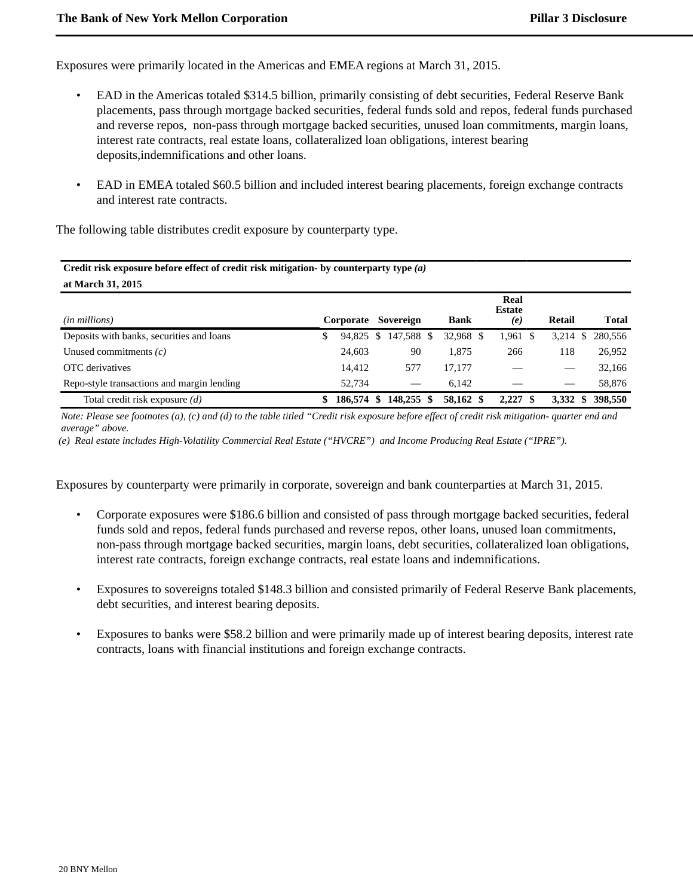Exposures were primarily located in the Americas and EMEA regions at March 31, 2015.

- EAD in the Americas totaled $314.5 billion, primarily consisting of debt securities, Federal Reserve Bank placements, pass through mortgage backed securities, federal funds sold and repos, federal funds purchased and reverse repos, non-pass through mortgage backed securities, unused loan commitments, margin loans, interest rate contracts, real estate loans, collateralized loan obligations, interest bearing deposits,indemnifications and other loans.

- EAD in EMEA totaled $60.5 billion and included interest bearing placements, foreign exchange contracts and interest rate contracts.

The following table distributes credit exposure by counterparty type.

**Credit risk exposure before effect of credit risk mitigation- by counterparty type *(a)***
**at March 31, 2015**

| *(in millions)* | Corporate | Sovereign | Bank | Real Estate *(e)* | Retail | Total |
|---|---|---|---|---|---|---|
| Deposits with banks, securities and loans | $ 94,825 | $ 147,588 | $ 32,968 | $ 1,961 | $ 3,214 | $ 280,556 |
| Unused commitments *(c)* | 24,603 | 90 | 1,875 | 266 | 118 | 26,952 |
| OTC derivatives | 14,412 | 577 | 17,177 | — | — | 32,166 |
| Repo-style transactions and margin lending | 52,734 | — | 6,142 | — | — | 58,876 |
| Total credit risk exposure *(d)* | **$ 186,574** | **$ 148,255** | **$ 58,162** | **$ 2,227** | **$ 3,332** | **$ 398,550** |

*Note: Please see footnotes (a), (c) and (d) to the table titled "Credit risk exposure before effect of credit risk mitigation- quarter end and average" above.*

*(e) Real estate includes High-Volatility Commercial Real Estate ("HVCRE") and Income Producing Real Estate ("IPRE").*

Exposures by counterparty were primarily in corporate, sovereign and bank counterparties at March 31, 2015.

- Corporate exposures were $186.6 billion and consisted of pass through mortgage backed securities, federal funds sold and repos, federal funds purchased and reverse repos, other loans, unused loan commitments, non-pass through mortgage backed securities, margin loans, debt securities, collateralized loan obligations, interest rate contracts, foreign exchange contracts, real estate loans and indemnifications.

- Exposures to sovereigns totaled $148.3 billion and consisted primarily of Federal Reserve Bank placements, debt securities, and interest bearing deposits.

- Exposures to banks were $58.2 billion and were primarily made up of interest bearing deposits, interest rate contracts, loans with financial institutions and foreign exchange contracts.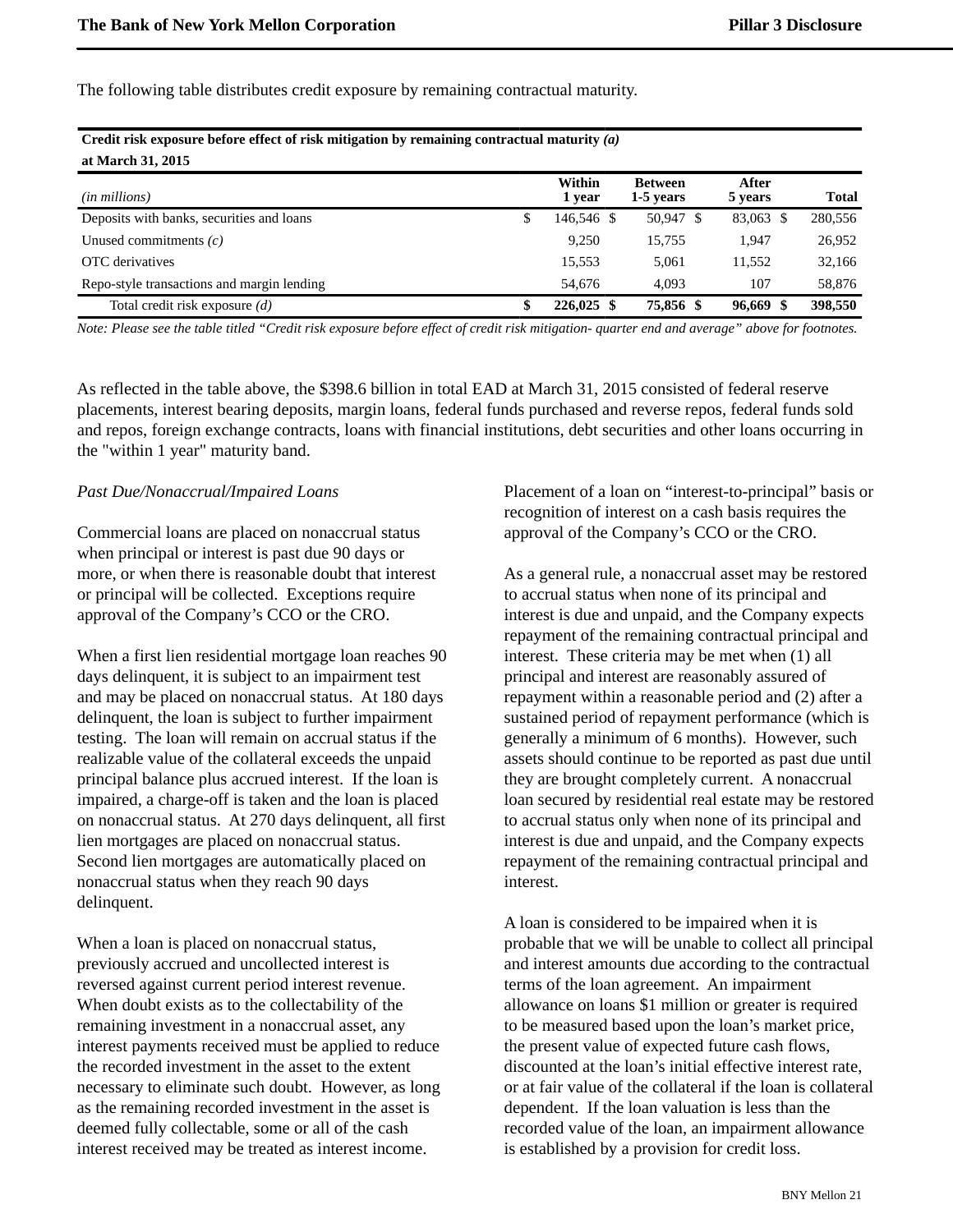The following table distributes credit exposure by remaining contractual maturity.

**Credit risk exposure before effect of risk mitigation by remaining contractual maturity *(a)***
**at March 31, 2015**

| *(in millions)* | Within 1 year | Between 1-5 years | After 5 years | Total |
|---|---|---|---|---|
| Deposits with banks, securities and loans | $ 146,546 | $ 50,947 | $ 83,063 | $ 280,556 |
| Unused commitments *(c)* | 9,250 | 15,755 | 1,947 | 26,952 |
| OTC derivatives | 15,553 | 5,061 | 11,552 | 32,166 |
| Repo-style transactions and margin lending | 54,676 | 4,093 | 107 | 58,876 |
| Total credit risk exposure *(d)* | **$ 226,025** | **$ 75,856** | **$ 96,669** | **$ 398,550** |

*Note: Please see the table titled "Credit risk exposure before effect of credit risk mitigation- quarter end and average" above for footnotes.*

As reflected in the table above, the $398.6 billion in total EAD at March 31, 2015 consisted of federal reserve placements, interest bearing deposits, margin loans, federal funds purchased and reverse repos, federal funds sold and repos, foreign exchange contracts, loans with financial institutions, debt securities and other loans occurring in the "within 1 year" maturity band.

*Past Due/Nonaccrual/Impaired Loans*

Commercial loans are placed on nonaccrual status when principal or interest is past due 90 days or more, or when there is reasonable doubt that interest or principal will be collected. Exceptions require approval of the Company's CCO or the CRO.

When a first lien residential mortgage loan reaches 90 days delinquent, it is subject to an impairment test and may be placed on nonaccrual status. At 180 days delinquent, the loan is subject to further impairment testing. The loan will remain on accrual status if the realizable value of the collateral exceeds the unpaid principal balance plus accrued interest. If the loan is impaired, a charge-off is taken and the loan is placed on nonaccrual status. At 270 days delinquent, all first lien mortgages are placed on nonaccrual status. Second lien mortgages are automatically placed on nonaccrual status when they reach 90 days delinquent.

When a loan is placed on nonaccrual status, previously accrued and uncollected interest is reversed against current period interest revenue. When doubt exists as to the collectability of the remaining investment in a nonaccrual asset, any interest payments received must be applied to reduce the recorded investment in the asset to the extent necessary to eliminate such doubt. However, as long as the remaining recorded investment in the asset is deemed fully collectable, some or all of the cash interest received may be treated as interest income.

Placement of a loan on "interest-to-principal" basis or recognition of interest on a cash basis requires the approval of the Company's CCO or the CRO.

As a general rule, a nonaccrual asset may be restored to accrual status when none of its principal and interest is due and unpaid, and the Company expects repayment of the remaining contractual principal and interest. These criteria may be met when (1) all principal and interest are reasonably assured of repayment within a reasonable period and (2) after a sustained period of repayment performance (which is generally a minimum of 6 months). However, such assets should continue to be reported as past due until they are brought completely current. A nonaccrual loan secured by residential real estate may be restored to accrual status only when none of its principal and interest is due and unpaid, and the Company expects repayment of the remaining contractual principal and interest.

A loan is considered to be impaired when it is probable that we will be unable to collect all principal and interest amounts due according to the contractual terms of the loan agreement. An impairment allowance on loans $1 million or greater is required to be measured based upon the loan's market price, the present value of expected future cash flows, discounted at the loan's initial effective interest rate, or at fair value of the collateral if the loan is collateral dependent. If the loan valuation is less than the recorded value of the loan, an impairment allowance is established by a provision for credit loss.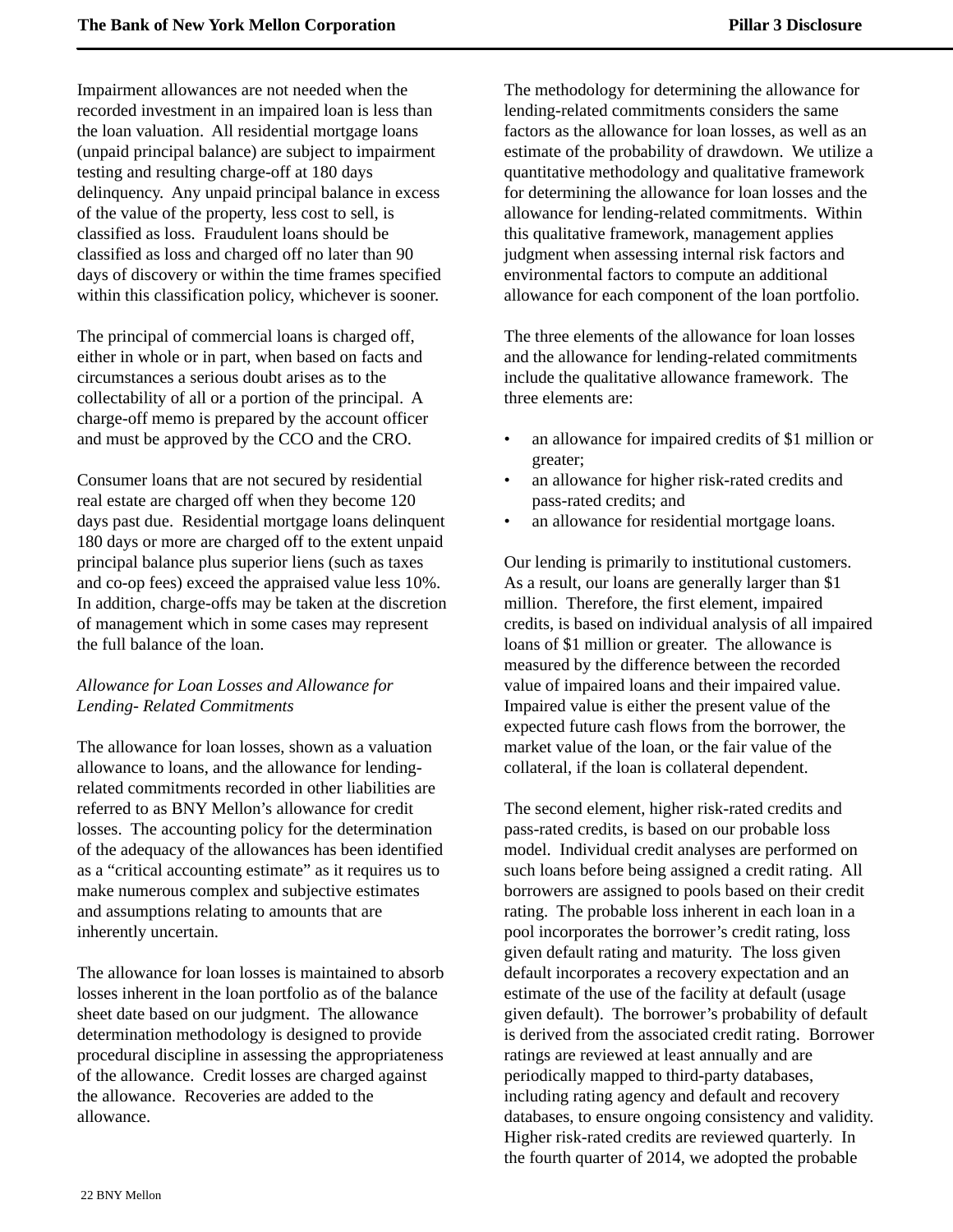Impairment allowances are not needed when the recorded investment in an impaired loan is less than the loan valuation. All residential mortgage loans (unpaid principal balance) are subject to impairment testing and resulting charge-off at 180 days delinquency. Any unpaid principal balance in excess of the value of the property, less cost to sell, is classified as loss. Fraudulent loans should be classified as loss and charged off no later than 90 days of discovery or within the time frames specified within this classification policy, whichever is sooner.

The principal of commercial loans is charged off, either in whole or in part, when based on facts and circumstances a serious doubt arises as to the collectability of all or a portion of the principal. A charge-off memo is prepared by the account officer and must be approved by the CCO and the CRO.

Consumer loans that are not secured by residential real estate are charged off when they become 120 days past due. Residential mortgage loans delinquent 180 days or more are charged off to the extent unpaid principal balance plus superior liens (such as taxes and co-op fees) exceed the appraised value less 10%. In addition, charge-offs may be taken at the discretion of management which in some cases may represent the full balance of the loan.

*Allowance for Loan Losses and Allowance for Lending- Related Commitments*

The allowance for loan losses, shown as a valuation allowance to loans, and the allowance for lending-related commitments recorded in other liabilities are referred to as BNY Mellon's allowance for credit losses. The accounting policy for the determination of the adequacy of the allowances has been identified as a "critical accounting estimate" as it requires us to make numerous complex and subjective estimates and assumptions relating to amounts that are inherently uncertain.

The allowance for loan losses is maintained to absorb losses inherent in the loan portfolio as of the balance sheet date based on our judgment. The allowance determination methodology is designed to provide procedural discipline in assessing the appropriateness of the allowance. Credit losses are charged against the allowance. Recoveries are added to the allowance.

The methodology for determining the allowance for lending-related commitments considers the same factors as the allowance for loan losses, as well as an estimate of the probability of drawdown. We utilize a quantitative methodology and qualitative framework for determining the allowance for loan losses and the allowance for lending-related commitments. Within this qualitative framework, management applies judgment when assessing internal risk factors and environmental factors to compute an additional allowance for each component of the loan portfolio.

The three elements of the allowance for loan losses and the allowance for lending-related commitments include the qualitative allowance framework. The three elements are:

- an allowance for impaired credits of $1 million or greater;
- an allowance for higher risk-rated credits and pass-rated credits; and
- an allowance for residential mortgage loans.

Our lending is primarily to institutional customers. As a result, our loans are generally larger than $1 million. Therefore, the first element, impaired credits, is based on individual analysis of all impaired loans of $1 million or greater. The allowance is measured by the difference between the recorded value of impaired loans and their impaired value. Impaired value is either the present value of the expected future cash flows from the borrower, the market value of the loan, or the fair value of the collateral, if the loan is collateral dependent.

The second element, higher risk-rated credits and pass-rated credits, is based on our probable loss model. Individual credit analyses are performed on such loans before being assigned a credit rating. All borrowers are assigned to pools based on their credit rating. The probable loss inherent in each loan in a pool incorporates the borrower's credit rating, loss given default rating and maturity. The loss given default incorporates a recovery expectation and an estimate of the use of the facility at default (usage given default). The borrower's probability of default is derived from the associated credit rating. Borrower ratings are reviewed at least annually and are periodically mapped to third-party databases, including rating agency and default and recovery databases, to ensure ongoing consistency and validity. Higher risk-rated credits are reviewed quarterly. In the fourth quarter of 2014, we adopted the probable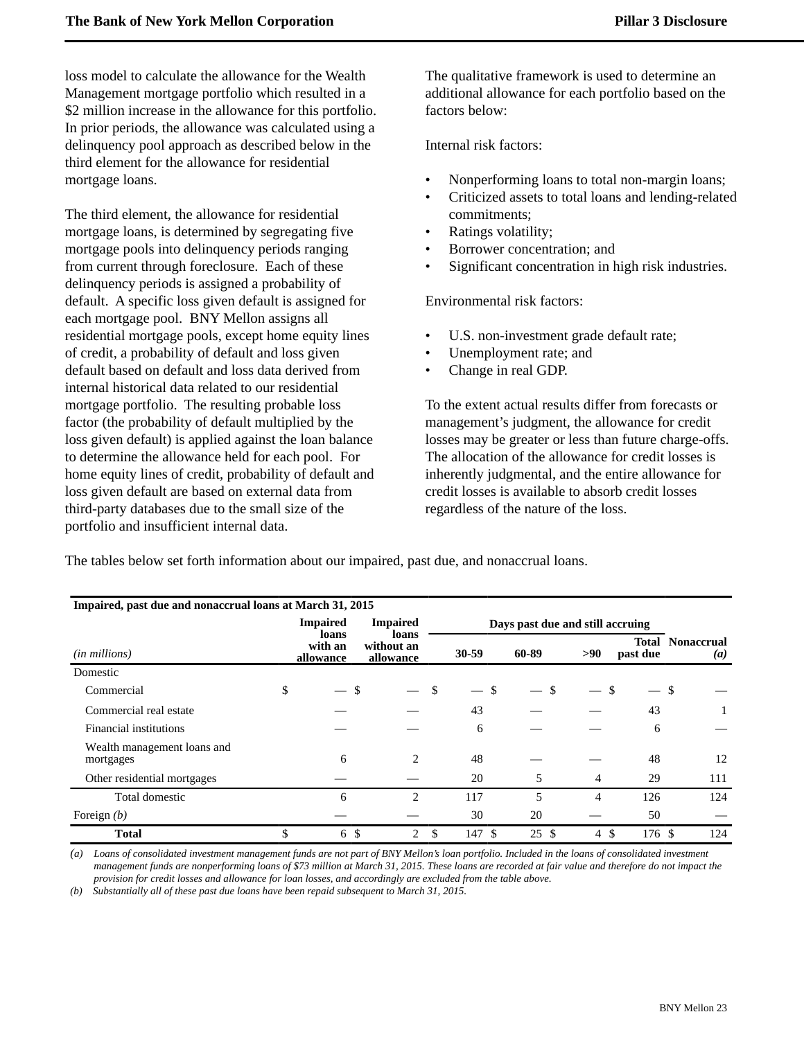loss model to calculate the allowance for the Wealth Management mortgage portfolio which resulted in a $2 million increase in the allowance for this portfolio. In prior periods, the allowance was calculated using a delinquency pool approach as described below in the third element for the allowance for residential mortgage loans.

The third element, the allowance for residential mortgage loans, is determined by segregating five mortgage pools into delinquency periods ranging from current through foreclosure. Each of these delinquency periods is assigned a probability of default. A specific loss given default is assigned for each mortgage pool. BNY Mellon assigns all residential mortgage pools, except home equity lines of credit, a probability of default and loss given default based on default and loss data derived from internal historical data related to our residential mortgage portfolio. The resulting probable loss factor (the probability of default multiplied by the loss given default) is applied against the loan balance to determine the allowance held for each pool. For home equity lines of credit, probability of default and loss given default are based on external data from third-party databases due to the small size of the portfolio and insufficient internal data.

The qualitative framework is used to determine an additional allowance for each portfolio based on the factors below:

Internal risk factors:

- Nonperforming loans to total non-margin loans;
- Criticized assets to total loans and lending-related commitments;
- Ratings volatility;
- Borrower concentration; and
- Significant concentration in high risk industries.

Environmental risk factors:

- U.S. non-investment grade default rate;
- Unemployment rate; and
- Change in real GDP.

To the extent actual results differ from forecasts or management's judgment, the allowance for credit losses may be greater or less than future charge-offs. The allocation of the allowance for credit losses is inherently judgmental, and the entire allowance for credit losses is available to absorb credit losses regardless of the nature of the loss.

The tables below set forth information about our impaired, past due, and nonaccrual loans.

**Impaired, past due and nonaccrual loans at March 31, 2015**

| | Impaired loans with an allowance | Impaired loans without an allowance | Days past due and still accruing | | | | Nonaccrual *(a)* |
|---|---|---|---|---|---|---|---|
| *(in millions)* | | | 30-59 | 60-89 | >90 | Total past due | |
| Domestic | | | | | | | |
| Commercial | $ — | $ — | $ — | $ — | $ — | $ — | $ — |
| Commercial real estate | — | — | 43 | — | — | 43 | 1 |
| Financial institutions | — | — | 6 | — | — | 6 | — |
| Wealth management loans and mortgages | 6 | 2 | 48 | — | — | 48 | 12 |
| Other residential mortgages | — | — | 20 | 5 | 4 | 29 | 111 |
| Total domestic | 6 | 2 | 117 | 5 | 4 | 126 | 124 |
| Foreign *(b)* | — | — | 30 | 20 | — | 50 | — |
| **Total** | $ 6 | $ 2 | $ 147 | $ 25 | $ 4 | $ 176 | $ 124 |

*(a) Loans of consolidated investment management funds are not part of BNY Mellon's loan portfolio. Included in the loans of consolidated investment management funds are nonperforming loans of $73 million at March 31, 2015. These loans are recorded at fair value and therefore do not impact the provision for credit losses and allowance for loan losses, and accordingly are excluded from the table above.*

*(b) Substantially all of these past due loans have been repaid subsequent to March 31, 2015.*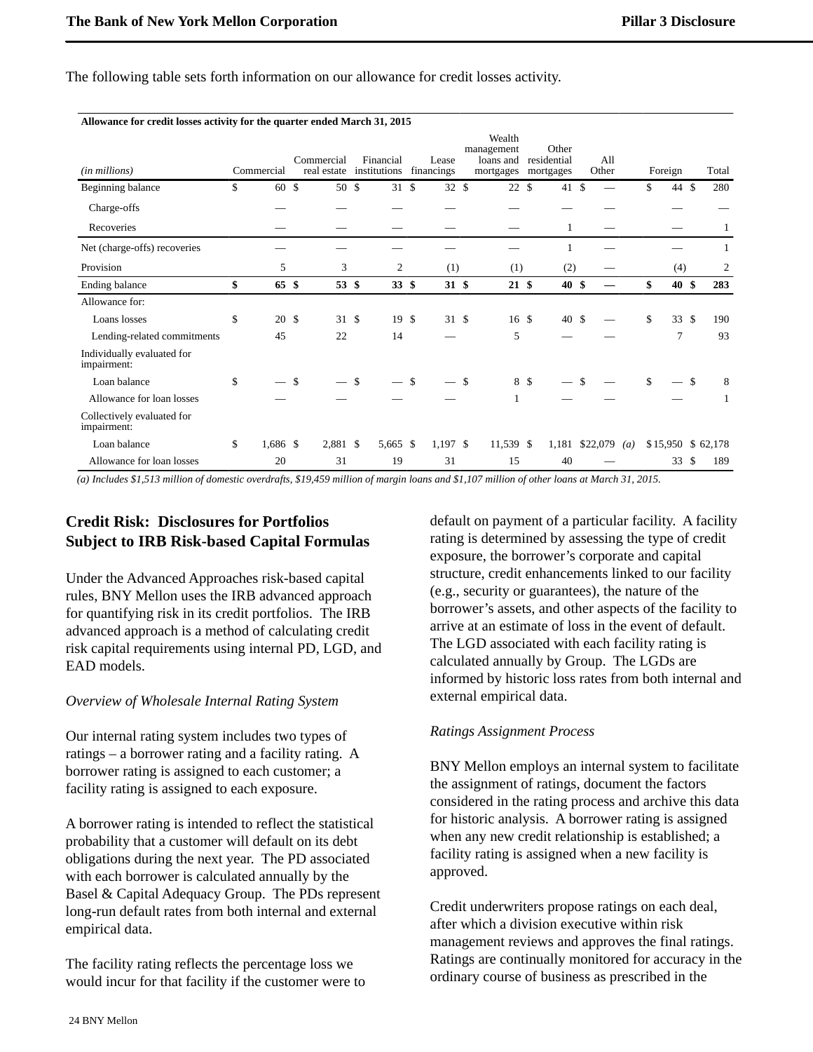The following table sets forth information on our allowance for credit losses activity.

| Allowance for credit losses activity for the quarter ended March 31, 2015 | | | | | | | | | | |
|---|---|---|---|---|---|---|---|---|---|---|
| *(in millions)* | Commercial | Commercial real estate | Financial institutions | Lease financings | Wealth management loans and mortgages | Other residential mortgages | All Other | | Foreign | Total |
| Beginning balance | $ 60 | $ 50 | $ 31 | $ 32 | $ 22 | $ 41 | $ — | | $ 44 | $ 280 |
| Charge-offs | — | — | — | — | — | — | — | | — | — |
| Recoveries | — | — | — | — | — | 1 | — | | — | 1 |
| Net (charge-offs) recoveries | — | — | — | — | — | 1 | — | | — | 1 |
| Provision | 5 | 3 | 2 | (1) | (1) | (2) | — | | (4) | 2 |
| **Ending balance** | **$ 65** | **$ 53** | **$ 33** | **$ 31** | **$ 21** | **$ 40** | **$ —** | | **$ 40** | **$ 283** |
| Allowance for: | | | | | | | | | | |
| Loans losses | $ 20 | $ 31 | $ 19 | $ 31 | $ 16 | $ 40 | $ — | | $ 33 | $ 190 |
| Lending-related commitments | 45 | 22 | 14 | — | 5 | — | — | | 7 | 93 |
| Individually evaluated for impairment: | | | | | | | | | | |
| Loan balance | $ — | $ — | $ — | $ — | $ 8 | $ — | $ — | | $ — | $ 8 |
| Allowance for loan losses | — | — | — | — | 1 | — | — | | — | 1 |
| Collectively evaluated for impairment: | | | | | | | | | | |
| Loan balance | $ 1,686 | $ 2,881 | $ 5,665 | $ 1,197 | $ 11,539 | $ 1,181 | $22,079 | *(a)* | $ 15,950 | $ 62,178 |
| Allowance for loan losses | 20 | 31 | 19 | 31 | 15 | 40 | — | | 33 | $ 189 |

*(a) Includes $1,513 million of domestic overdrafts, $19,459 million of margin loans and $1,107 million of other loans at March 31, 2015.*

## Credit Risk: Disclosures for Portfolios Subject to IRB Risk-based Capital Formulas

Under the Advanced Approaches risk-based capital rules, BNY Mellon uses the IRB advanced approach for quantifying risk in its credit portfolios. The IRB advanced approach is a method of calculating credit risk capital requirements using internal PD, LGD, and EAD models.

*Overview of Wholesale Internal Rating System*

Our internal rating system includes two types of ratings – a borrower rating and a facility rating. A borrower rating is assigned to each customer; a facility rating is assigned to each exposure.

A borrower rating is intended to reflect the statistical probability that a customer will default on its debt obligations during the next year. The PD associated with each borrower is calculated annually by the Basel & Capital Adequacy Group. The PDs represent long-run default rates from both internal and external empirical data.

The facility rating reflects the percentage loss we would incur for that facility if the customer were to default on payment of a particular facility. A facility rating is determined by assessing the type of credit exposure, the borrower's corporate and capital structure, credit enhancements linked to our facility (e.g., security or guarantees), the nature of the borrower's assets, and other aspects of the facility to arrive at an estimate of loss in the event of default. The LGD associated with each facility rating is calculated annually by Group. The LGDs are informed by historic loss rates from both internal and external empirical data.

*Ratings Assignment Process*

BNY Mellon employs an internal system to facilitate the assignment of ratings, document the factors considered in the rating process and archive this data for historic analysis. A borrower rating is assigned when any new credit relationship is established; a facility rating is assigned when a new facility is approved.

Credit underwriters propose ratings on each deal, after which a division executive within risk management reviews and approves the final ratings. Ratings are continually monitored for accuracy in the ordinary course of business as prescribed in the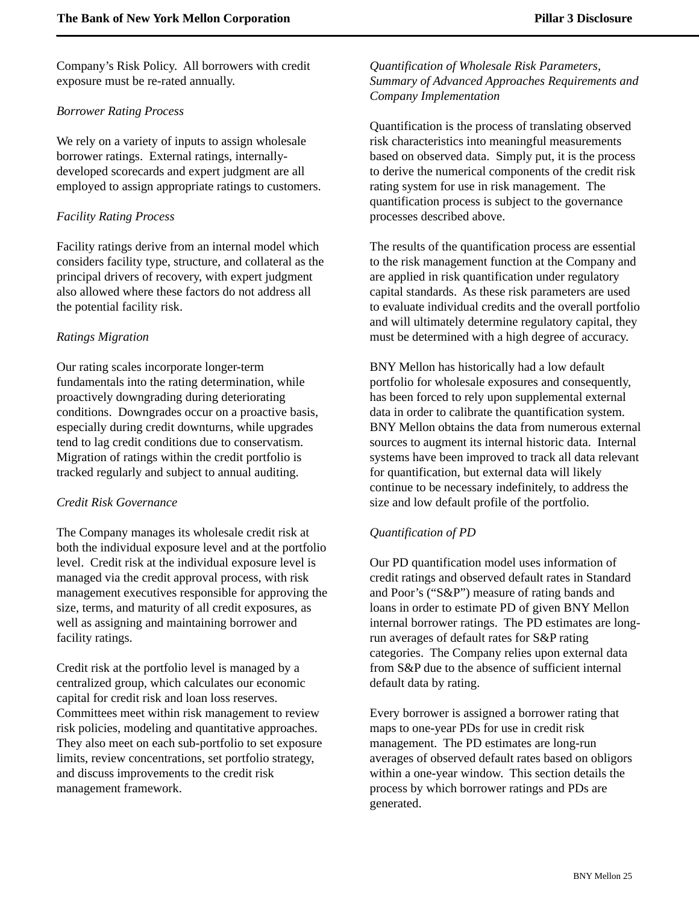Company's Risk Policy. All borrowers with credit exposure must be re-rated annually.

*Borrower Rating Process*

We rely on a variety of inputs to assign wholesale borrower ratings. External ratings, internally-developed scorecards and expert judgment are all employed to assign appropriate ratings to customers.

*Facility Rating Process*

Facility ratings derive from an internal model which considers facility type, structure, and collateral as the principal drivers of recovery, with expert judgment also allowed where these factors do not address all the potential facility risk.

*Ratings Migration*

Our rating scales incorporate longer-term fundamentals into the rating determination, while proactively downgrading during deteriorating conditions. Downgrades occur on a proactive basis, especially during credit downturns, while upgrades tend to lag credit conditions due to conservatism. Migration of ratings within the credit portfolio is tracked regularly and subject to annual auditing.

*Credit Risk Governance*

The Company manages its wholesale credit risk at both the individual exposure level and at the portfolio level. Credit risk at the individual exposure level is managed via the credit approval process, with risk management executives responsible for approving the size, terms, and maturity of all credit exposures, as well as assigning and maintaining borrower and facility ratings.

Credit risk at the portfolio level is managed by a centralized group, which calculates our economic capital for credit risk and loan loss reserves. Committees meet within risk management to review risk policies, modeling and quantitative approaches. They also meet on each sub-portfolio to set exposure limits, review concentrations, set portfolio strategy, and discuss improvements to the credit risk management framework.

*Quantification of Wholesale Risk Parameters, Summary of Advanced Approaches Requirements and Company Implementation*

Quantification is the process of translating observed risk characteristics into meaningful measurements based on observed data. Simply put, it is the process to derive the numerical components of the credit risk rating system for use in risk management. The quantification process is subject to the governance processes described above.

The results of the quantification process are essential to the risk management function at the Company and are applied in risk quantification under regulatory capital standards. As these risk parameters are used to evaluate individual credits and the overall portfolio and will ultimately determine regulatory capital, they must be determined with a high degree of accuracy.

BNY Mellon has historically had a low default portfolio for wholesale exposures and consequently, has been forced to rely upon supplemental external data in order to calibrate the quantification system. BNY Mellon obtains the data from numerous external sources to augment its internal historic data. Internal systems have been improved to track all data relevant for quantification, but external data will likely continue to be necessary indefinitely, to address the size and low default profile of the portfolio.

*Quantification of PD*

Our PD quantification model uses information of credit ratings and observed default rates in Standard and Poor's ("S&P") measure of rating bands and loans in order to estimate PD of given BNY Mellon internal borrower ratings. The PD estimates are long-run averages of default rates for S&P rating categories. The Company relies upon external data from S&P due to the absence of sufficient internal default data by rating.

Every borrower is assigned a borrower rating that maps to one-year PDs for use in credit risk management. The PD estimates are long-run averages of observed default rates based on obligors within a one-year window. This section details the process by which borrower ratings and PDs are generated.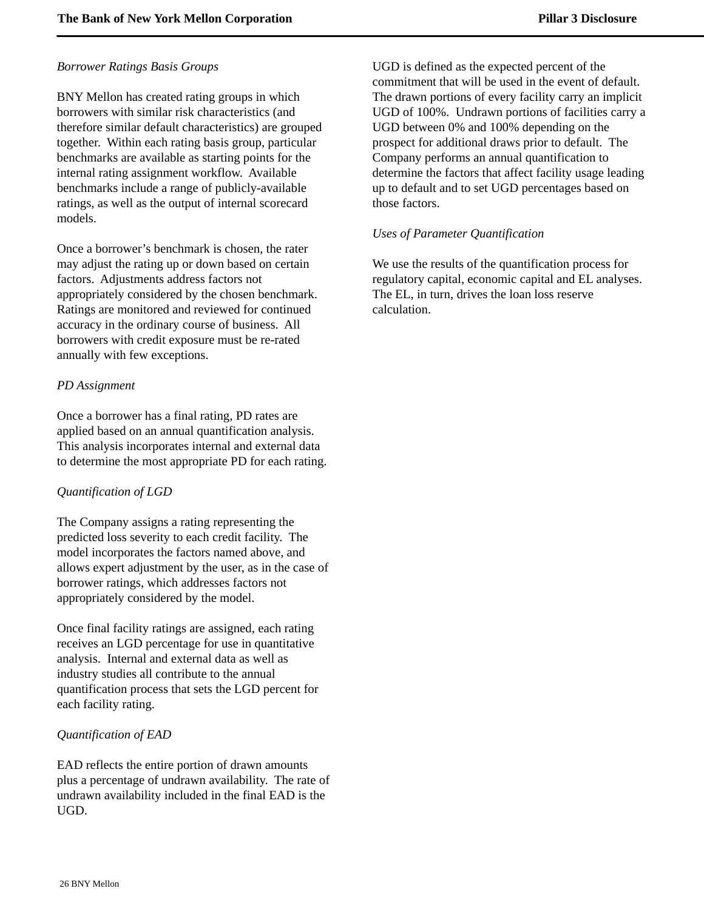*Borrower Ratings Basis Groups*

BNY Mellon has created rating groups in which borrowers with similar risk characteristics (and therefore similar default characteristics) are grouped together. Within each rating basis group, particular benchmarks are available as starting points for the internal rating assignment workflow. Available benchmarks include a range of publicly-available ratings, as well as the output of internal scorecard models.

Once a borrower's benchmark is chosen, the rater may adjust the rating up or down based on certain factors. Adjustments address factors not appropriately considered by the chosen benchmark. Ratings are monitored and reviewed for continued accuracy in the ordinary course of business. All borrowers with credit exposure must be re-rated annually with few exceptions.

*PD Assignment*

Once a borrower has a final rating, PD rates are applied based on an annual quantification analysis. This analysis incorporates internal and external data to determine the most appropriate PD for each rating.

*Quantification of LGD*

The Company assigns a rating representing the predicted loss severity to each credit facility. The model incorporates the factors named above, and allows expert adjustment by the user, as in the case of borrower ratings, which addresses factors not appropriately considered by the model.

Once final facility ratings are assigned, each rating receives an LGD percentage for use in quantitative analysis. Internal and external data as well as industry studies all contribute to the annual quantification process that sets the LGD percent for each facility rating.

*Quantification of EAD*

EAD reflects the entire portion of drawn amounts plus a percentage of undrawn availability. The rate of undrawn availability included in the final EAD is the UGD.

UGD is defined as the expected percent of the commitment that will be used in the event of default. The drawn portions of every facility carry an implicit UGD of 100%. Undrawn portions of facilities carry a UGD between 0% and 100% depending on the prospect for additional draws prior to default. The Company performs an annual quantification to determine the factors that affect facility usage leading up to default and to set UGD percentages based on those factors.

*Uses of Parameter Quantification*

We use the results of the quantification process for regulatory capital, economic capital and EL analyses. The EL, in turn, drives the loan loss reserve calculation.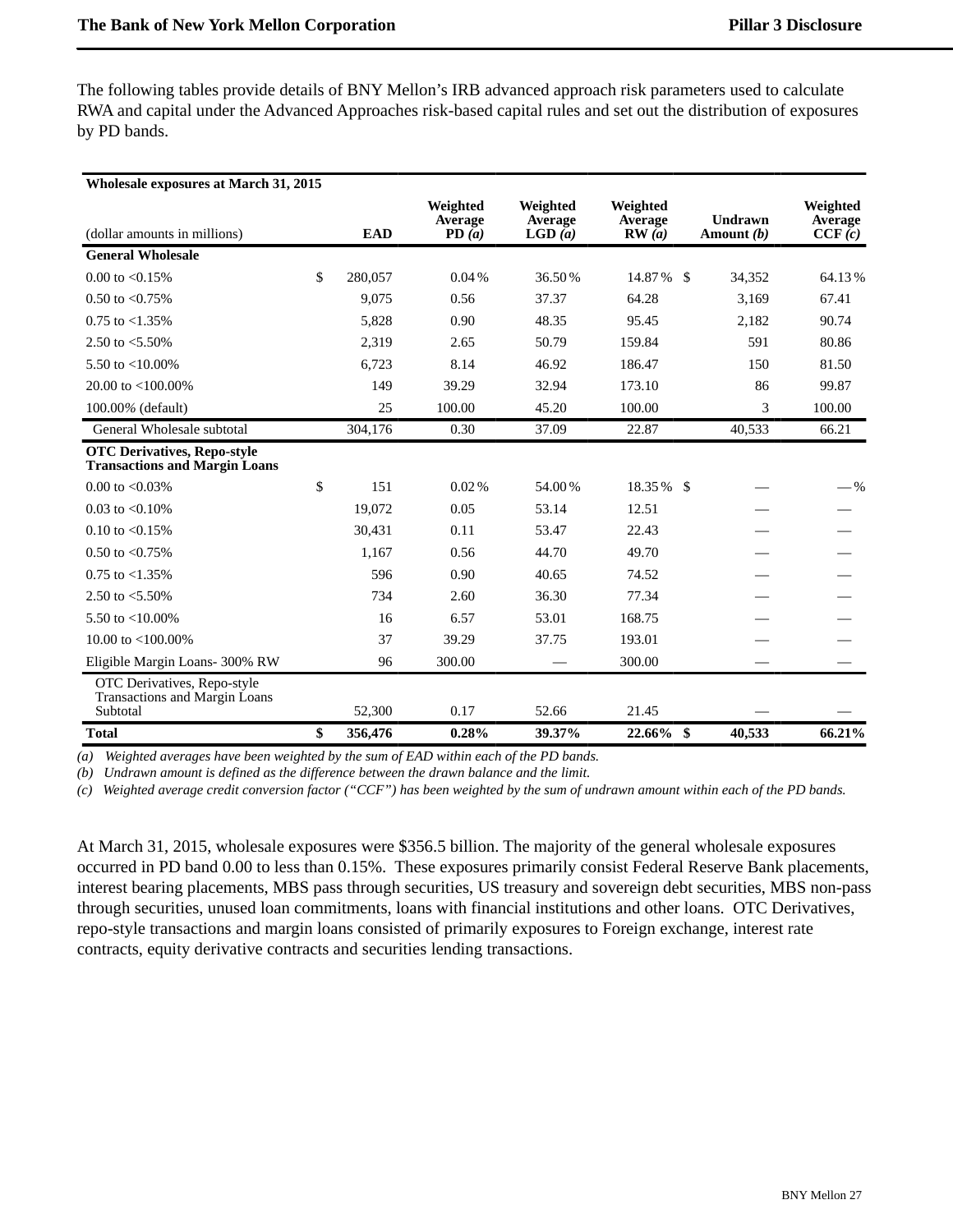The following tables provide details of BNY Mellon's IRB advanced approach risk parameters used to calculate RWA and capital under the Advanced Approaches risk-based capital rules and set out the distribution of exposures by PD bands.

| Wholesale exposures at March 31, 2015 (dollar amounts in millions) | EAD | Weighted Average PD *(a)* | Weighted Average LGD *(a)* | Weighted Average RW *(a)* | Undrawn Amount *(b)* | Weighted Average CCF *(c)* |
|---|---|---|---|---|---|---|
| **General Wholesale** | | | | | | |
| 0.00 to <0.15% | $ 280,057 | 0.04 % | 36.50 % | 14.87 % | $ 34,352 | 64.13 % |
| 0.50 to <0.75% | 9,075 | 0.56 | 37.37 | 64.28 | 3,169 | 67.41 |
| 0.75 to <1.35% | 5,828 | 0.90 | 48.35 | 95.45 | 2,182 | 90.74 |
| 2.50 to <5.50% | 2,319 | 2.65 | 50.79 | 159.84 | 591 | 80.86 |
| 5.50 to <10.00% | 6,723 | 8.14 | 46.92 | 186.47 | 150 | 81.50 |
| 20.00 to <100.00% | 149 | 39.29 | 32.94 | 173.10 | 86 | 99.87 |
| 100.00% (default) | 25 | 100.00 | 45.20 | 100.00 | 3 | 100.00 |
| General Wholesale subtotal | 304,176 | 0.30 | 37.09 | 22.87 | 40,533 | 66.21 |
| **OTC Derivatives, Repo-style Transactions and Margin Loans** | | | | | | |
| 0.00 to <0.03% | $ 151 | 0.02 % | 54.00 % | 18.35 % | $ — | — % |
| 0.03 to <0.10% | 19,072 | 0.05 | 53.14 | 12.51 | — | — |
| 0.10 to <0.15% | 30,431 | 0.11 | 53.47 | 22.43 | — | — |
| 0.50 to <0.75% | 1,167 | 0.56 | 44.70 | 49.70 | — | — |
| 0.75 to <1.35% | 596 | 0.90 | 40.65 | 74.52 | — | — |
| 2.50 to <5.50% | 734 | 2.60 | 36.30 | 77.34 | — | — |
| 5.50 to <10.00% | 16 | 6.57 | 53.01 | 168.75 | — | — |
| 10.00 to <100.00% | 37 | 39.29 | 37.75 | 193.01 | — | — |
| Eligible Margin Loans- 300% RW | 96 | 300.00 | — | 300.00 | — | — |
| OTC Derivatives, Repo-style Transactions and Margin Loans Subtotal | 52,300 | 0.17 | 52.66 | 21.45 | — | — |
| **Total** | **$ 356,476** | **0.28%** | **39.37%** | **22.66%** | **$ 40,533** | **66.21%** |

*(a) Weighted averages have been weighted by the sum of EAD within each of the PD bands.*

*(b) Undrawn amount is defined as the difference between the drawn balance and the limit.*

*(c) Weighted average credit conversion factor ("CCF") has been weighted by the sum of undrawn amount within each of the PD bands.*

At March 31, 2015, wholesale exposures were $356.5 billion. The majority of the general wholesale exposures occurred in PD band 0.00 to less than 0.15%. These exposures primarily consist Federal Reserve Bank placements, interest bearing placements, MBS pass through securities, US treasury and sovereign debt securities, MBS non-pass through securities, unused loan commitments, loans with financial institutions and other loans. OTC Derivatives, repo-style transactions and margin loans consisted of primarily exposures to Foreign exchange, interest rate contracts, equity derivative contracts and securities lending transactions.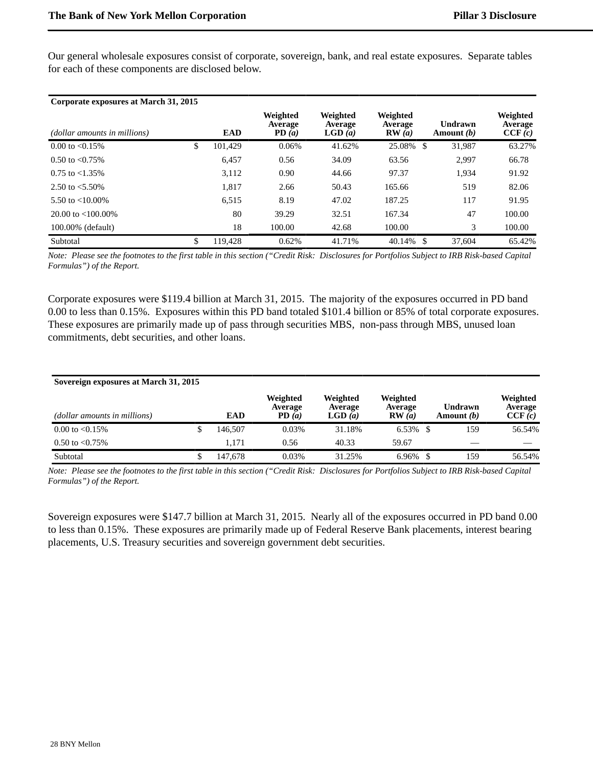Our general wholesale exposures consist of corporate, sovereign, bank, and real estate exposures. Separate tables for each of these components are disclosed below.

| **Corporate exposures at March 31, 2015** | | | | | | |
|---|---|---|---|---|---|---|
| *(dollar amounts in millions)* | **EAD** | **Weighted Average PD *(a)*** | **Weighted Average LGD *(a)*** | **Weighted Average RW *(a)*** | **Undrawn Amount *(b)*** | **Weighted Average CCF *(c)*** |
| 0.00 to <0.15% | $ 101,429 | 0.06% | 41.62% | 25.08% | $ 31,987 | 63.27% |
| 0.50 to <0.75% | 6,457 | 0.56 | 34.09 | 63.56 | 2,997 | 66.78 |
| 0.75 to <1.35% | 3,112 | 0.90 | 44.66 | 97.37 | 1,934 | 91.92 |
| 2.50 to <5.50% | 1,817 | 2.66 | 50.43 | 165.66 | 519 | 82.06 |
| 5.50 to <10.00% | 6,515 | 8.19 | 47.02 | 187.25 | 117 | 91.95 |
| 20.00 to <100.00% | 80 | 39.29 | 32.51 | 167.34 | 47 | 100.00 |
| 100.00% (default) | 18 | 100.00 | 42.68 | 100.00 | 3 | 100.00 |
| Subtotal | $ 119,428 | 0.62% | 41.71% | 40.14% | $ 37,604 | 65.42% |

*Note: Please see the footnotes to the first table in this section ("Credit Risk: Disclosures for Portfolios Subject to IRB Risk-based Capital Formulas") of the Report.*

Corporate exposures were $119.4 billion at March 31, 2015. The majority of the exposures occurred in PD band 0.00 to less than 0.15%. Exposures within this PD band totaled $101.4 billion or 85% of total corporate exposures. These exposures are primarily made up of pass through securities MBS, non-pass through MBS, unused loan commitments, debt securities, and other loans.

| **Sovereign exposures at March 31, 2015** | | | | | | |
|---|---|---|---|---|---|---|
| *(dollar amounts in millions)* | **EAD** | **Weighted Average PD *(a)*** | **Weighted Average LGD *(a)*** | **Weighted Average RW *(a)*** | **Undrawn Amount *(b)*** | **Weighted Average CCF *(c)*** |
| 0.00 to <0.15% | $ 146,507 | 0.03% | 31.18% | 6.53% | $ 159 | 56.54% |
| 0.50 to <0.75% | 1,171 | 0.56 | 40.33 | 59.67 | — | — |
| Subtotal | $ 147,678 | 0.03% | 31.25% | 6.96% | $ 159 | 56.54% |

*Note: Please see the footnotes to the first table in this section ("Credit Risk: Disclosures for Portfolios Subject to IRB Risk-based Capital Formulas") of the Report.*

Sovereign exposures were $147.7 billion at March 31, 2015. Nearly all of the exposures occurred in PD band 0.00 to less than 0.15%. These exposures are primarily made up of Federal Reserve Bank placements, interest bearing placements, U.S. Treasury securities and sovereign government debt securities.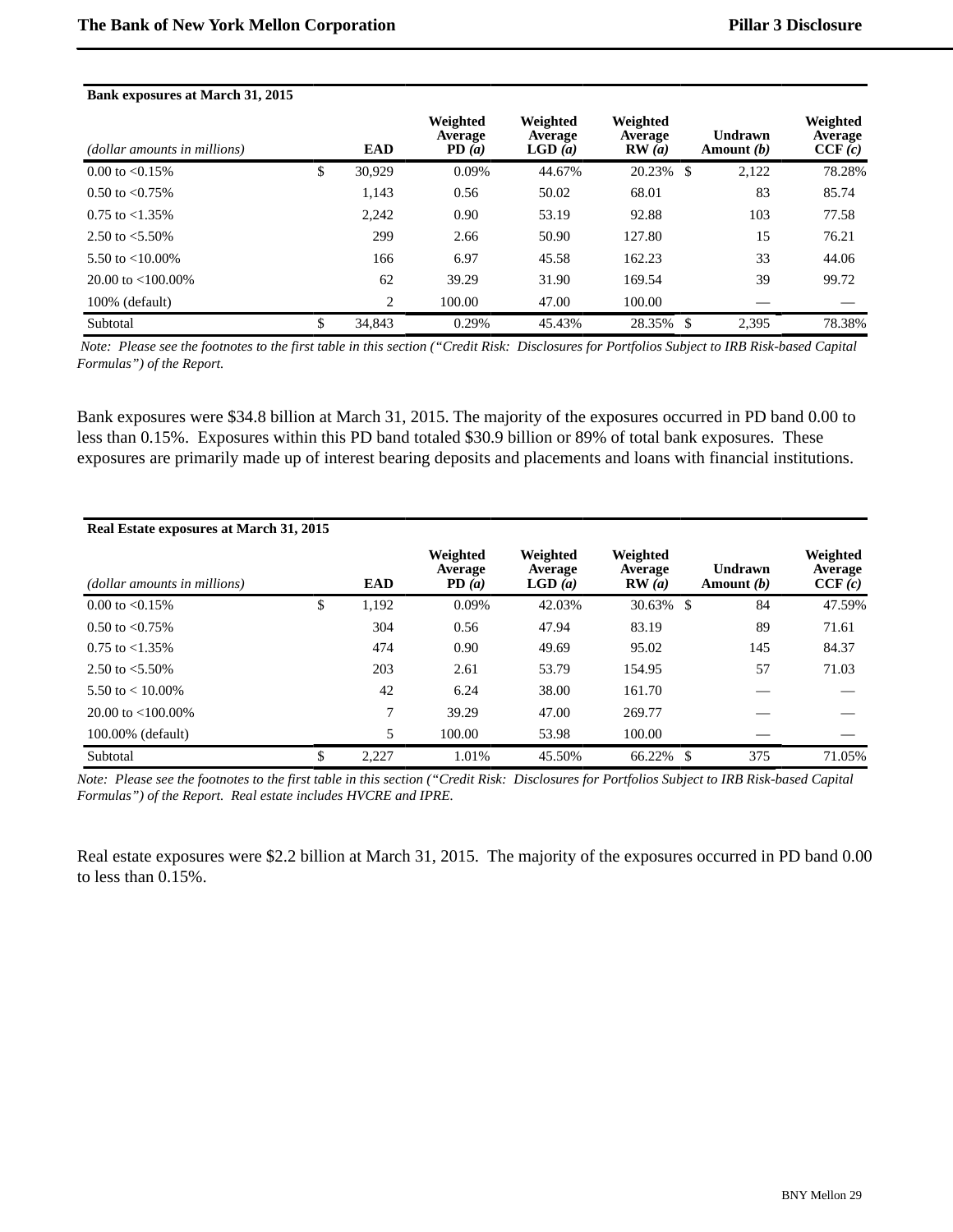| Bank exposures at March 31, 2015 | | | | | | |
|---|---|---|---|---|---|---|
| *(dollar amounts in millions)* | EAD | Weighted Average PD *(a)* | Weighted Average LGD *(a)* | Weighted Average RW *(a)* | Undrawn Amount *(b)* | Weighted Average CCF *(c)* |
| 0.00 to <0.15% | $ 30,929 | 0.09% | 44.67% | 20.23% | $ 2,122 | 78.28% |
| 0.50 to <0.75% | 1,143 | 0.56 | 50.02 | 68.01 | 83 | 85.74 |
| 0.75 to <1.35% | 2,242 | 0.90 | 53.19 | 92.88 | 103 | 77.58 |
| 2.50 to <5.50% | 299 | 2.66 | 50.90 | 127.80 | 15 | 76.21 |
| 5.50 to <10.00% | 166 | 6.97 | 45.58 | 162.23 | 33 | 44.06 |
| 20.00 to <100.00% | 62 | 39.29 | 31.90 | 169.54 | 39 | 99.72 |
| 100% (default) | 2 | 100.00 | 47.00 | 100.00 | — | — |
| Subtotal | $ 34,843 | 0.29% | 45.43% | 28.35% | $ 2,395 | 78.38% |

*Note: Please see the footnotes to the first table in this section ("Credit Risk: Disclosures for Portfolios Subject to IRB Risk-based Capital Formulas") of the Report.*

Bank exposures were $34.8 billion at March 31, 2015. The majority of the exposures occurred in PD band 0.00 to less than 0.15%. Exposures within this PD band totaled $30.9 billion or 89% of total bank exposures. These exposures are primarily made up of interest bearing deposits and placements and loans with financial institutions.

| Real Estate exposures at March 31, 2015 | | | | | | |
|---|---|---|---|---|---|---|
| *(dollar amounts in millions)* | EAD | Weighted Average PD *(a)* | Weighted Average LGD *(a)* | Weighted Average RW *(a)* | Undrawn Amount *(b)* | Weighted Average CCF *(c)* |
| 0.00 to <0.15% | $ 1,192 | 0.09% | 42.03% | 30.63% | $ 84 | 47.59% |
| 0.50 to <0.75% | 304 | 0.56 | 47.94 | 83.19 | 89 | 71.61 |
| 0.75 to <1.35% | 474 | 0.90 | 49.69 | 95.02 | 145 | 84.37 |
| 2.50 to <5.50% | 203 | 2.61 | 53.79 | 154.95 | 57 | 71.03 |
| 5.50 to < 10.00% | 42 | 6.24 | 38.00 | 161.70 | — | — |
| 20.00 to <100.00% | 7 | 39.29 | 47.00 | 269.77 | — | — |
| 100.00% (default) | 5 | 100.00 | 53.98 | 100.00 | — | — |
| Subtotal | $ 2,227 | 1.01% | 45.50% | 66.22% | $ 375 | 71.05% |

*Note: Please see the footnotes to the first table in this section ("Credit Risk: Disclosures for Portfolios Subject to IRB Risk-based Capital Formulas") of the Report. Real estate includes HVCRE and IPRE.*

Real estate exposures were $2.2 billion at March 31, 2015. The majority of the exposures occurred in PD band 0.00 to less than 0.15%.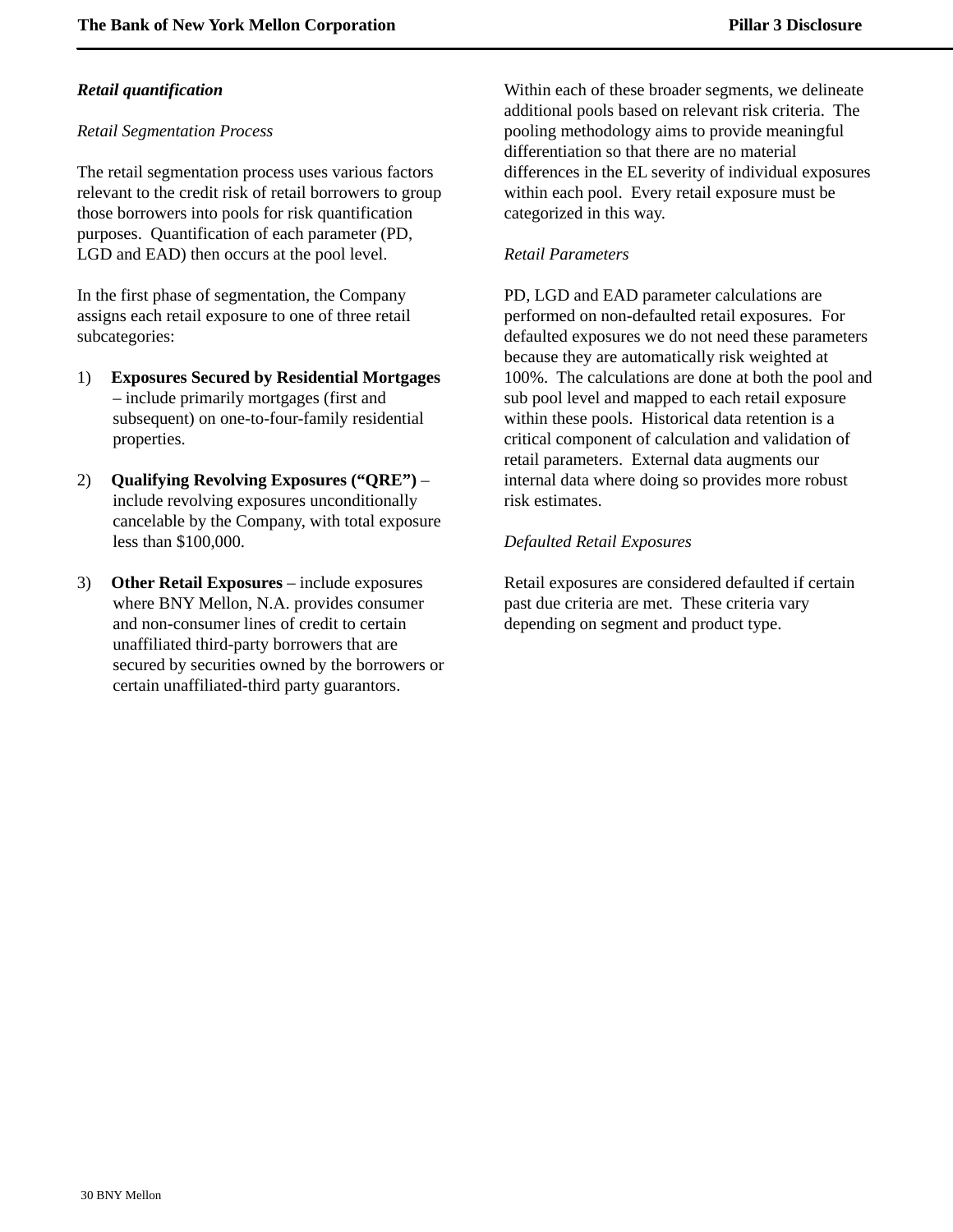***Retail quantification***

*Retail Segmentation Process*

The retail segmentation process uses various factors relevant to the credit risk of retail borrowers to group those borrowers into pools for risk quantification purposes. Quantification of each parameter (PD, LGD and EAD) then occurs at the pool level.

In the first phase of segmentation, the Company assigns each retail exposure to one of three retail subcategories:

1) **Exposures Secured by Residential Mortgages** – include primarily mortgages (first and subsequent) on one-to-four-family residential properties.

2) **Qualifying Revolving Exposures ("QRE")** – include revolving exposures unconditionally cancelable by the Company, with total exposure less than $100,000.

3) **Other Retail Exposures** – include exposures where BNY Mellon, N.A. provides consumer and non-consumer lines of credit to certain unaffiliated third-party borrowers that are secured by securities owned by the borrowers or certain unaffiliated-third party guarantors.

Within each of these broader segments, we delineate additional pools based on relevant risk criteria. The pooling methodology aims to provide meaningful differentiation so that there are no material differences in the EL severity of individual exposures within each pool. Every retail exposure must be categorized in this way.

*Retail Parameters*

PD, LGD and EAD parameter calculations are performed on non-defaulted retail exposures. For defaulted exposures we do not need these parameters because they are automatically risk weighted at 100%. The calculations are done at both the pool and sub pool level and mapped to each retail exposure within these pools. Historical data retention is a critical component of calculation and validation of retail parameters. External data augments our internal data where doing so provides more robust risk estimates.

*Defaulted Retail Exposures*

Retail exposures are considered defaulted if certain past due criteria are met. These criteria vary depending on segment and product type.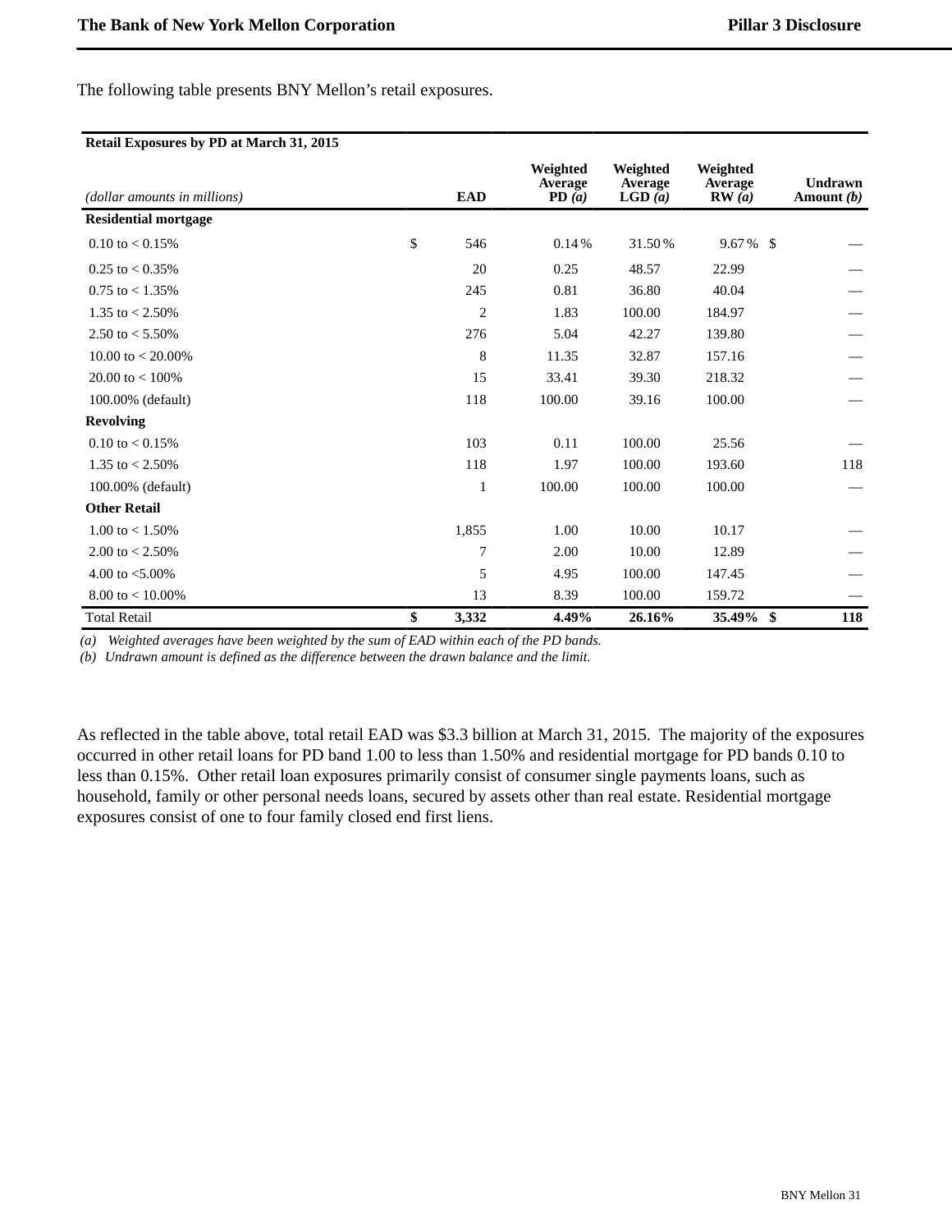The following table presents BNY Mellon's retail exposures.

| Retail Exposures by PD at March 31, 2015 | | | | | |
|---|---|---|---|---|---|
| *(dollar amounts in millions)* | EAD | Weighted Average PD *(a)* | Weighted Average LGD *(a)* | Weighted Average RW *(a)* | Undrawn Amount *(b)* |
| **Residential mortgage** | | | | | |
| 0.10 to < 0.15% | $ 546 | 0.14 % | 31.50 % | 9.67 % | $ — |
| 0.25 to < 0.35% | 20 | 0.25 | 48.57 | 22.99 | — |
| 0.75 to < 1.35% | 245 | 0.81 | 36.80 | 40.04 | — |
| 1.35 to < 2.50% | 2 | 1.83 | 100.00 | 184.97 | — |
| 2.50 to < 5.50% | 276 | 5.04 | 42.27 | 139.80 | — |
| 10.00 to < 20.00% | 8 | 11.35 | 32.87 | 157.16 | — |
| 20.00 to < 100% | 15 | 33.41 | 39.30 | 218.32 | — |
| 100.00% (default) | 118 | 100.00 | 39.16 | 100.00 | — |
| **Revolving** | | | | | |
| 0.10 to < 0.15% | 103 | 0.11 | 100.00 | 25.56 | — |
| 1.35 to < 2.50% | 118 | 1.97 | 100.00 | 193.60 | 118 |
| 100.00% (default) | 1 | 100.00 | 100.00 | 100.00 | — |
| **Other Retail** | | | | | |
| 1.00 to < 1.50% | 1,855 | 1.00 | 10.00 | 10.17 | — |
| 2.00 to < 2.50% | 7 | 2.00 | 10.00 | 12.89 | — |
| 4.00 to <5.00% | 5 | 4.95 | 100.00 | 147.45 | — |
| 8.00 to < 10.00% | 13 | 8.39 | 100.00 | 159.72 | — |
| Total Retail | **$ 3,332** | **4.49%** | **26.16%** | **35.49%** | **$ 118** |

*(a) Weighted averages have been weighted by the sum of EAD within each of the PD bands.*
*(b) Undrawn amount is defined as the difference between the drawn balance and the limit.*

As reflected in the table above, total retail EAD was $3.3 billion at March 31, 2015. The majority of the exposures occurred in other retail loans for PD band 1.00 to less than 1.50% and residential mortgage for PD bands 0.10 to less than 0.15%. Other retail loan exposures primarily consist of consumer single payments loans, such as household, family or other personal needs loans, secured by assets other than real estate. Residential mortgage exposures consist of one to four family closed end first liens.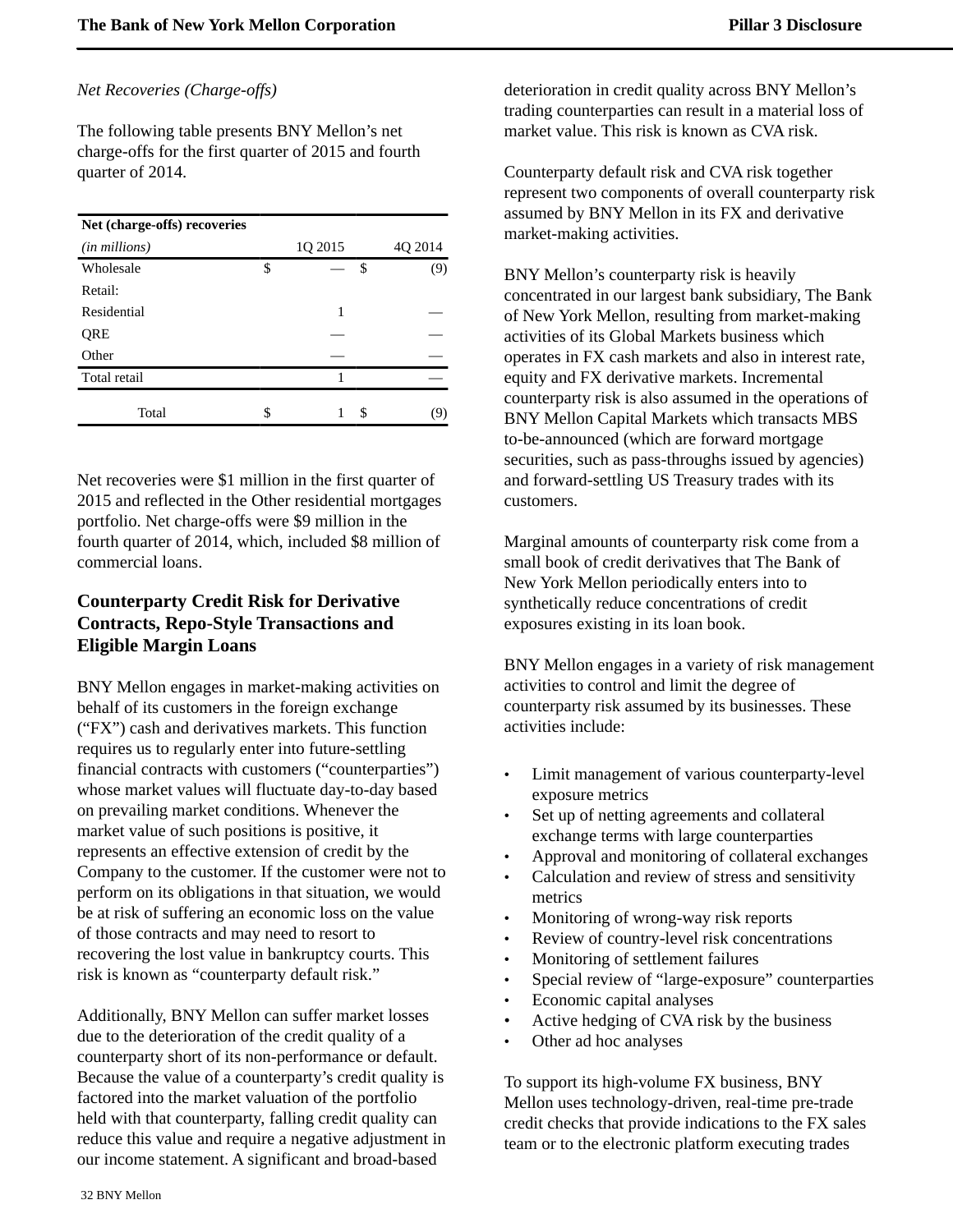*Net Recoveries (Charge-offs)*

The following table presents BNY Mellon's net charge-offs for the first quarter of 2015 and fourth quarter of 2014.

| **Net (charge-offs) recoveries** | | |
|---|---|---|
| *(in millions)* | 1Q 2015 | 4Q 2014 |
| Wholesale | $ — | $ (9) |
| Retail: | | |
| Residential | 1 | — |
| QRE | — | — |
| Other | — | — |
| Total retail | 1 | — |
| Total | $ 1 | $ (9) |

Net recoveries were $1 million in the first quarter of 2015 and reflected in the Other residential mortgages portfolio. Net charge-offs were $9 million in the fourth quarter of 2014, which, included $8 million of commercial loans.

## Counterparty Credit Risk for Derivative Contracts, Repo-Style Transactions and Eligible Margin Loans

BNY Mellon engages in market-making activities on behalf of its customers in the foreign exchange ("FX") cash and derivatives markets. This function requires us to regularly enter into future-settling financial contracts with customers ("counterparties") whose market values will fluctuate day-to-day based on prevailing market conditions. Whenever the market value of such positions is positive, it represents an effective extension of credit by the Company to the customer. If the customer were not to perform on its obligations in that situation, we would be at risk of suffering an economic loss on the value of those contracts and may need to resort to recovering the lost value in bankruptcy courts. This risk is known as "counterparty default risk."

Additionally, BNY Mellon can suffer market losses due to the deterioration of the credit quality of a counterparty short of its non-performance or default. Because the value of a counterparty's credit quality is factored into the market valuation of the portfolio held with that counterparty, falling credit quality can reduce this value and require a negative adjustment in our income statement. A significant and broad-based deterioration in credit quality across BNY Mellon's trading counterparties can result in a material loss of market value. This risk is known as CVA risk.

Counterparty default risk and CVA risk together represent two components of overall counterparty risk assumed by BNY Mellon in its FX and derivative market-making activities.

BNY Mellon's counterparty risk is heavily concentrated in our largest bank subsidiary, The Bank of New York Mellon, resulting from market-making activities of its Global Markets business which operates in FX cash markets and also in interest rate, equity and FX derivative markets. Incremental counterparty risk is also assumed in the operations of BNY Mellon Capital Markets which transacts MBS to-be-announced (which are forward mortgage securities, such as pass-throughs issued by agencies) and forward-settling US Treasury trades with its customers.

Marginal amounts of counterparty risk come from a small book of credit derivatives that The Bank of New York Mellon periodically enters into to synthetically reduce concentrations of credit exposures existing in its loan book.

BNY Mellon engages in a variety of risk management activities to control and limit the degree of counterparty risk assumed by its businesses. These activities include:

- Limit management of various counterparty-level exposure metrics
- Set up of netting agreements and collateral exchange terms with large counterparties
- Approval and monitoring of collateral exchanges
- Calculation and review of stress and sensitivity metrics
- Monitoring of wrong-way risk reports
- Review of country-level risk concentrations
- Monitoring of settlement failures
- Special review of "large-exposure" counterparties
- Economic capital analyses
- Active hedging of CVA risk by the business
- Other ad hoc analyses

To support its high-volume FX business, BNY Mellon uses technology-driven, real-time pre-trade credit checks that provide indications to the FX sales team or to the electronic platform executing trades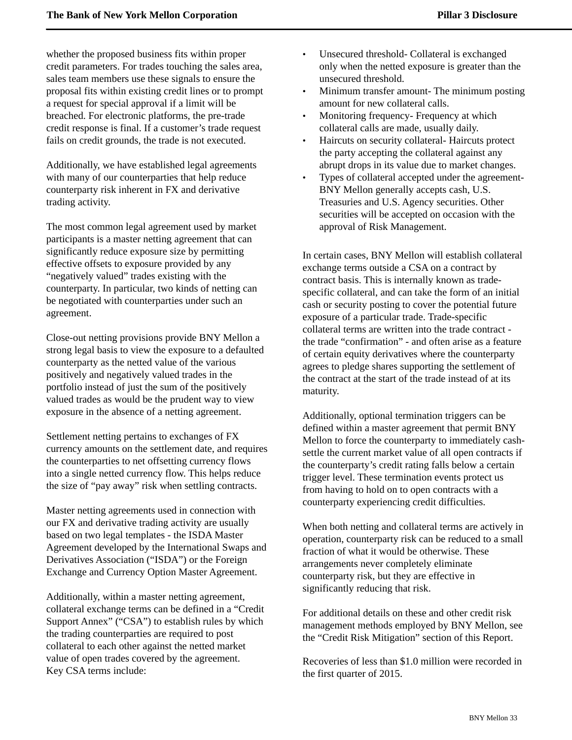whether the proposed business fits within proper credit parameters. For trades touching the sales area, sales team members use these signals to ensure the proposal fits within existing credit lines or to prompt a request for special approval if a limit will be breached. For electronic platforms, the pre-trade credit response is final. If a customer's trade request fails on credit grounds, the trade is not executed.

Additionally, we have established legal agreements with many of our counterparties that help reduce counterparty risk inherent in FX and derivative trading activity.

The most common legal agreement used by market participants is a master netting agreement that can significantly reduce exposure size by permitting effective offsets to exposure provided by any "negatively valued" trades existing with the counterparty. In particular, two kinds of netting can be negotiated with counterparties under such an agreement.

Close-out netting provisions provide BNY Mellon a strong legal basis to view the exposure to a defaulted counterparty as the netted value of the various positively and negatively valued trades in the portfolio instead of just the sum of the positively valued trades as would be the prudent way to view exposure in the absence of a netting agreement.

Settlement netting pertains to exchanges of FX currency amounts on the settlement date, and requires the counterparties to net offsetting currency flows into a single netted currency flow. This helps reduce the size of "pay away" risk when settling contracts.

Master netting agreements used in connection with our FX and derivative trading activity are usually based on two legal templates - the ISDA Master Agreement developed by the International Swaps and Derivatives Association ("ISDA") or the Foreign Exchange and Currency Option Master Agreement.

Additionally, within a master netting agreement, collateral exchange terms can be defined in a "Credit Support Annex" ("CSA") to establish rules by which the trading counterparties are required to post collateral to each other against the netted market value of open trades covered by the agreement. Key CSA terms include:

- Unsecured threshold- Collateral is exchanged only when the netted exposure is greater than the unsecured threshold.
- Minimum transfer amount- The minimum posting amount for new collateral calls.
- Monitoring frequency- Frequency at which collateral calls are made, usually daily.
- Haircuts on security collateral- Haircuts protect the party accepting the collateral against any abrupt drops in its value due to market changes.
- Types of collateral accepted under the agreement- BNY Mellon generally accepts cash, U.S. Treasuries and U.S. Agency securities. Other securities will be accepted on occasion with the approval of Risk Management.

In certain cases, BNY Mellon will establish collateral exchange terms outside a CSA on a contract by contract basis. This is internally known as trade-specific collateral, and can take the form of an initial cash or security posting to cover the potential future exposure of a particular trade. Trade-specific collateral terms are written into the trade contract - the trade "confirmation" - and often arise as a feature of certain equity derivatives where the counterparty agrees to pledge shares supporting the settlement of the contract at the start of the trade instead of at its maturity.

Additionally, optional termination triggers can be defined within a master agreement that permit BNY Mellon to force the counterparty to immediately cash-settle the current market value of all open contracts if the counterparty's credit rating falls below a certain trigger level. These termination events protect us from having to hold on to open contracts with a counterparty experiencing credit difficulties.

When both netting and collateral terms are actively in operation, counterparty risk can be reduced to a small fraction of what it would be otherwise. These arrangements never completely eliminate counterparty risk, but they are effective in significantly reducing that risk.

For additional details on these and other credit risk management methods employed by BNY Mellon, see the "Credit Risk Mitigation" section of this Report.

Recoveries of less than $1.0 million were recorded in the first quarter of 2015.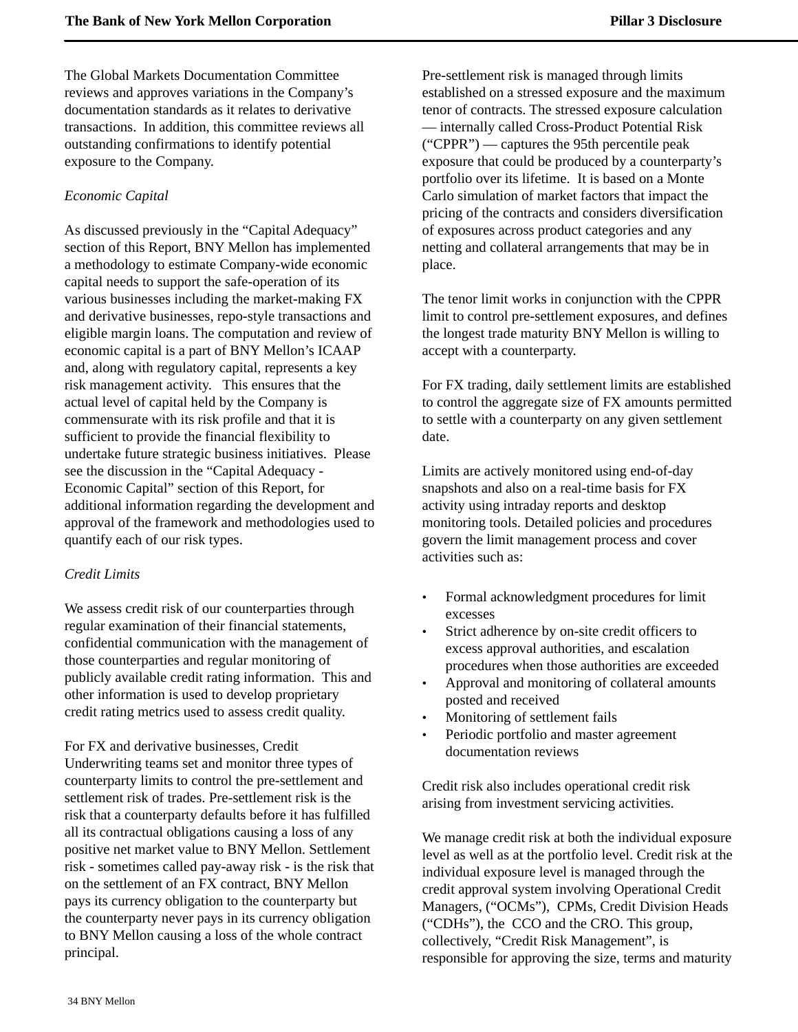The Global Markets Documentation Committee reviews and approves variations in the Company's documentation standards as it relates to derivative transactions. In addition, this committee reviews all outstanding confirmations to identify potential exposure to the Company.

*Economic Capital*

As discussed previously in the "Capital Adequacy" section of this Report, BNY Mellon has implemented a methodology to estimate Company-wide economic capital needs to support the safe-operation of its various businesses including the market-making FX and derivative businesses, repo-style transactions and eligible margin loans. The computation and review of economic capital is a part of BNY Mellon's ICAAP and, along with regulatory capital, represents a key risk management activity. This ensures that the actual level of capital held by the Company is commensurate with its risk profile and that it is sufficient to provide the financial flexibility to undertake future strategic business initiatives. Please see the discussion in the "Capital Adequacy - Economic Capital" section of this Report, for additional information regarding the development and approval of the framework and methodologies used to quantify each of our risk types.

*Credit Limits*

We assess credit risk of our counterparties through regular examination of their financial statements, confidential communication with the management of those counterparties and regular monitoring of publicly available credit rating information. This and other information is used to develop proprietary credit rating metrics used to assess credit quality.

For FX and derivative businesses, Credit Underwriting teams set and monitor three types of counterparty limits to control the pre-settlement and settlement risk of trades. Pre-settlement risk is the risk that a counterparty defaults before it has fulfilled all its contractual obligations causing a loss of any positive net market value to BNY Mellon. Settlement risk - sometimes called pay-away risk - is the risk that on the settlement of an FX contract, BNY Mellon pays its currency obligation to the counterparty but the counterparty never pays in its currency obligation to BNY Mellon causing a loss of the whole contract principal.

Pre-settlement risk is managed through limits established on a stressed exposure and the maximum tenor of contracts. The stressed exposure calculation — internally called Cross-Product Potential Risk ("CPPR") — captures the 95th percentile peak exposure that could be produced by a counterparty's portfolio over its lifetime. It is based on a Monte Carlo simulation of market factors that impact the pricing of the contracts and considers diversification of exposures across product categories and any netting and collateral arrangements that may be in place.

The tenor limit works in conjunction with the CPPR limit to control pre-settlement exposures, and defines the longest trade maturity BNY Mellon is willing to accept with a counterparty.

For FX trading, daily settlement limits are established to control the aggregate size of FX amounts permitted to settle with a counterparty on any given settlement date.

Limits are actively monitored using end-of-day snapshots and also on a real-time basis for FX activity using intraday reports and desktop monitoring tools. Detailed policies and procedures govern the limit management process and cover activities such as:

- Formal acknowledgment procedures for limit excesses
- Strict adherence by on-site credit officers to excess approval authorities, and escalation procedures when those authorities are exceeded
- Approval and monitoring of collateral amounts posted and received
- Monitoring of settlement fails
- Periodic portfolio and master agreement documentation reviews

Credit risk also includes operational credit risk arising from investment servicing activities.

We manage credit risk at both the individual exposure level as well as at the portfolio level. Credit risk at the individual exposure level is managed through the credit approval system involving Operational Credit Managers, ("OCMs"), CPMs, Credit Division Heads ("CDHs"), the CCO and the CRO. This group, collectively, "Credit Risk Management", is responsible for approving the size, terms and maturity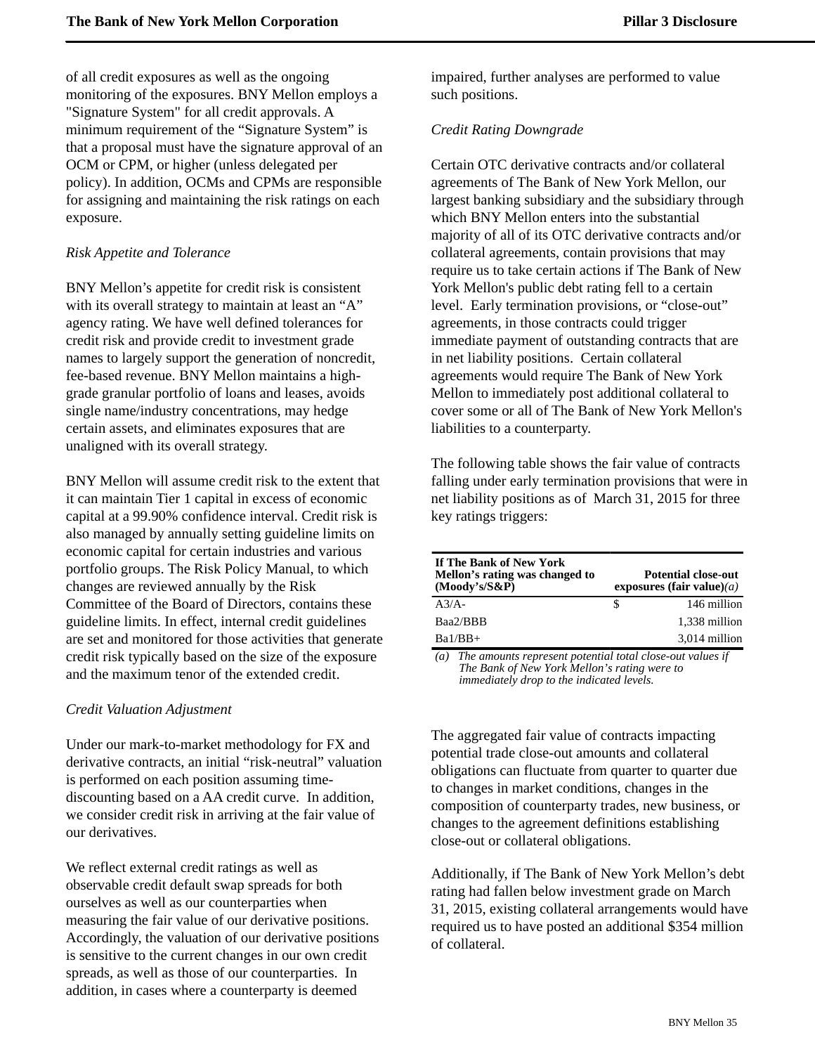of all credit exposures as well as the ongoing monitoring of the exposures. BNY Mellon employs a "Signature System" for all credit approvals. A minimum requirement of the “Signature System” is that a proposal must have the signature approval of an OCM or CPM, or higher (unless delegated per policy). In addition, OCMs and CPMs are responsible for assigning and maintaining the risk ratings on each exposure.

*Risk Appetite and Tolerance*

BNY Mellon’s appetite for credit risk is consistent with its overall strategy to maintain at least an “A” agency rating. We have well defined tolerances for credit risk and provide credit to investment grade names to largely support the generation of noncredit, fee-based revenue. BNY Mellon maintains a high-grade granular portfolio of loans and leases, avoids single name/industry concentrations, may hedge certain assets, and eliminates exposures that are unaligned with its overall strategy.

BNY Mellon will assume credit risk to the extent that it can maintain Tier 1 capital in excess of economic capital at a 99.90% confidence interval. Credit risk is also managed by annually setting guideline limits on economic capital for certain industries and various portfolio groups. The Risk Policy Manual, to which changes are reviewed annually by the Risk Committee of the Board of Directors, contains these guideline limits. In effect, internal credit guidelines are set and monitored for those activities that generate credit risk typically based on the size of the exposure and the maximum tenor of the extended credit.

*Credit Valuation Adjustment*

Under our mark-to-market methodology for FX and derivative contracts, an initial “risk-neutral” valuation is performed on each position assuming time-discounting based on a AA credit curve. In addition, we consider credit risk in arriving at the fair value of our derivatives.

We reflect external credit ratings as well as observable credit default swap spreads for both ourselves as well as our counterparties when measuring the fair value of our derivative positions. Accordingly, the valuation of our derivative positions is sensitive to the current changes in our own credit spreads, as well as those of our counterparties. In addition, in cases where a counterparty is deemed impaired, further analyses are performed to value such positions.

*Credit Rating Downgrade*

Certain OTC derivative contracts and/or collateral agreements of The Bank of New York Mellon, our largest banking subsidiary and the subsidiary through which BNY Mellon enters into the substantial majority of all of its OTC derivative contracts and/or collateral agreements, contain provisions that may require us to take certain actions if The Bank of New York Mellon's public debt rating fell to a certain level. Early termination provisions, or “close-out” agreements, in those contracts could trigger immediate payment of outstanding contracts that are in net liability positions. Certain collateral agreements would require The Bank of New York Mellon to immediately post additional collateral to cover some or all of The Bank of New York Mellon's liabilities to a counterparty.

The following table shows the fair value of contracts falling under early termination provisions that were in net liability positions as of March 31, 2015 for three key ratings triggers:

| If The Bank of New York Mellon’s rating was changed to (Moody’s/S&P) | Potential close-out exposures (fair value)*(a)* |
|---|---|
| A3/A- | $ 146 million |
| Baa2/BBB | 1,338 million |
| Ba1/BB+ | 3,014 million |

*(a) The amounts represent potential total close-out values if The Bank of New York Mellon’s rating were to immediately drop to the indicated levels.*

The aggregated fair value of contracts impacting potential trade close-out amounts and collateral obligations can fluctuate from quarter to quarter due to changes in market conditions, changes in the composition of counterparty trades, new business, or changes to the agreement definitions establishing close-out or collateral obligations.

Additionally, if The Bank of New York Mellon’s debt rating had fallen below investment grade on March 31, 2015, existing collateral arrangements would have required us to have posted an additional $354 million of collateral.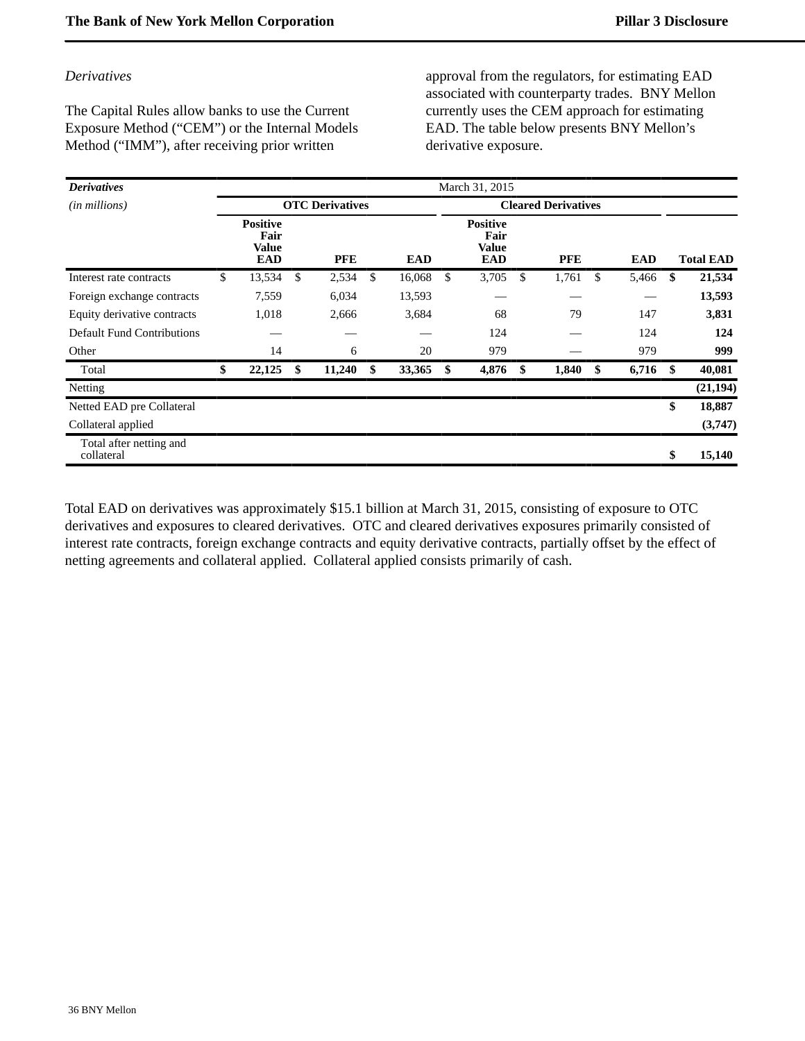*Derivatives*

The Capital Rules allow banks to use the Current Exposure Method ("CEM") or the Internal Models Method ("IMM"), after receiving prior written approval from the regulators, for estimating EAD associated with counterparty trades. BNY Mellon currently uses the CEM approach for estimating EAD. The table below presents BNY Mellon's derivative exposure.

| ***Derivatives*** | March 31, 2015 | | | | | | |
|---|---|---|---|---|---|---|---|
| *(in millions)* | **OTC Derivatives** | | | **Cleared Derivatives** | | | |
| | **Positive Fair Value EAD** | **PFE** | **EAD** | **Positive Fair Value EAD** | **PFE** | **EAD** | **Total EAD** |
| Interest rate contracts | $ 13,534 | $ 2,534 | $ 16,068 | $ 3,705 | $ 1,761 | $ 5,466 | **$ 21,534** |
| Foreign exchange contracts | 7,559 | 6,034 | 13,593 | — | — | — | **13,593** |
| Equity derivative contracts | 1,018 | 2,666 | 3,684 | 68 | 79 | 147 | **3,831** |
| Default Fund Contributions | — | — | — | 124 | — | 124 | **124** |
| Other | 14 | 6 | 20 | 979 | — | 979 | **999** |
| Total | **$ 22,125** | **$ 11,240** | **$ 33,365** | **$ 4,876** | **$ 1,840** | **$ 6,716** | **$ 40,081** |
| Netting | | | | | | | **(21,194)** |
| Netted EAD pre Collateral | | | | | | | **$ 18,887** |
| Collateral applied | | | | | | | **(3,747)** |
| Total after netting and collateral | | | | | | | **$ 15,140** |

Total EAD on derivatives was approximately $15.1 billion at March 31, 2015, consisting of exposure to OTC derivatives and exposures to cleared derivatives. OTC and cleared derivatives exposures primarily consisted of interest rate contracts, foreign exchange contracts and equity derivative contracts, partially offset by the effect of netting agreements and collateral applied. Collateral applied consists primarily of cash.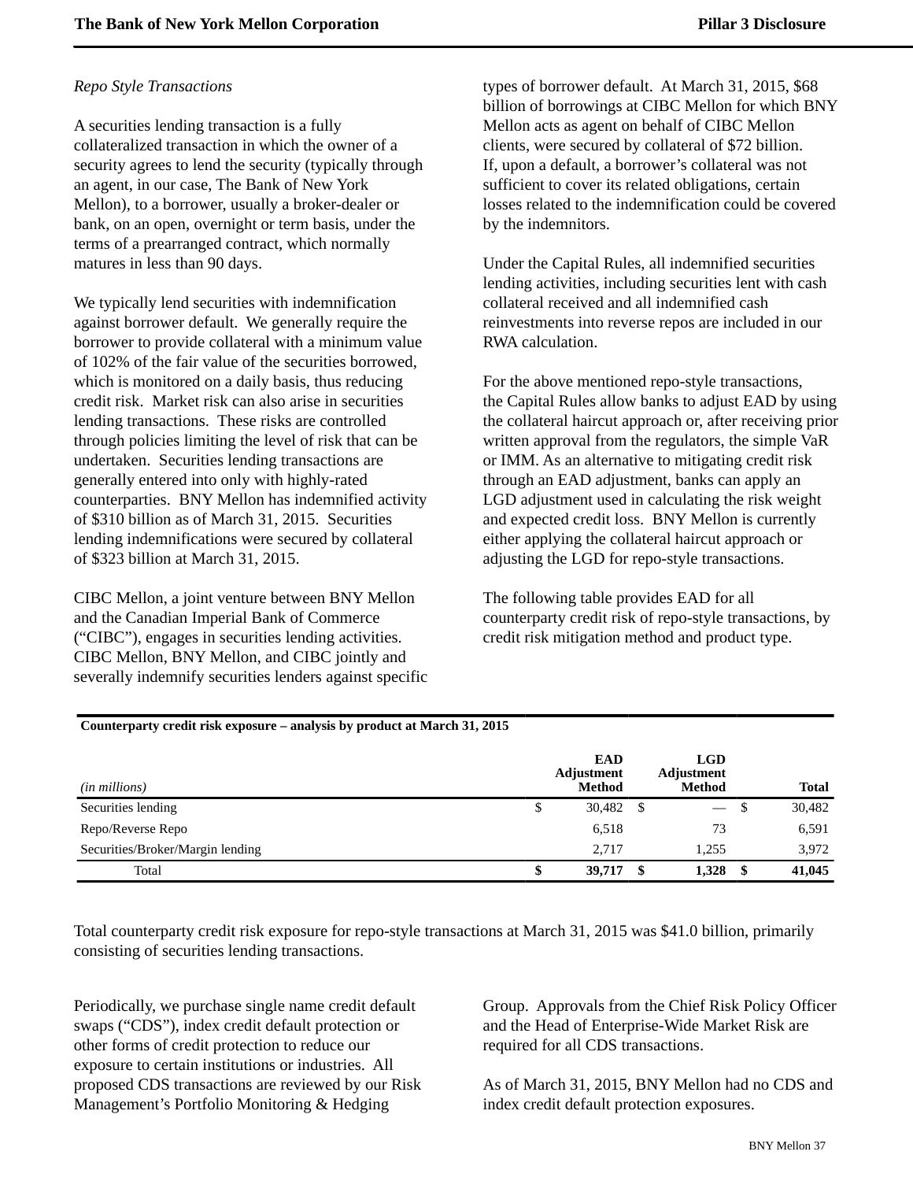*Repo Style Transactions*

A securities lending transaction is a fully collateralized transaction in which the owner of a security agrees to lend the security (typically through an agent, in our case, The Bank of New York Mellon), to a borrower, usually a broker-dealer or bank, on an open, overnight or term basis, under the terms of a prearranged contract, which normally matures in less than 90 days.

We typically lend securities with indemnification against borrower default. We generally require the borrower to provide collateral with a minimum value of 102% of the fair value of the securities borrowed, which is monitored on a daily basis, thus reducing credit risk. Market risk can also arise in securities lending transactions. These risks are controlled through policies limiting the level of risk that can be undertaken. Securities lending transactions are generally entered into only with highly-rated counterparties. BNY Mellon has indemnified activity of $310 billion as of March 31, 2015. Securities lending indemnifications were secured by collateral of $323 billion at March 31, 2015.

CIBC Mellon, a joint venture between BNY Mellon and the Canadian Imperial Bank of Commerce (“CIBC”), engages in securities lending activities. CIBC Mellon, BNY Mellon, and CIBC jointly and severally indemnify securities lenders against specific types of borrower default. At March 31, 2015, $68 billion of borrowings at CIBC Mellon for which BNY Mellon acts as agent on behalf of CIBC Mellon clients, were secured by collateral of $72 billion. If, upon a default, a borrower’s collateral was not sufficient to cover its related obligations, certain losses related to the indemnification could be covered by the indemnitors.

Under the Capital Rules, all indemnified securities lending activities, including securities lent with cash collateral received and all indemnified cash reinvestments into reverse repos are included in our RWA calculation.

For the above mentioned repo-style transactions, the Capital Rules allow banks to adjust EAD by using the collateral haircut approach or, after receiving prior written approval from the regulators, the simple VaR or IMM. As an alternative to mitigating credit risk through an EAD adjustment, banks can apply an LGD adjustment used in calculating the risk weight and expected credit loss. BNY Mellon is currently either applying the collateral haircut approach or adjusting the LGD for repo-style transactions.

The following table provides EAD for all counterparty credit risk of repo-style transactions, by credit risk mitigation method and product type.

**Counterparty credit risk exposure – analysis by product at March 31, 2015**

| *(in millions)* | EAD Adjustment Method | LGD Adjustment Method | Total |
|---|---|---|---|
| Securities lending | $ 30,482 | $ — | $ 30,482 |
| Repo/Reverse Repo | 6,518 | 73 | 6,591 |
| Securities/Broker/Margin lending | 2,717 | 1,255 | 3,972 |
| Total | **$ 39,717** | **$ 1,328** | **$ 41,045** |

Total counterparty credit risk exposure for repo-style transactions at March 31, 2015 was $41.0 billion, primarily consisting of securities lending transactions.

Periodically, we purchase single name credit default swaps (“CDS”), index credit default protection or other forms of credit protection to reduce our exposure to certain institutions or industries. All proposed CDS transactions are reviewed by our Risk Management’s Portfolio Monitoring & Hedging Group. Approvals from the Chief Risk Policy Officer and the Head of Enterprise-Wide Market Risk are required for all CDS transactions.

As of March 31, 2015, BNY Mellon had no CDS and index credit default protection exposures.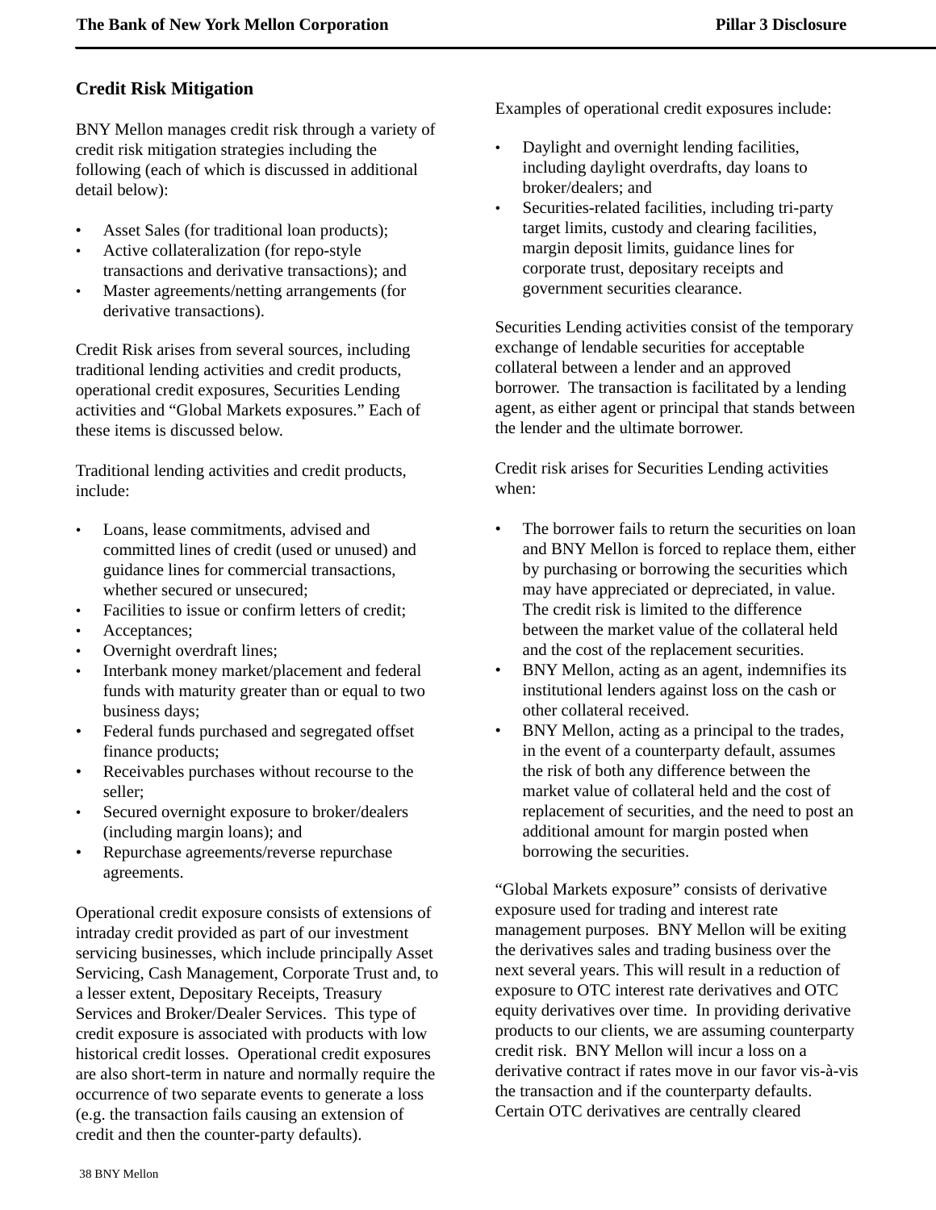## Credit Risk Mitigation

BNY Mellon manages credit risk through a variety of credit risk mitigation strategies including the following (each of which is discussed in additional detail below):

- Asset Sales (for traditional loan products);
- Active collateralization (for repo-style transactions and derivative transactions); and
- Master agreements/netting arrangements (for derivative transactions).

Credit Risk arises from several sources, including traditional lending activities and credit products, operational credit exposures, Securities Lending activities and "Global Markets exposures." Each of these items is discussed below.

Traditional lending activities and credit products, include:

- Loans, lease commitments, advised and committed lines of credit (used or unused) and guidance lines for commercial transactions, whether secured or unsecured;
- Facilities to issue or confirm letters of credit;
- Acceptances;
- Overnight overdraft lines;
- Interbank money market/placement and federal funds with maturity greater than or equal to two business days;
- Federal funds purchased and segregated offset finance products;
- Receivables purchases without recourse to the seller;
- Secured overnight exposure to broker/dealers (including margin loans); and
- Repurchase agreements/reverse repurchase agreements.

Operational credit exposure consists of extensions of intraday credit provided as part of our investment servicing businesses, which include principally Asset Servicing, Cash Management, Corporate Trust and, to a lesser extent, Depositary Receipts, Treasury Services and Broker/Dealer Services. This type of credit exposure is associated with products with low historical credit losses. Operational credit exposures are also short-term in nature and normally require the occurrence of two separate events to generate a loss (e.g. the transaction fails causing an extension of credit and then the counter-party defaults).

Examples of operational credit exposures include:

- Daylight and overnight lending facilities, including daylight overdrafts, day loans to broker/dealers; and
- Securities-related facilities, including tri-party target limits, custody and clearing facilities, margin deposit limits, guidance lines for corporate trust, depositary receipts and government securities clearance.

Securities Lending activities consist of the temporary exchange of lendable securities for acceptable collateral between a lender and an approved borrower. The transaction is facilitated by a lending agent, as either agent or principal that stands between the lender and the ultimate borrower.

Credit risk arises for Securities Lending activities when:

- The borrower fails to return the securities on loan and BNY Mellon is forced to replace them, either by purchasing or borrowing the securities which may have appreciated or depreciated, in value. The credit risk is limited to the difference between the market value of the collateral held and the cost of the replacement securities.
- BNY Mellon, acting as an agent, indemnifies its institutional lenders against loss on the cash or other collateral received.
- BNY Mellon, acting as a principal to the trades, in the event of a counterparty default, assumes the risk of both any difference between the market value of collateral held and the cost of replacement of securities, and the need to post an additional amount for margin posted when borrowing the securities.

"Global Markets exposure" consists of derivative exposure used for trading and interest rate management purposes. BNY Mellon will be exiting the derivatives sales and trading business over the next several years. This will result in a reduction of exposure to OTC interest rate derivatives and OTC equity derivatives over time. In providing derivative products to our clients, we are assuming counterparty credit risk. BNY Mellon will incur a loss on a derivative contract if rates move in our favor vis-à-vis the transaction and if the counterparty defaults. Certain OTC derivatives are centrally cleared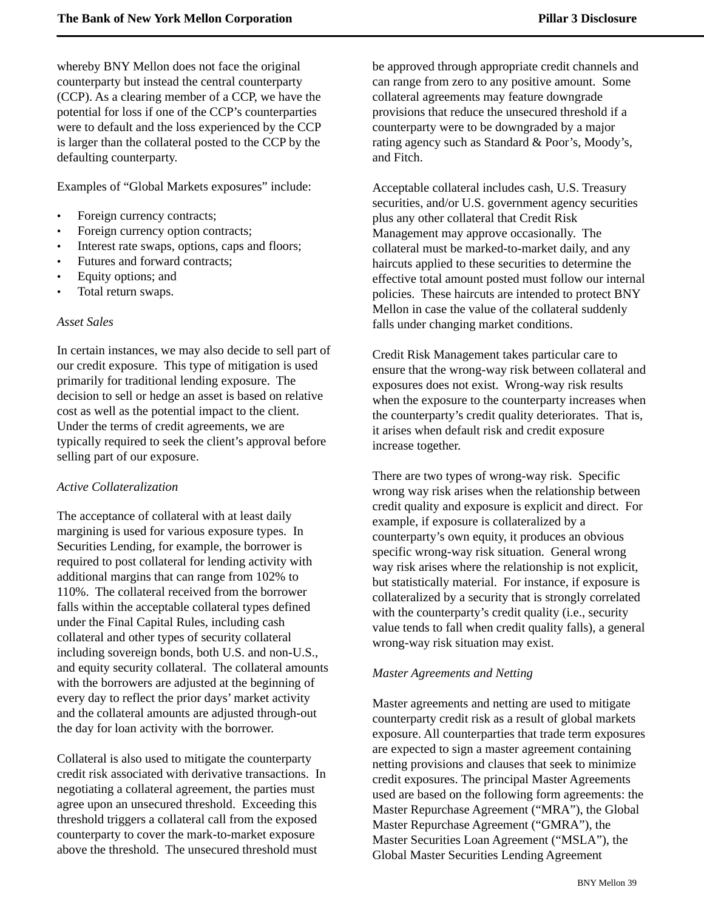whereby BNY Mellon does not face the original counterparty but instead the central counterparty (CCP). As a clearing member of a CCP, we have the potential for loss if one of the CCP's counterparties were to default and the loss experienced by the CCP is larger than the collateral posted to the CCP by the defaulting counterparty.

Examples of "Global Markets exposures" include:

- Foreign currency contracts;
- Foreign currency option contracts;
- Interest rate swaps, options, caps and floors;
- Futures and forward contracts;
- Equity options; and
- Total return swaps.

*Asset Sales*

In certain instances, we may also decide to sell part of our credit exposure. This type of mitigation is used primarily for traditional lending exposure. The decision to sell or hedge an asset is based on relative cost as well as the potential impact to the client. Under the terms of credit agreements, we are typically required to seek the client's approval before selling part of our exposure.

*Active Collateralization*

The acceptance of collateral with at least daily margining is used for various exposure types. In Securities Lending, for example, the borrower is required to post collateral for lending activity with additional margins that can range from 102% to 110%. The collateral received from the borrower falls within the acceptable collateral types defined under the Final Capital Rules, including cash collateral and other types of security collateral including sovereign bonds, both U.S. and non-U.S., and equity security collateral. The collateral amounts with the borrowers are adjusted at the beginning of every day to reflect the prior days' market activity and the collateral amounts are adjusted through-out the day for loan activity with the borrower.

Collateral is also used to mitigate the counterparty credit risk associated with derivative transactions. In negotiating a collateral agreement, the parties must agree upon an unsecured threshold. Exceeding this threshold triggers a collateral call from the exposed counterparty to cover the mark-to-market exposure above the threshold. The unsecured threshold must be approved through appropriate credit channels and can range from zero to any positive amount. Some collateral agreements may feature downgrade provisions that reduce the unsecured threshold if a counterparty were to be downgraded by a major rating agency such as Standard & Poor's, Moody's, and Fitch.

Acceptable collateral includes cash, U.S. Treasury securities, and/or U.S. government agency securities plus any other collateral that Credit Risk Management may approve occasionally. The collateral must be marked-to-market daily, and any haircuts applied to these securities to determine the effective total amount posted must follow our internal policies. These haircuts are intended to protect BNY Mellon in case the value of the collateral suddenly falls under changing market conditions.

Credit Risk Management takes particular care to ensure that the wrong-way risk between collateral and exposures does not exist. Wrong-way risk results when the exposure to the counterparty increases when the counterparty's credit quality deteriorates. That is, it arises when default risk and credit exposure increase together.

There are two types of wrong-way risk. Specific wrong way risk arises when the relationship between credit quality and exposure is explicit and direct. For example, if exposure is collateralized by a counterparty's own equity, it produces an obvious specific wrong-way risk situation. General wrong way risk arises where the relationship is not explicit, but statistically material. For instance, if exposure is collateralized by a security that is strongly correlated with the counterparty's credit quality (i.e., security value tends to fall when credit quality falls), a general wrong-way risk situation may exist.

*Master Agreements and Netting*

Master agreements and netting are used to mitigate counterparty credit risk as a result of global markets exposure. All counterparties that trade term exposures are expected to sign a master agreement containing netting provisions and clauses that seek to minimize credit exposures. The principal Master Agreements used are based on the following form agreements: the Master Repurchase Agreement ("MRA"), the Global Master Repurchase Agreement ("GMRA"), the Master Securities Loan Agreement ("MSLA"), the Global Master Securities Lending Agreement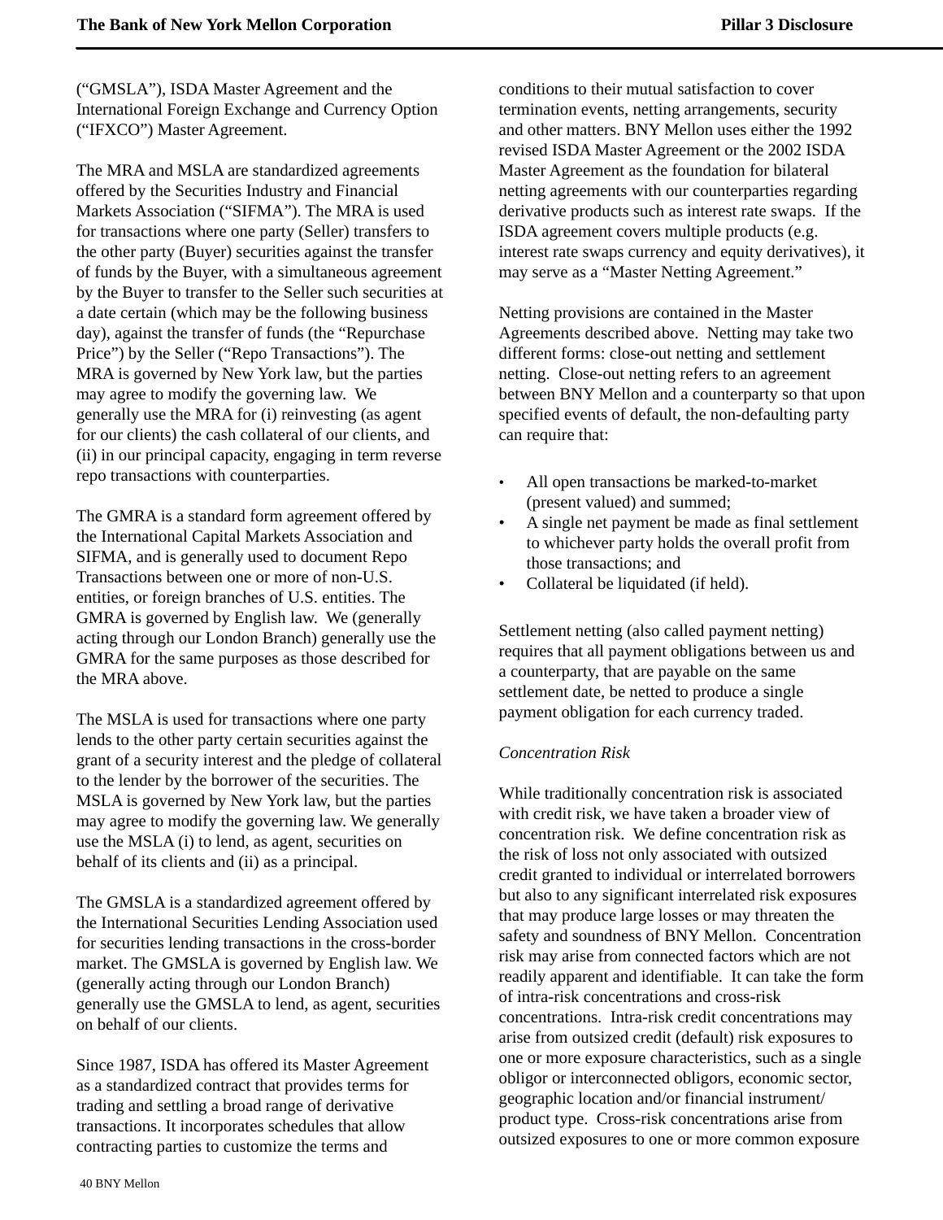(“GMSLA”), ISDA Master Agreement and the International Foreign Exchange and Currency Option (“IFXCO”) Master Agreement.

The MRA and MSLA are standardized agreements offered by the Securities Industry and Financial Markets Association (“SIFMA”). The MRA is used for transactions where one party (Seller) transfers to the other party (Buyer) securities against the transfer of funds by the Buyer, with a simultaneous agreement by the Buyer to transfer to the Seller such securities at a date certain (which may be the following business day), against the transfer of funds (the “Repurchase Price”) by the Seller (“Repo Transactions”). The MRA is governed by New York law, but the parties may agree to modify the governing law. We generally use the MRA for (i) reinvesting (as agent for our clients) the cash collateral of our clients, and (ii) in our principal capacity, engaging in term reverse repo transactions with counterparties.

The GMRA is a standard form agreement offered by the International Capital Markets Association and SIFMA, and is generally used to document Repo Transactions between one or more of non-U.S. entities, or foreign branches of U.S. entities. The GMRA is governed by English law. We (generally acting through our London Branch) generally use the GMRA for the same purposes as those described for the MRA above.

The MSLA is used for transactions where one party lends to the other party certain securities against the grant of a security interest and the pledge of collateral to the lender by the borrower of the securities. The MSLA is governed by New York law, but the parties may agree to modify the governing law. We generally use the MSLA (i) to lend, as agent, securities on behalf of its clients and (ii) as a principal.

The GMSLA is a standardized agreement offered by the International Securities Lending Association used for securities lending transactions in the cross-border market. The GMSLA is governed by English law. We (generally acting through our London Branch) generally use the GMSLA to lend, as agent, securities on behalf of our clients.

Since 1987, ISDA has offered its Master Agreement as a standardized contract that provides terms for trading and settling a broad range of derivative transactions. It incorporates schedules that allow contracting parties to customize the terms and conditions to their mutual satisfaction to cover termination events, netting arrangements, security and other matters. BNY Mellon uses either the 1992 revised ISDA Master Agreement or the 2002 ISDA Master Agreement as the foundation for bilateral netting agreements with our counterparties regarding derivative products such as interest rate swaps. If the ISDA agreement covers multiple products (e.g. interest rate swaps currency and equity derivatives), it may serve as a “Master Netting Agreement.”

Netting provisions are contained in the Master Agreements described above. Netting may take two different forms: close-out netting and settlement netting. Close-out netting refers to an agreement between BNY Mellon and a counterparty so that upon specified events of default, the non-defaulting party can require that:

- All open transactions be marked-to-market (present valued) and summed;
- A single net payment be made as final settlement to whichever party holds the overall profit from those transactions; and
- Collateral be liquidated (if held).

Settlement netting (also called payment netting) requires that all payment obligations between us and a counterparty, that are payable on the same settlement date, be netted to produce a single payment obligation for each currency traded.

*Concentration Risk*

While traditionally concentration risk is associated with credit risk, we have taken a broader view of concentration risk. We define concentration risk as the risk of loss not only associated with outsized credit granted to individual or interrelated borrowers but also to any significant interrelated risk exposures that may produce large losses or may threaten the safety and soundness of BNY Mellon. Concentration risk may arise from connected factors which are not readily apparent and identifiable. It can take the form of intra-risk concentrations and cross-risk concentrations. Intra-risk credit concentrations may arise from outsized credit (default) risk exposures to one or more exposure characteristics, such as a single obligor or interconnected obligors, economic sector, geographic location and/or financial instrument/ product type. Cross-risk concentrations arise from outsized exposures to one or more common exposure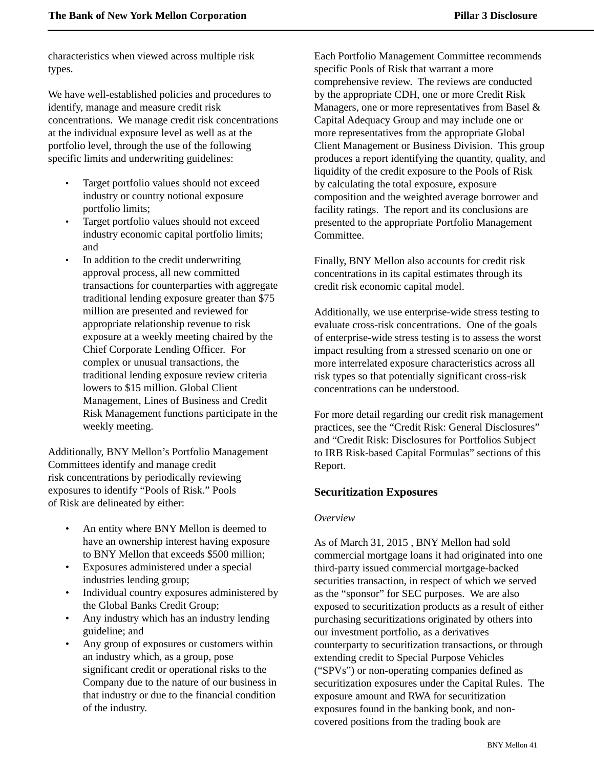characteristics when viewed across multiple risk types.

We have well-established policies and procedures to identify, manage and measure credit risk concentrations. We manage credit risk concentrations at the individual exposure level as well as at the portfolio level, through the use of the following specific limits and underwriting guidelines:

- Target portfolio values should not exceed industry or country notional exposure portfolio limits;
- Target portfolio values should not exceed industry economic capital portfolio limits; and
- In addition to the credit underwriting approval process, all new committed transactions for counterparties with aggregate traditional lending exposure greater than $75 million are presented and reviewed for appropriate relationship revenue to risk exposure at a weekly meeting chaired by the Chief Corporate Lending Officer. For complex or unusual transactions, the traditional lending exposure review criteria lowers to $15 million. Global Client Management, Lines of Business and Credit Risk Management functions participate in the weekly meeting.

Additionally, BNY Mellon's Portfolio Management Committees identify and manage credit risk concentrations by periodically reviewing exposures to identify "Pools of Risk." Pools of Risk are delineated by either:

- An entity where BNY Mellon is deemed to have an ownership interest having exposure to BNY Mellon that exceeds $500 million;
- Exposures administered under a special industries lending group;
- Individual country exposures administered by the Global Banks Credit Group;
- Any industry which has an industry lending guideline; and
- Any group of exposures or customers within an industry which, as a group, pose significant credit or operational risks to the Company due to the nature of our business in that industry or due to the financial condition of the industry.

Each Portfolio Management Committee recommends specific Pools of Risk that warrant a more comprehensive review. The reviews are conducted by the appropriate CDH, one or more Credit Risk Managers, one or more representatives from Basel & Capital Adequacy Group and may include one or more representatives from the appropriate Global Client Management or Business Division. This group produces a report identifying the quantity, quality, and liquidity of the credit exposure to the Pools of Risk by calculating the total exposure, exposure composition and the weighted average borrower and facility ratings. The report and its conclusions are presented to the appropriate Portfolio Management Committee.

Finally, BNY Mellon also accounts for credit risk concentrations in its capital estimates through its credit risk economic capital model.

Additionally, we use enterprise-wide stress testing to evaluate cross-risk concentrations. One of the goals of enterprise-wide stress testing is to assess the worst impact resulting from a stressed scenario on one or more interrelated exposure characteristics across all risk types so that potentially significant cross-risk concentrations can be understood.

For more detail regarding our credit risk management practices, see the "Credit Risk: General Disclosures" and "Credit Risk: Disclosures for Portfolios Subject to IRB Risk-based Capital Formulas" sections of this Report.

## Securitization Exposures

*Overview*

As of March 31, 2015 , BNY Mellon had sold commercial mortgage loans it had originated into one third-party issued commercial mortgage-backed securities transaction, in respect of which we served as the "sponsor" for SEC purposes. We are also exposed to securitization products as a result of either purchasing securitizations originated by others into our investment portfolio, as a derivatives counterparty to securitization transactions, or through extending credit to Special Purpose Vehicles ("SPVs") or non-operating companies defined as securitization exposures under the Capital Rules. The exposure amount and RWA for securitization exposures found in the banking book, and non-covered positions from the trading book are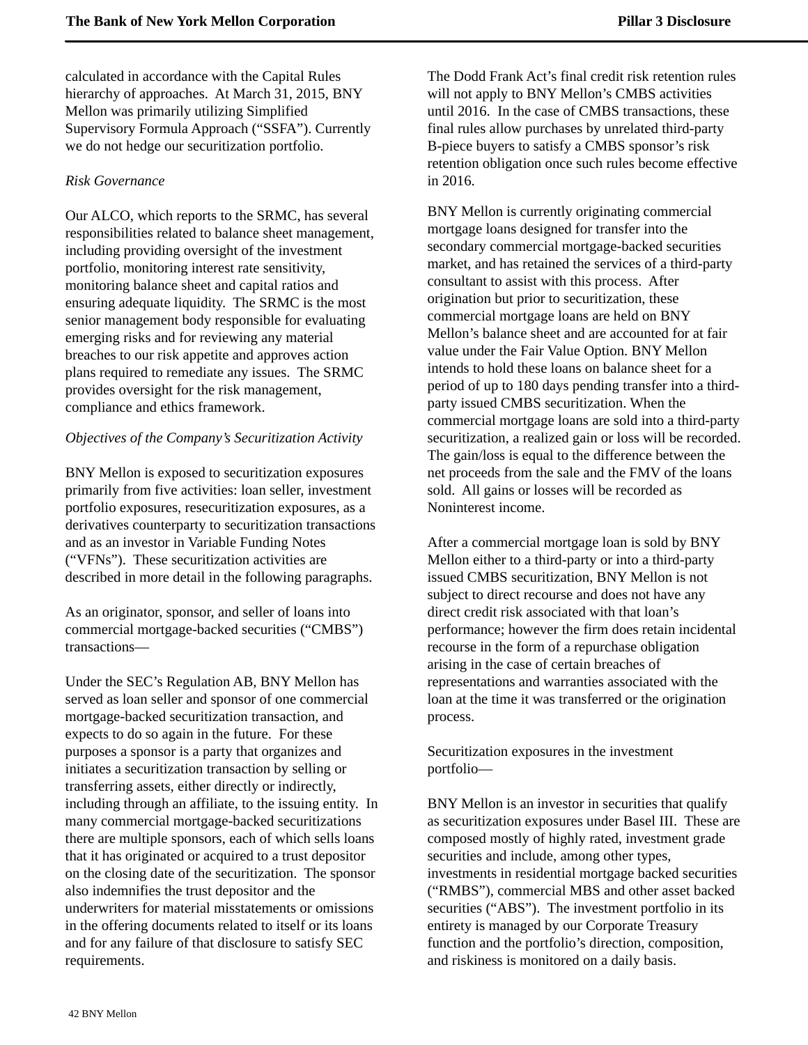calculated in accordance with the Capital Rules hierarchy of approaches. At March 31, 2015, BNY Mellon was primarily utilizing Simplified Supervisory Formula Approach ("SSFA"). Currently we do not hedge our securitization portfolio.

*Risk Governance*

Our ALCO, which reports to the SRMC, has several responsibilities related to balance sheet management, including providing oversight of the investment portfolio, monitoring interest rate sensitivity, monitoring balance sheet and capital ratios and ensuring adequate liquidity. The SRMC is the most senior management body responsible for evaluating emerging risks and for reviewing any material breaches to our risk appetite and approves action plans required to remediate any issues. The SRMC provides oversight for the risk management, compliance and ethics framework.

*Objectives of the Company's Securitization Activity*

BNY Mellon is exposed to securitization exposures primarily from five activities: loan seller, investment portfolio exposures, resecuritization exposures, as a derivatives counterparty to securitization transactions and as an investor in Variable Funding Notes ("VFNs"). These securitization activities are described in more detail in the following paragraphs.

As an originator, sponsor, and seller of loans into commercial mortgage-backed securities ("CMBS") transactions—

Under the SEC's Regulation AB, BNY Mellon has served as loan seller and sponsor of one commercial mortgage-backed securitization transaction, and expects to do so again in the future. For these purposes a sponsor is a party that organizes and initiates a securitization transaction by selling or transferring assets, either directly or indirectly, including through an affiliate, to the issuing entity. In many commercial mortgage-backed securitizations there are multiple sponsors, each of which sells loans that it has originated or acquired to a trust depositor on the closing date of the securitization. The sponsor also indemnifies the trust depositor and the underwriters for material misstatements or omissions in the offering documents related to itself or its loans and for any failure of that disclosure to satisfy SEC requirements.

The Dodd Frank Act's final credit risk retention rules will not apply to BNY Mellon's CMBS activities until 2016. In the case of CMBS transactions, these final rules allow purchases by unrelated third-party B-piece buyers to satisfy a CMBS sponsor's risk retention obligation once such rules become effective in 2016.

BNY Mellon is currently originating commercial mortgage loans designed for transfer into the secondary commercial mortgage-backed securities market, and has retained the services of a third-party consultant to assist with this process. After origination but prior to securitization, these commercial mortgage loans are held on BNY Mellon's balance sheet and are accounted for at fair value under the Fair Value Option. BNY Mellon intends to hold these loans on balance sheet for a period of up to 180 days pending transfer into a third-party issued CMBS securitization. When the commercial mortgage loans are sold into a third-party securitization, a realized gain or loss will be recorded. The gain/loss is equal to the difference between the net proceeds from the sale and the FMV of the loans sold. All gains or losses will be recorded as Noninterest income.

After a commercial mortgage loan is sold by BNY Mellon either to a third-party or into a third-party issued CMBS securitization, BNY Mellon is not subject to direct recourse and does not have any direct credit risk associated with that loan's performance; however the firm does retain incidental recourse in the form of a repurchase obligation arising in the case of certain breaches of representations and warranties associated with the loan at the time it was transferred or the origination process.

Securitization exposures in the investment portfolio—

BNY Mellon is an investor in securities that qualify as securitization exposures under Basel III. These are composed mostly of highly rated, investment grade securities and include, among other types, investments in residential mortgage backed securities ("RMBS"), commercial MBS and other asset backed securities ("ABS"). The investment portfolio in its entirety is managed by our Corporate Treasury function and the portfolio's direction, composition, and riskiness is monitored on a daily basis.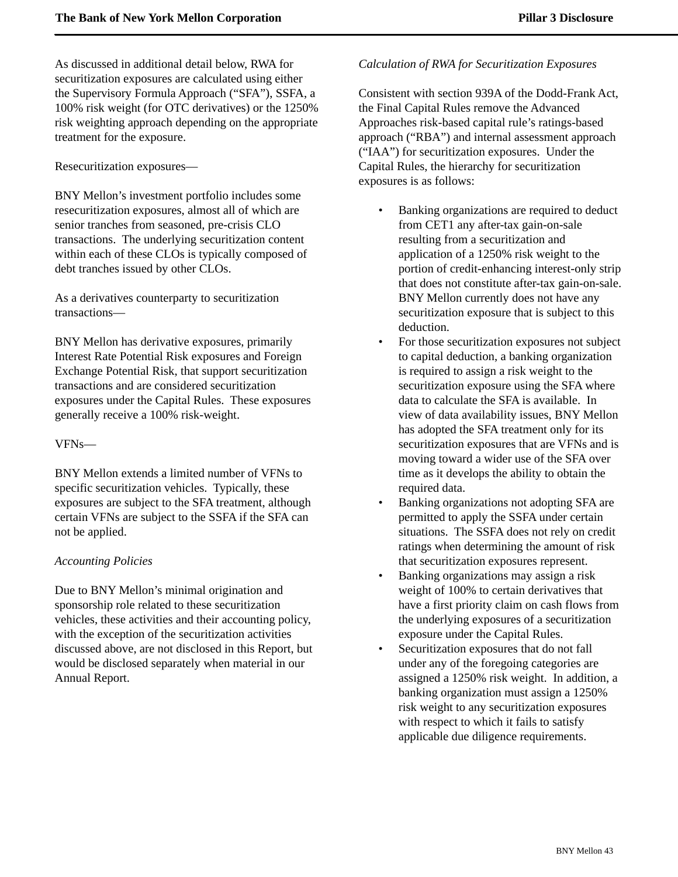As discussed in additional detail below, RWA for securitization exposures are calculated using either the Supervisory Formula Approach ("SFA"), SSFA, a 100% risk weight (for OTC derivatives) or the 1250% risk weighting approach depending on the appropriate treatment for the exposure.

Resecuritization exposures—

BNY Mellon's investment portfolio includes some resecuritization exposures, almost all of which are senior tranches from seasoned, pre-crisis CLO transactions. The underlying securitization content within each of these CLOs is typically composed of debt tranches issued by other CLOs.

As a derivatives counterparty to securitization transactions—

BNY Mellon has derivative exposures, primarily Interest Rate Potential Risk exposures and Foreign Exchange Potential Risk, that support securitization transactions and are considered securitization exposures under the Capital Rules. These exposures generally receive a 100% risk-weight.

VFNs—

BNY Mellon extends a limited number of VFNs to specific securitization vehicles. Typically, these exposures are subject to the SFA treatment, although certain VFNs are subject to the SSFA if the SFA can not be applied.

*Accounting Policies*

Due to BNY Mellon's minimal origination and sponsorship role related to these securitization vehicles, these activities and their accounting policy, with the exception of the securitization activities discussed above, are not disclosed in this Report, but would be disclosed separately when material in our Annual Report.

*Calculation of RWA for Securitization Exposures*

Consistent with section 939A of the Dodd-Frank Act, the Final Capital Rules remove the Advanced Approaches risk-based capital rule's ratings-based approach ("RBA") and internal assessment approach ("IAA") for securitization exposures. Under the Capital Rules, the hierarchy for securitization exposures is as follows:

- Banking organizations are required to deduct from CET1 any after-tax gain-on-sale resulting from a securitization and application of a 1250% risk weight to the portion of credit-enhancing interest-only strip that does not constitute after-tax gain-on-sale. BNY Mellon currently does not have any securitization exposure that is subject to this deduction.
- For those securitization exposures not subject to capital deduction, a banking organization is required to assign a risk weight to the securitization exposure using the SFA where data to calculate the SFA is available. In view of data availability issues, BNY Mellon has adopted the SFA treatment only for its securitization exposures that are VFNs and is moving toward a wider use of the SFA over time as it develops the ability to obtain the required data.
- Banking organizations not adopting SFA are permitted to apply the SSFA under certain situations. The SSFA does not rely on credit ratings when determining the amount of risk that securitization exposures represent.
- Banking organizations may assign a risk weight of 100% to certain derivatives that have a first priority claim on cash flows from the underlying exposures of a securitization exposure under the Capital Rules.
- Securitization exposures that do not fall under any of the foregoing categories are assigned a 1250% risk weight. In addition, a banking organization must assign a 1250% risk weight to any securitization exposures with respect to which it fails to satisfy applicable due diligence requirements.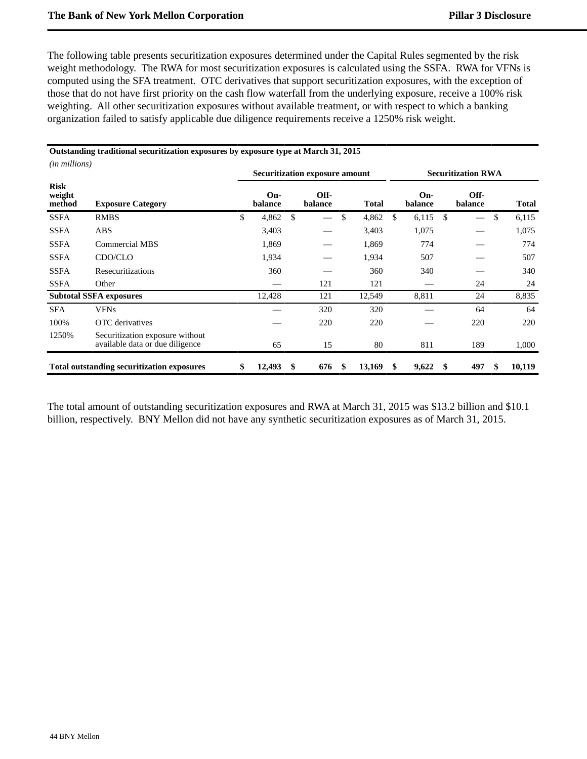The following table presents securitization exposures determined under the Capital Rules segmented by the risk weight methodology. The RWA for most securitization exposures is calculated using the SSFA. RWA for VFNs is computed using the SFA treatment. OTC derivatives that support securitization exposures, with the exception of those that do not have first priority on the cash flow waterfall from the underlying exposure, receive a 100% risk weighting. All other securitization exposures without available treatment, or with respect to which a banking organization failed to satisfy applicable due diligence requirements receive a 1250% risk weight.

**Outstanding traditional securitization exposures by exposure type at March 31, 2015**

*(in millions)*

| | | Securitization exposure amount | | | Securitization RWA | | |
|---|---|---|---|---|---|---|---|
| **Risk weight method** | **Exposure Category** | **On-balance** | **Off-balance** | **Total** | **On-balance** | **Off-balance** | **Total** |
| SSFA | RMBS | $ 4,862 | $ — | $ 4,862 | $ 6,115 | $ — | $ 6,115 |
| SSFA | ABS | 3,403 | — | 3,403 | 1,075 | — | 1,075 |
| SSFA | Commercial MBS | 1,869 | — | 1,869 | 774 | — | 774 |
| SSFA | CDO/CLO | 1,934 | — | 1,934 | 507 | — | 507 |
| SSFA | Resecuritizations | 360 | — | 360 | 340 | — | 340 |
| SSFA | Other | — | 121 | 121 | — | 24 | 24 |
| **Subtotal SSFA exposures** | | 12,428 | 121 | 12,549 | 8,811 | 24 | 8,835 |
| SFA | VFNs | — | 320 | 320 | — | 64 | 64 |
| 100% | OTC derivatives | — | 220 | 220 | — | 220 | 220 |
| 1250% | Securitization exposure without available data or due diligence | 65 | 15 | 80 | 811 | 189 | 1,000 |
| **Total outstanding securitization exposures** | | **$ 12,493** | **$ 676** | **$ 13,169** | **$ 9,622** | **$ 497** | **$ 10,119** |

The total amount of outstanding securitization exposures and RWA at March 31, 2015 was $13.2 billion and $10.1 billion, respectively. BNY Mellon did not have any synthetic securitization exposures as of March 31, 2015.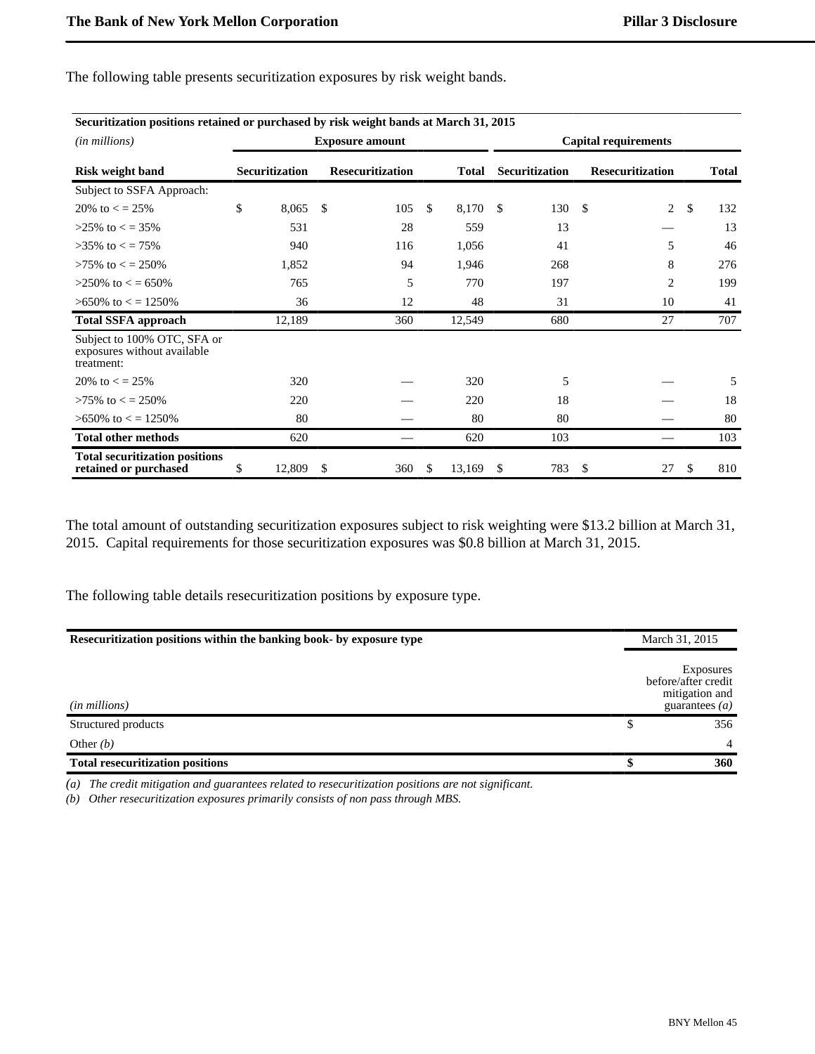The following table presents securitization exposures by risk weight bands.

| Securitization positions retained or purchased by risk weight bands at March 31, 2015 | | | | | | |
|---|---|---|---|---|---|---|
| *(in millions)* | Exposure amount | | | Capital requirements | | |
| **Risk weight band** | **Securitization** | **Resecuritization** | **Total** | **Securitization** | **Resecuritization** | **Total** |
| Subject to SSFA Approach: | | | | | | |
| 20% to < = 25% | $ 8,065 | $ 105 | $ 8,170 | $ 130 | $ 2 | $ 132 |
| >25% to < = 35% | 531 | 28 | 559 | 13 | — | 13 |
| >35% to < = 75% | 940 | 116 | 1,056 | 41 | 5 | 46 |
| >75% to < = 250% | 1,852 | 94 | 1,946 | 268 | 8 | 276 |
| >250% to < = 650% | 765 | 5 | 770 | 197 | 2 | 199 |
| >650% to < = 1250% | 36 | 12 | 48 | 31 | 10 | 41 |
| **Total SSFA approach** | 12,189 | 360 | 12,549 | 680 | 27 | 707 |
| Subject to 100% OTC, SFA or exposures without available treatment: | | | | | | |
| 20% to < = 25% | 320 | — | 320 | 5 | — | 5 |
| >75% to < = 250% | 220 | — | 220 | 18 | — | 18 |
| >650% to < = 1250% | 80 | — | 80 | 80 | — | 80 |
| **Total other methods** | 620 | — | 620 | 103 | — | 103 |
| **Total securitization positions retained or purchased** | $ 12,809 | $ 360 | $ 13,169 | $ 783 | $ 27 | $ 810 |

The total amount of outstanding securitization exposures subject to risk weighting were $13.2 billion at March 31, 2015. Capital requirements for those securitization exposures was $0.8 billion at March 31, 2015.

The following table details resecuritization positions by exposure type.

| **Resecuritization positions within the banking book- by exposure type** | March 31, 2015 |
|---|---|
| *(in millions)* | Exposures before/after credit mitigation and guarantees *(a)* |
| Structured products | $ 356 |
| Other *(b)* | 4 |
| **Total resecuritization positions** | **$ 360** |

*(a) The credit mitigation and guarantees related to resecuritization positions are not significant.*

*(b) Other resecuritization exposures primarily consists of non pass through MBS.*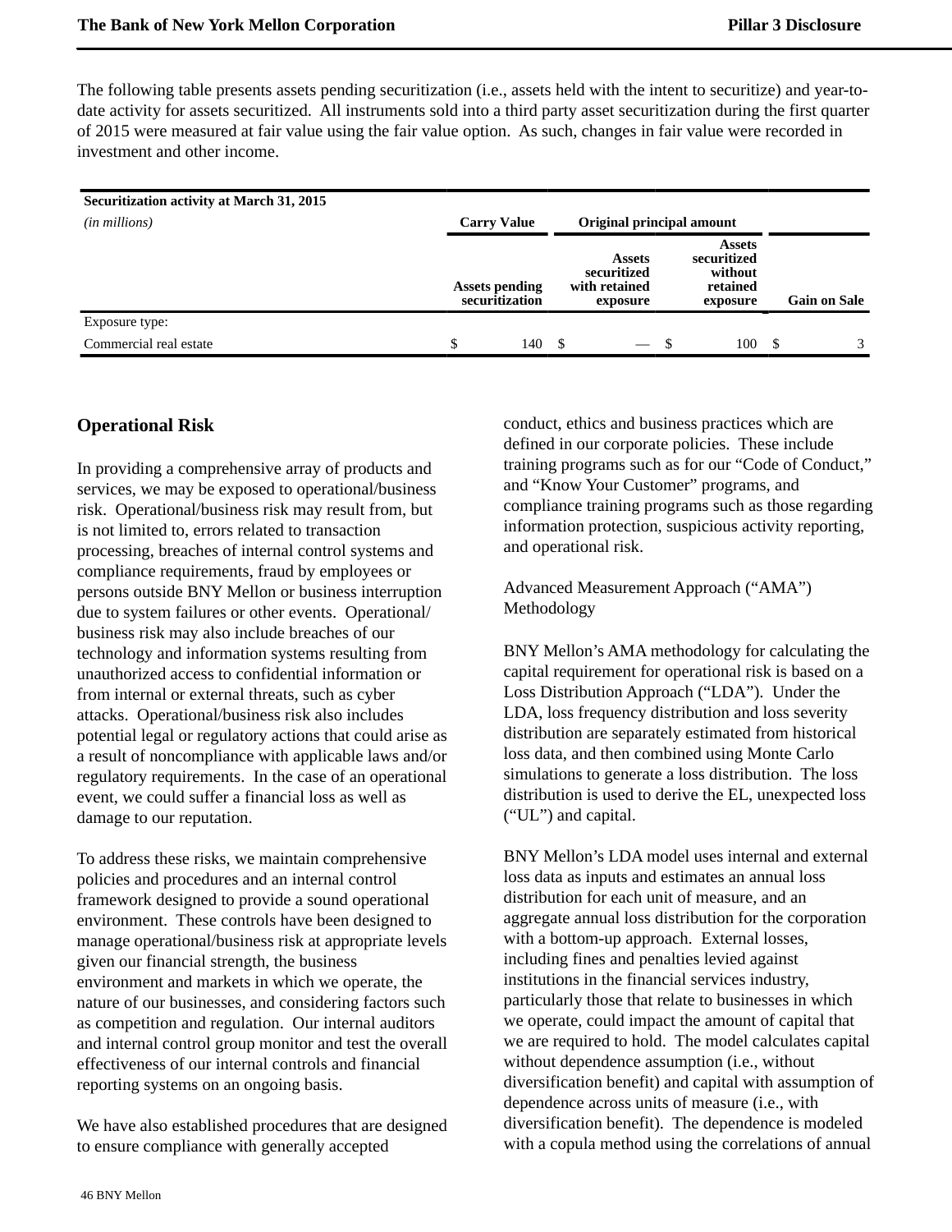The following table presents assets pending securitization (i.e., assets held with the intent to securitize) and year-to-date activity for assets securitized. All instruments sold into a third party asset securitization during the first quarter of 2015 were measured at fair value using the fair value option. As such, changes in fair value were recorded in investment and other income.

| **Securitization activity at March 31, 2015** *(in millions)* | **Carry Value** | **Original principal amount** | | |
|---|---|---|---|---|
| | **Assets pending securitization** | **Assets securitized with retained exposure** | **Assets securitized without retained exposure** | **Gain on Sale** |
| Exposure type: | | | | |
| Commercial real estate | $ 140 | $ — | $ 100 | $ 3 |

## Operational Risk

In providing a comprehensive array of products and services, we may be exposed to operational/business risk. Operational/business risk may result from, but is not limited to, errors related to transaction processing, breaches of internal control systems and compliance requirements, fraud by employees or persons outside BNY Mellon or business interruption due to system failures or other events. Operational/business risk may also include breaches of our technology and information systems resulting from unauthorized access to confidential information or from internal or external threats, such as cyber attacks. Operational/business risk also includes potential legal or regulatory actions that could arise as a result of noncompliance with applicable laws and/or regulatory requirements. In the case of an operational event, we could suffer a financial loss as well as damage to our reputation.

To address these risks, we maintain comprehensive policies and procedures and an internal control framework designed to provide a sound operational environment. These controls have been designed to manage operational/business risk at appropriate levels given our financial strength, the business environment and markets in which we operate, the nature of our businesses, and considering factors such as competition and regulation. Our internal auditors and internal control group monitor and test the overall effectiveness of our internal controls and financial reporting systems on an ongoing basis.

We have also established procedures that are designed to ensure compliance with generally accepted conduct, ethics and business practices which are defined in our corporate policies. These include training programs such as for our "Code of Conduct," and "Know Your Customer" programs, and compliance training programs such as those regarding information protection, suspicious activity reporting, and operational risk.

Advanced Measurement Approach ("AMA") Methodology

BNY Mellon's AMA methodology for calculating the capital requirement for operational risk is based on a Loss Distribution Approach ("LDA"). Under the LDA, loss frequency distribution and loss severity distribution are separately estimated from historical loss data, and then combined using Monte Carlo simulations to generate a loss distribution. The loss distribution is used to derive the EL, unexpected loss ("UL") and capital.

BNY Mellon's LDA model uses internal and external loss data as inputs and estimates an annual loss distribution for each unit of measure, and an aggregate annual loss distribution for the corporation with a bottom-up approach. External losses, including fines and penalties levied against institutions in the financial services industry, particularly those that relate to businesses in which we operate, could impact the amount of capital that we are required to hold. The model calculates capital without dependence assumption (i.e., without diversification benefit) and capital with assumption of dependence across units of measure (i.e., with diversification benefit). The dependence is modeled with a copula method using the correlations of annual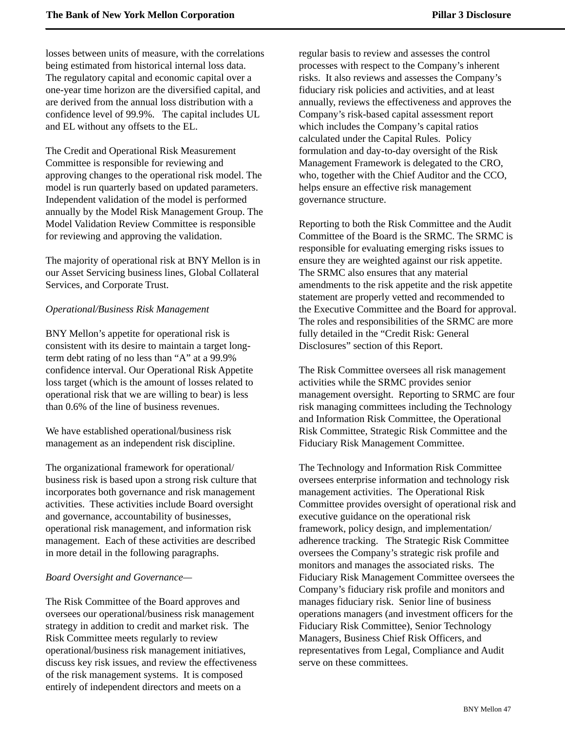losses between units of measure, with the correlations being estimated from historical internal loss data. The regulatory capital and economic capital over a one-year time horizon are the diversified capital, and are derived from the annual loss distribution with a confidence level of 99.9%. The capital includes UL and EL without any offsets to the EL.

The Credit and Operational Risk Measurement Committee is responsible for reviewing and approving changes to the operational risk model. The model is run quarterly based on updated parameters. Independent validation of the model is performed annually by the Model Risk Management Group. The Model Validation Review Committee is responsible for reviewing and approving the validation.

The majority of operational risk at BNY Mellon is in our Asset Servicing business lines, Global Collateral Services, and Corporate Trust.

*Operational/Business Risk Management*

BNY Mellon's appetite for operational risk is consistent with its desire to maintain a target long-term debt rating of no less than "A" at a 99.9% confidence interval. Our Operational Risk Appetite loss target (which is the amount of losses related to operational risk that we are willing to bear) is less than 0.6% of the line of business revenues.

We have established operational/business risk management as an independent risk discipline.

The organizational framework for operational/ business risk is based upon a strong risk culture that incorporates both governance and risk management activities. These activities include Board oversight and governance, accountability of businesses, operational risk management, and information risk management. Each of these activities are described in more detail in the following paragraphs.

*Board Oversight and Governance—*

The Risk Committee of the Board approves and oversees our operational/business risk management strategy in addition to credit and market risk. The Risk Committee meets regularly to review operational/business risk management initiatives, discuss key risk issues, and review the effectiveness of the risk management systems. It is composed entirely of independent directors and meets on a regular basis to review and assesses the control processes with respect to the Company's inherent risks. It also reviews and assesses the Company's fiduciary risk policies and activities, and at least annually, reviews the effectiveness and approves the Company's risk-based capital assessment report which includes the Company's capital ratios calculated under the Capital Rules. Policy formulation and day-to-day oversight of the Risk Management Framework is delegated to the CRO, who, together with the Chief Auditor and the CCO, helps ensure an effective risk management governance structure.

Reporting to both the Risk Committee and the Audit Committee of the Board is the SRMC. The SRMC is responsible for evaluating emerging risks issues to ensure they are weighted against our risk appetite. The SRMC also ensures that any material amendments to the risk appetite and the risk appetite statement are properly vetted and recommended to the Executive Committee and the Board for approval. The roles and responsibilities of the SRMC are more fully detailed in the "Credit Risk: General Disclosures" section of this Report.

The Risk Committee oversees all risk management activities while the SRMC provides senior management oversight. Reporting to SRMC are four risk managing committees including the Technology and Information Risk Committee, the Operational Risk Committee, Strategic Risk Committee and the Fiduciary Risk Management Committee.

The Technology and Information Risk Committee oversees enterprise information and technology risk management activities. The Operational Risk Committee provides oversight of operational risk and executive guidance on the operational risk framework, policy design, and implementation/ adherence tracking. The Strategic Risk Committee oversees the Company's strategic risk profile and monitors and manages the associated risks. The Fiduciary Risk Management Committee oversees the Company's fiduciary risk profile and monitors and manages fiduciary risk. Senior line of business operations managers (and investment officers for the Fiduciary Risk Committee), Senior Technology Managers, Business Chief Risk Officers, and representatives from Legal, Compliance and Audit serve on these committees.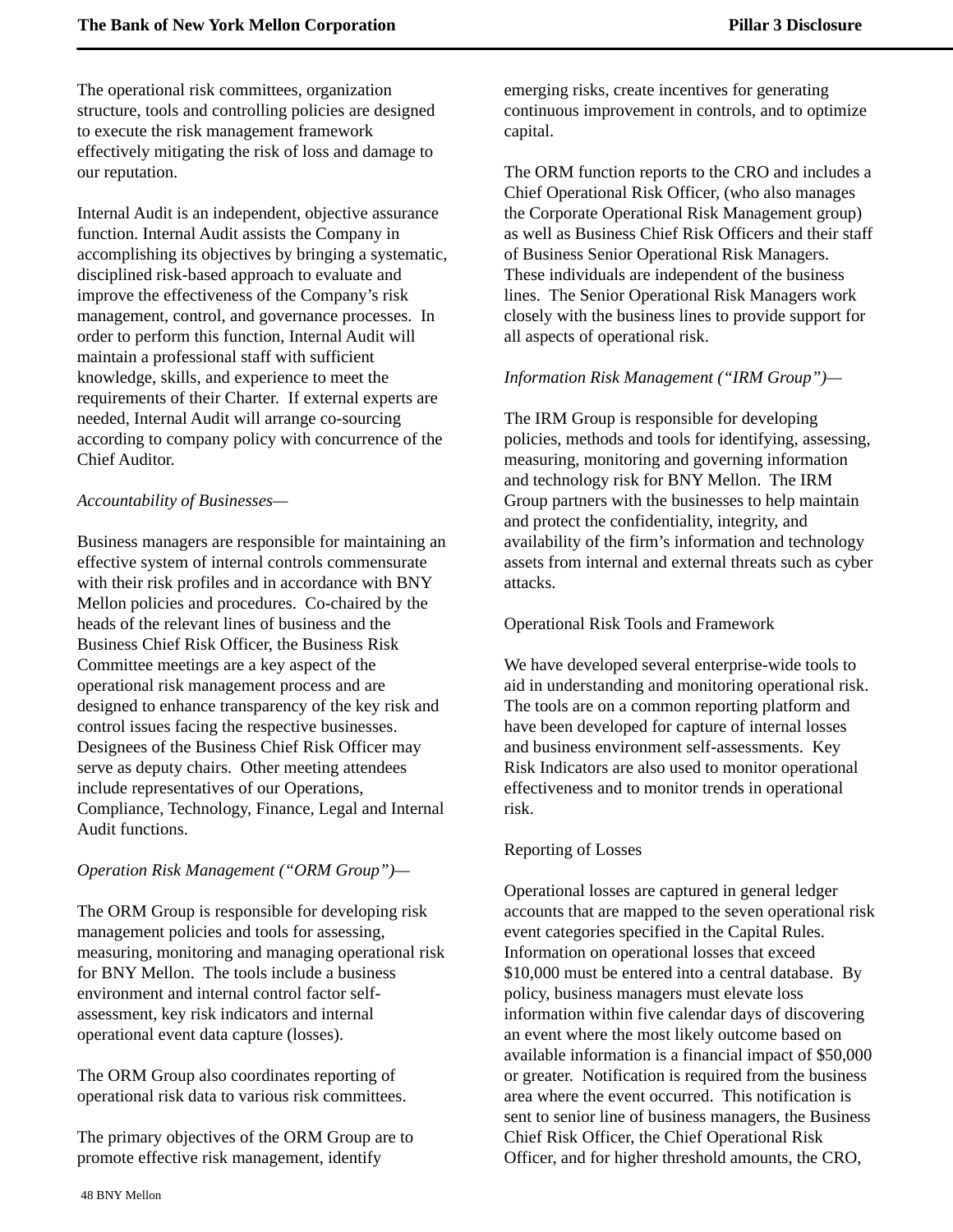The operational risk committees, organization structure, tools and controlling policies are designed to execute the risk management framework effectively mitigating the risk of loss and damage to our reputation.

Internal Audit is an independent, objective assurance function. Internal Audit assists the Company in accomplishing its objectives by bringing a systematic, disciplined risk-based approach to evaluate and improve the effectiveness of the Company's risk management, control, and governance processes. In order to perform this function, Internal Audit will maintain a professional staff with sufficient knowledge, skills, and experience to meet the requirements of their Charter. If external experts are needed, Internal Audit will arrange co-sourcing according to company policy with concurrence of the Chief Auditor.

*Accountability of Businesses—*

Business managers are responsible for maintaining an effective system of internal controls commensurate with their risk profiles and in accordance with BNY Mellon policies and procedures. Co-chaired by the heads of the relevant lines of business and the Business Chief Risk Officer, the Business Risk Committee meetings are a key aspect of the operational risk management process and are designed to enhance transparency of the key risk and control issues facing the respective businesses. Designees of the Business Chief Risk Officer may serve as deputy chairs. Other meeting attendees include representatives of our Operations, Compliance, Technology, Finance, Legal and Internal Audit functions.

*Operation Risk Management ("ORM Group")—*

The ORM Group is responsible for developing risk management policies and tools for assessing, measuring, monitoring and managing operational risk for BNY Mellon. The tools include a business environment and internal control factor self-assessment, key risk indicators and internal operational event data capture (losses).

The ORM Group also coordinates reporting of operational risk data to various risk committees.

The primary objectives of the ORM Group are to promote effective risk management, identify emerging risks, create incentives for generating continuous improvement in controls, and to optimize capital.

The ORM function reports to the CRO and includes a Chief Operational Risk Officer, (who also manages the Corporate Operational Risk Management group) as well as Business Chief Risk Officers and their staff of Business Senior Operational Risk Managers. These individuals are independent of the business lines. The Senior Operational Risk Managers work closely with the business lines to provide support for all aspects of operational risk.

*Information Risk Management ("IRM Group")—*

The IRM Group is responsible for developing policies, methods and tools for identifying, assessing, measuring, monitoring and governing information and technology risk for BNY Mellon. The IRM Group partners with the businesses to help maintain and protect the confidentiality, integrity, and availability of the firm's information and technology assets from internal and external threats such as cyber attacks.

Operational Risk Tools and Framework

We have developed several enterprise-wide tools to aid in understanding and monitoring operational risk. The tools are on a common reporting platform and have been developed for capture of internal losses and business environment self-assessments. Key Risk Indicators are also used to monitor operational effectiveness and to monitor trends in operational risk.

Reporting of Losses

Operational losses are captured in general ledger accounts that are mapped to the seven operational risk event categories specified in the Capital Rules. Information on operational losses that exceed $10,000 must be entered into a central database. By policy, business managers must elevate loss information within five calendar days of discovering an event where the most likely outcome based on available information is a financial impact of $50,000 or greater. Notification is required from the business area where the event occurred. This notification is sent to senior line of business managers, the Business Chief Risk Officer, the Chief Operational Risk Officer, and for higher threshold amounts, the CRO,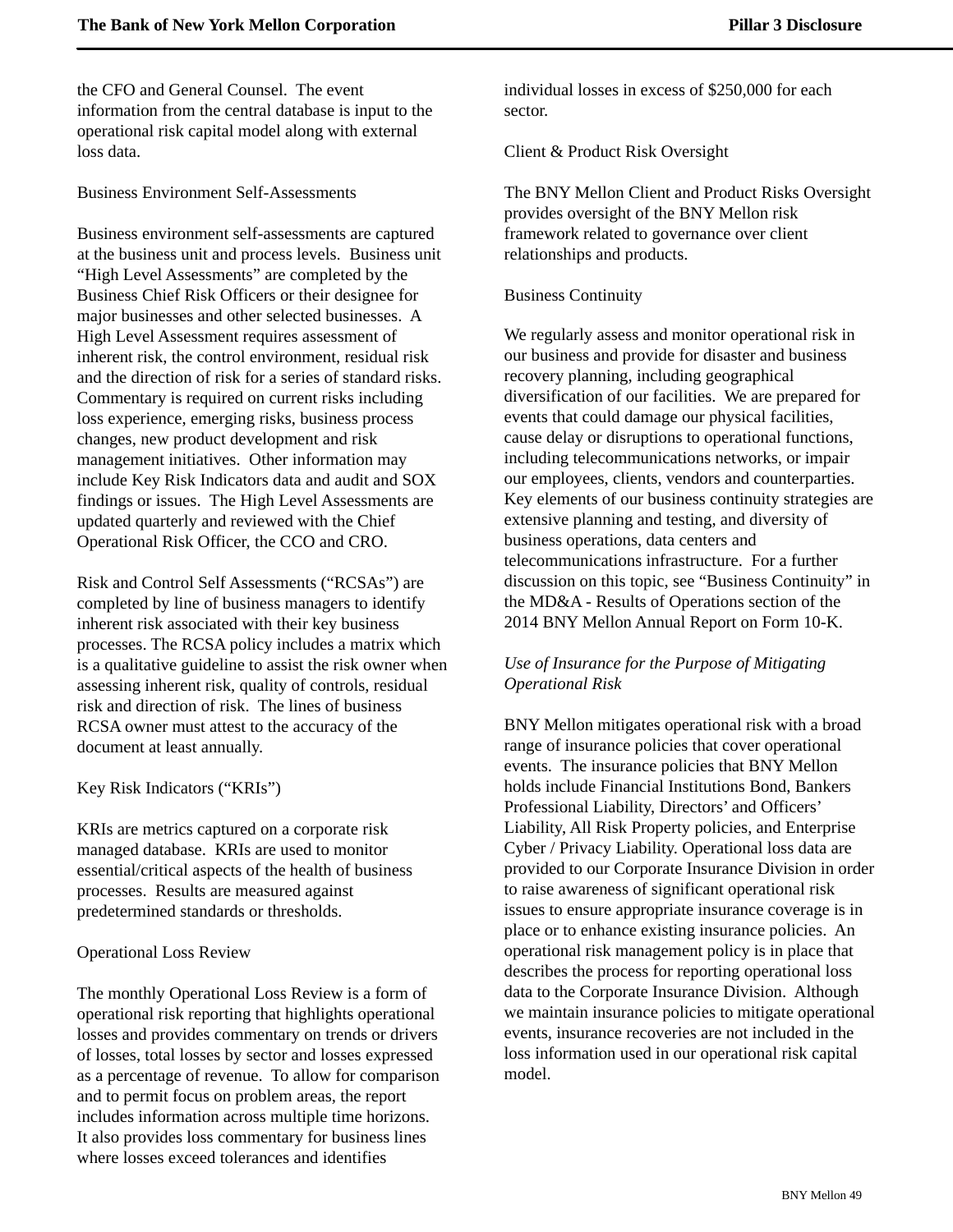the CFO and General Counsel. The event information from the central database is input to the operational risk capital model along with external loss data.

Business Environment Self-Assessments

Business environment self-assessments are captured at the business unit and process levels. Business unit "High Level Assessments" are completed by the Business Chief Risk Officers or their designee for major businesses and other selected businesses. A High Level Assessment requires assessment of inherent risk, the control environment, residual risk and the direction of risk for a series of standard risks. Commentary is required on current risks including loss experience, emerging risks, business process changes, new product development and risk management initiatives. Other information may include Key Risk Indicators data and audit and SOX findings or issues. The High Level Assessments are updated quarterly and reviewed with the Chief Operational Risk Officer, the CCO and CRO.

Risk and Control Self Assessments ("RCSAs") are completed by line of business managers to identify inherent risk associated with their key business processes. The RCSA policy includes a matrix which is a qualitative guideline to assist the risk owner when assessing inherent risk, quality of controls, residual risk and direction of risk. The lines of business RCSA owner must attest to the accuracy of the document at least annually.

Key Risk Indicators ("KRIs")

KRIs are metrics captured on a corporate risk managed database. KRIs are used to monitor essential/critical aspects of the health of business processes. Results are measured against predetermined standards or thresholds.

Operational Loss Review

The monthly Operational Loss Review is a form of operational risk reporting that highlights operational losses and provides commentary on trends or drivers of losses, total losses by sector and losses expressed as a percentage of revenue. To allow for comparison and to permit focus on problem areas, the report includes information across multiple time horizons. It also provides loss commentary for business lines where losses exceed tolerances and identifies individual losses in excess of $250,000 for each sector.

Client & Product Risk Oversight

The BNY Mellon Client and Product Risks Oversight provides oversight of the BNY Mellon risk framework related to governance over client relationships and products.

Business Continuity

We regularly assess and monitor operational risk in our business and provide for disaster and business recovery planning, including geographical diversification of our facilities. We are prepared for events that could damage our physical facilities, cause delay or disruptions to operational functions, including telecommunications networks, or impair our employees, clients, vendors and counterparties. Key elements of our business continuity strategies are extensive planning and testing, and diversity of business operations, data centers and telecommunications infrastructure. For a further discussion on this topic, see "Business Continuity" in the MD&A - Results of Operations section of the 2014 BNY Mellon Annual Report on Form 10-K.

*Use of Insurance for the Purpose of Mitigating Operational Risk*

BNY Mellon mitigates operational risk with a broad range of insurance policies that cover operational events. The insurance policies that BNY Mellon holds include Financial Institutions Bond, Bankers Professional Liability, Directors' and Officers' Liability, All Risk Property policies, and Enterprise Cyber / Privacy Liability. Operational loss data are provided to our Corporate Insurance Division in order to raise awareness of significant operational risk issues to ensure appropriate insurance coverage is in place or to enhance existing insurance policies. An operational risk management policy is in place that describes the process for reporting operational loss data to the Corporate Insurance Division. Although we maintain insurance policies to mitigate operational events, insurance recoveries are not included in the loss information used in our operational risk capital model.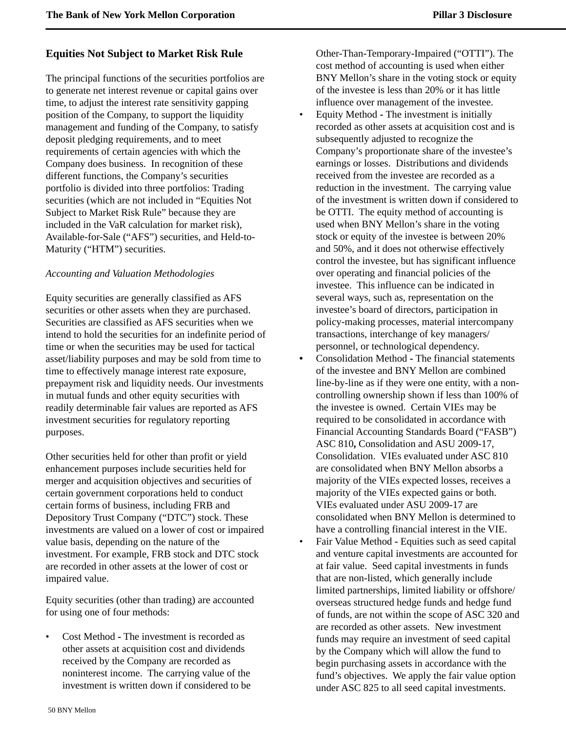## Equities Not Subject to Market Risk Rule

The principal functions of the securities portfolios are to generate net interest revenue or capital gains over time, to adjust the interest rate sensitivity gapping position of the Company, to support the liquidity management and funding of the Company, to satisfy deposit pledging requirements, and to meet requirements of certain agencies with which the Company does business. In recognition of these different functions, the Company's securities portfolio is divided into three portfolios: Trading securities (which are not included in "Equities Not Subject to Market Risk Rule" because they are included in the VaR calculation for market risk), Available-for-Sale ("AFS") securities, and Held-to-Maturity ("HTM") securities.

*Accounting and Valuation Methodologies*

Equity securities are generally classified as AFS securities or other assets when they are purchased. Securities are classified as AFS securities when we intend to hold the securities for an indefinite period of time or when the securities may be used for tactical asset/liability purposes and may be sold from time to time to effectively manage interest rate exposure, prepayment risk and liquidity needs. Our investments in mutual funds and other equity securities with readily determinable fair values are reported as AFS investment securities for regulatory reporting purposes.

Other securities held for other than profit or yield enhancement purposes include securities held for merger and acquisition objectives and securities of certain government corporations held to conduct certain forms of business, including FRB and Depository Trust Company ("DTC") stock. These investments are valued on a lower of cost or impaired value basis, depending on the nature of the investment. For example, FRB stock and DTC stock are recorded in other assets at the lower of cost or impaired value.

Equity securities (other than trading) are accounted for using one of four methods:

- Cost Method - The investment is recorded as other assets at acquisition cost and dividends received by the Company are recorded as noninterest income. The carrying value of the investment is written down if considered to be Other-Than-Temporary-Impaired ("OTTI"). The cost method of accounting is used when either BNY Mellon's share in the voting stock or equity of the investee is less than 20% or it has little influence over management of the investee.
- Equity Method - The investment is initially recorded as other assets at acquisition cost and is subsequently adjusted to recognize the Company's proportionate share of the investee's earnings or losses. Distributions and dividends received from the investee are recorded as a reduction in the investment. The carrying value of the investment is written down if considered to be OTTI. The equity method of accounting is used when BNY Mellon's share in the voting stock or equity of the investee is between 20% and 50%, and it does not otherwise effectively control the investee, but has significant influence over operating and financial policies of the investee. This influence can be indicated in several ways, such as, representation on the investee's board of directors, participation in policy-making processes, material intercompany transactions, interchange of key managers/ personnel, or technological dependency.
- Consolidation Method - The financial statements of the investee and BNY Mellon are combined line-by-line as if they were one entity, with a non-controlling ownership shown if less than 100% of the investee is owned. Certain VIEs may be required to be consolidated in accordance with Financial Accounting Standards Board ("FASB") ASC 810**,** Consolidation and ASU 2009-17, Consolidation. VIEs evaluated under ASC 810 are consolidated when BNY Mellon absorbs a majority of the VIEs expected losses, receives a majority of the VIEs expected gains or both. VIEs evaluated under ASU 2009-17 are consolidated when BNY Mellon is determined to have a controlling financial interest in the VIE.
- Fair Value Method - Equities such as seed capital and venture capital investments are accounted for at fair value. Seed capital investments in funds that are non-listed, which generally include limited partnerships, limited liability or offshore/ overseas structured hedge funds and hedge fund of funds, are not within the scope of ASC 320 and are recorded as other assets. New investment funds may require an investment of seed capital by the Company which will allow the fund to begin purchasing assets in accordance with the fund's objectives. We apply the fair value option under ASC 825 to all seed capital investments.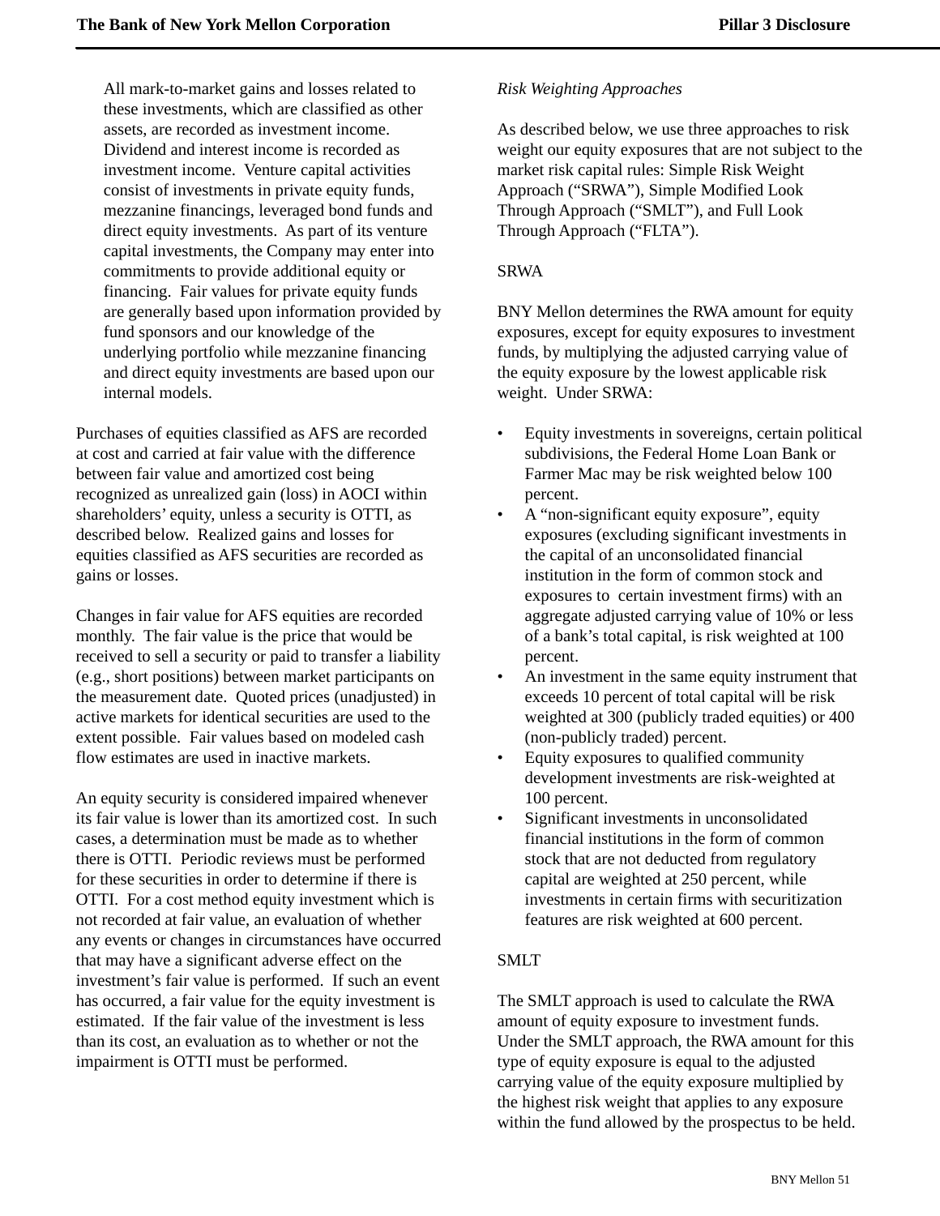All mark-to-market gains and losses related to these investments, which are classified as other assets, are recorded as investment income. Dividend and interest income is recorded as investment income. Venture capital activities consist of investments in private equity funds, mezzanine financings, leveraged bond funds and direct equity investments. As part of its venture capital investments, the Company may enter into commitments to provide additional equity or financing. Fair values for private equity funds are generally based upon information provided by fund sponsors and our knowledge of the underlying portfolio while mezzanine financing and direct equity investments are based upon our internal models.

Purchases of equities classified as AFS are recorded at cost and carried at fair value with the difference between fair value and amortized cost being recognized as unrealized gain (loss) in AOCI within shareholders' equity, unless a security is OTTI, as described below. Realized gains and losses for equities classified as AFS securities are recorded as gains or losses.

Changes in fair value for AFS equities are recorded monthly. The fair value is the price that would be received to sell a security or paid to transfer a liability (e.g., short positions) between market participants on the measurement date. Quoted prices (unadjusted) in active markets for identical securities are used to the extent possible. Fair values based on modeled cash flow estimates are used in inactive markets.

An equity security is considered impaired whenever its fair value is lower than its amortized cost. In such cases, a determination must be made as to whether there is OTTI. Periodic reviews must be performed for these securities in order to determine if there is OTTI. For a cost method equity investment which is not recorded at fair value, an evaluation of whether any events or changes in circumstances have occurred that may have a significant adverse effect on the investment's fair value is performed. If such an event has occurred, a fair value for the equity investment is estimated. If the fair value of the investment is less than its cost, an evaluation as to whether or not the impairment is OTTI must be performed.

*Risk Weighting Approaches*

As described below, we use three approaches to risk weight our equity exposures that are not subject to the market risk capital rules: Simple Risk Weight Approach ("SRWA"), Simple Modified Look Through Approach ("SMLT"), and Full Look Through Approach ("FLTA").

SRWA

BNY Mellon determines the RWA amount for equity exposures, except for equity exposures to investment funds, by multiplying the adjusted carrying value of the equity exposure by the lowest applicable risk weight. Under SRWA:

- Equity investments in sovereigns, certain political subdivisions, the Federal Home Loan Bank or Farmer Mac may be risk weighted below 100 percent.
- A "non-significant equity exposure", equity exposures (excluding significant investments in the capital of an unconsolidated financial institution in the form of common stock and exposures to certain investment firms) with an aggregate adjusted carrying value of 10% or less of a bank's total capital, is risk weighted at 100 percent.
- An investment in the same equity instrument that exceeds 10 percent of total capital will be risk weighted at 300 (publicly traded equities) or 400 (non-publicly traded) percent.
- Equity exposures to qualified community development investments are risk-weighted at 100 percent.
- Significant investments in unconsolidated financial institutions in the form of common stock that are not deducted from regulatory capital are weighted at 250 percent, while investments in certain firms with securitization features are risk weighted at 600 percent.

SMLT

The SMLT approach is used to calculate the RWA amount of equity exposure to investment funds. Under the SMLT approach, the RWA amount for this type of equity exposure is equal to the adjusted carrying value of the equity exposure multiplied by the highest risk weight that applies to any exposure within the fund allowed by the prospectus to be held.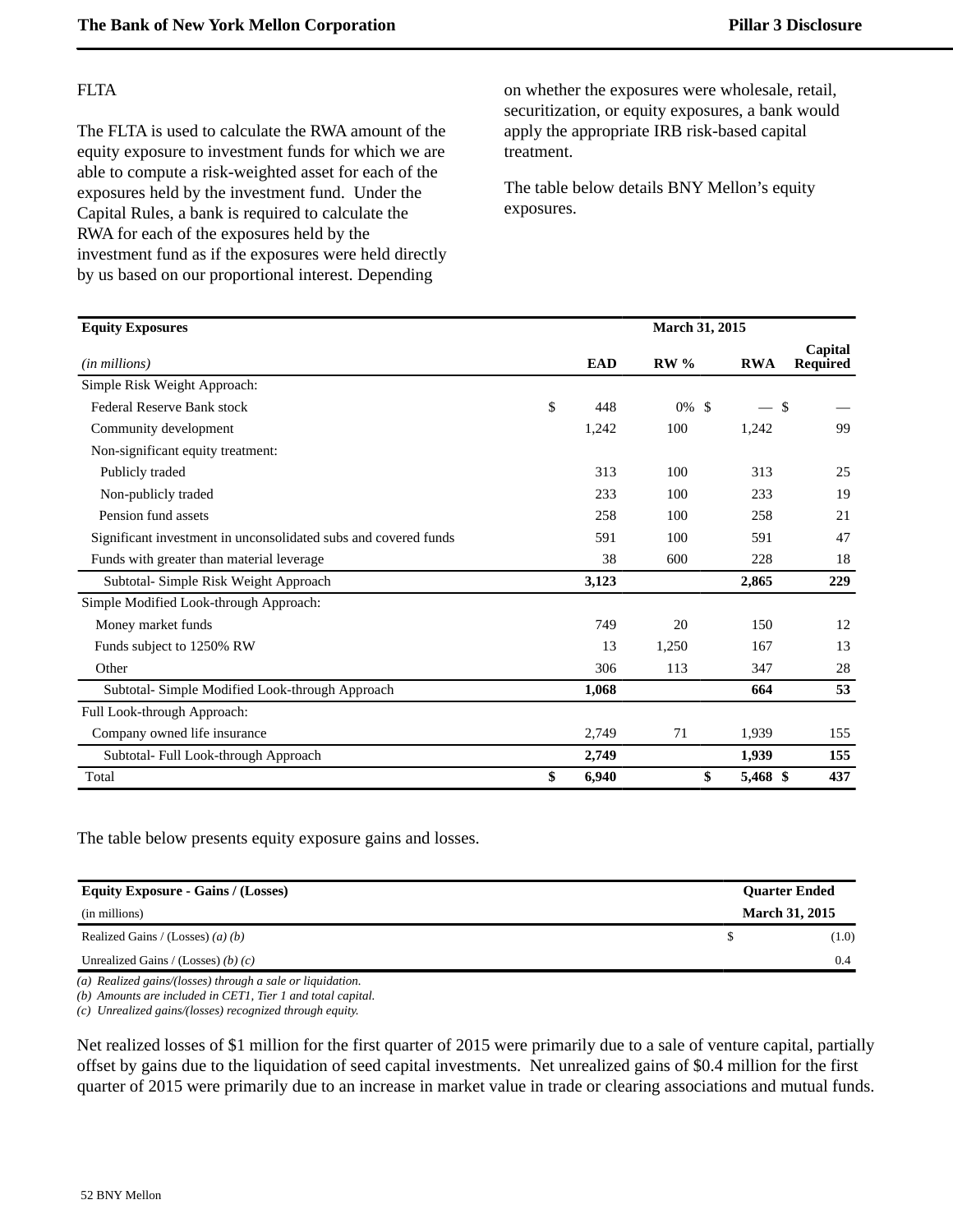FLTA

The FLTA is used to calculate the RWA amount of the equity exposure to investment funds for which we are able to compute a risk-weighted asset for each of the exposures held by the investment fund. Under the Capital Rules, a bank is required to calculate the RWA for each of the exposures held by the investment fund as if the exposures were held directly by us based on our proportional interest. Depending on whether the exposures were wholesale, retail, securitization, or equity exposures, a bank would apply the appropriate IRB risk-based capital treatment.

The table below details BNY Mellon's equity exposures.

| **Equity Exposures** | March 31, 2015 | | | |
|---|---|---|---|---|
| *(in millions)* | **EAD** | **RW %** | **RWA** | **Capital Required** |
| Simple Risk Weight Approach: | | | | |
| Federal Reserve Bank stock | $ 448 | 0% | $ — | $ — |
| Community development | 1,242 | 100 | 1,242 | 99 |
| Non-significant equity treatment: | | | | |
| Publicly traded | 313 | 100 | 313 | 25 |
| Non-publicly traded | 233 | 100 | 233 | 19 |
| Pension fund assets | 258 | 100 | 258 | 21 |
| Significant investment in unconsolidated subs and covered funds | 591 | 100 | 591 | 47 |
| Funds with greater than material leverage | 38 | 600 | 228 | 18 |
| Subtotal- Simple Risk Weight Approach | **3,123** | | **2,865** | **229** |
| Simple Modified Look-through Approach: | | | | |
| Money market funds | 749 | 20 | 150 | 12 |
| Funds subject to 1250% RW | 13 | 1,250 | 167 | 13 |
| Other | 306 | 113 | 347 | 28 |
| Subtotal- Simple Modified Look-through Approach | **1,068** | | **664** | **53** |
| Full Look-through Approach: | | | | |
| Company owned life insurance | 2,749 | 71 | 1,939 | 155 |
| Subtotal- Full Look-through Approach | **2,749** | | **1,939** | **155** |
| Total | **$ 6,940** | | **$ 5,468** | **$ 437** |

The table below presents equity exposure gains and losses.

| **Equity Exposure - Gains / (Losses)** | **Quarter Ended** |
|---|---|
| (in millions) | **March 31, 2015** |
| Realized Gains / (Losses) *(a) (b)* | $ (1.0) |
| Unrealized Gains / (Losses) *(b) (c)* | 0.4 |

*(a) Realized gains/(losses) through a sale or liquidation.*
*(b) Amounts are included in CET1, Tier 1 and total capital.*
*(c) Unrealized gains/(losses) recognized through equity.*

Net realized losses of $1 million for the first quarter of 2015 were primarily due to a sale of venture capital, partially offset by gains due to the liquidation of seed capital investments. Net unrealized gains of $0.4 million for the first quarter of 2015 were primarily due to an increase in market value in trade or clearing associations and mutual funds.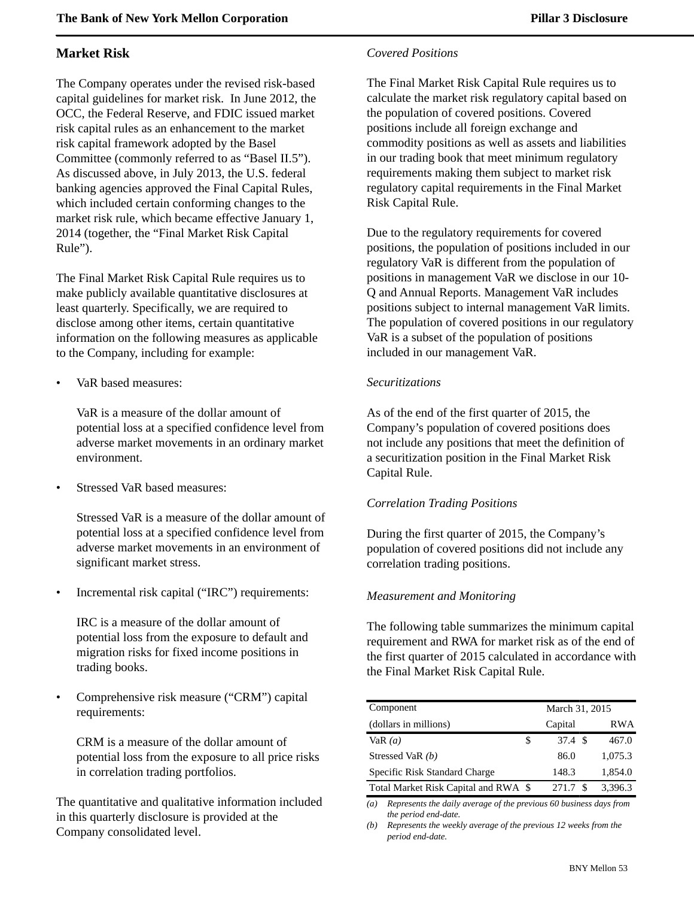## Market Risk

The Company operates under the revised risk-based capital guidelines for market risk. In June 2012, the OCC, the Federal Reserve, and FDIC issued market risk capital rules as an enhancement to the market risk capital framework adopted by the Basel Committee (commonly referred to as "Basel II.5"). As discussed above, in July 2013, the U.S. federal banking agencies approved the Final Capital Rules, which included certain conforming changes to the market risk rule, which became effective January 1, 2014 (together, the "Final Market Risk Capital Rule").

The Final Market Risk Capital Rule requires us to make publicly available quantitative disclosures at least quarterly. Specifically, we are required to disclose among other items, certain quantitative information on the following measures as applicable to the Company, including for example:

- VaR based measures:

  VaR is a measure of the dollar amount of potential loss at a specified confidence level from adverse market movements in an ordinary market environment.

- Stressed VaR based measures:

  Stressed VaR is a measure of the dollar amount of potential loss at a specified confidence level from adverse market movements in an environment of significant market stress.

- Incremental risk capital ("IRC") requirements:

  IRC is a measure of the dollar amount of potential loss from the exposure to default and migration risks for fixed income positions in trading books.

- Comprehensive risk measure ("CRM") capital requirements:

  CRM is a measure of the dollar amount of potential loss from the exposure to all price risks in correlation trading portfolios.

The quantitative and qualitative information included in this quarterly disclosure is provided at the Company consolidated level.

*Covered Positions*

The Final Market Risk Capital Rule requires us to calculate the market risk regulatory capital based on the population of covered positions. Covered positions include all foreign exchange and commodity positions as well as assets and liabilities in our trading book that meet minimum regulatory requirements making them subject to market risk regulatory capital requirements in the Final Market Risk Capital Rule.

Due to the regulatory requirements for covered positions, the population of positions included in our regulatory VaR is different from the population of positions in management VaR we disclose in our 10-Q and Annual Reports. Management VaR includes positions subject to internal management VaR limits. The population of covered positions in our regulatory VaR is a subset of the population of positions included in our management VaR.

*Securitizations*

As of the end of the first quarter of 2015, the Company's population of covered positions does not include any positions that meet the definition of a securitization position in the Final Market Risk Capital Rule.

*Correlation Trading Positions*

During the first quarter of 2015, the Company's population of covered positions did not include any correlation trading positions.

*Measurement and Monitoring*

The following table summarizes the minimum capital requirement and RWA for market risk as of the end of the first quarter of 2015 calculated in accordance with the Final Market Risk Capital Rule.

| Component | March 31, 2015 | |
|---|---|---|
| (dollars in millions) | Capital | RWA |
| VaR *(a)* | $ 37.4 | $ 467.0 |
| Stressed VaR *(b)* | 86.0 | 1,075.3 |
| Specific Risk Standard Charge | 148.3 | 1,854.0 |
| Total Market Risk Capital and RWA | $ 271.7 | $ 3,396.3 |

*(a) Represents the daily average of the previous 60 business days from the period end-date.*

*(b) Represents the weekly average of the previous 12 weeks from the period end-date.*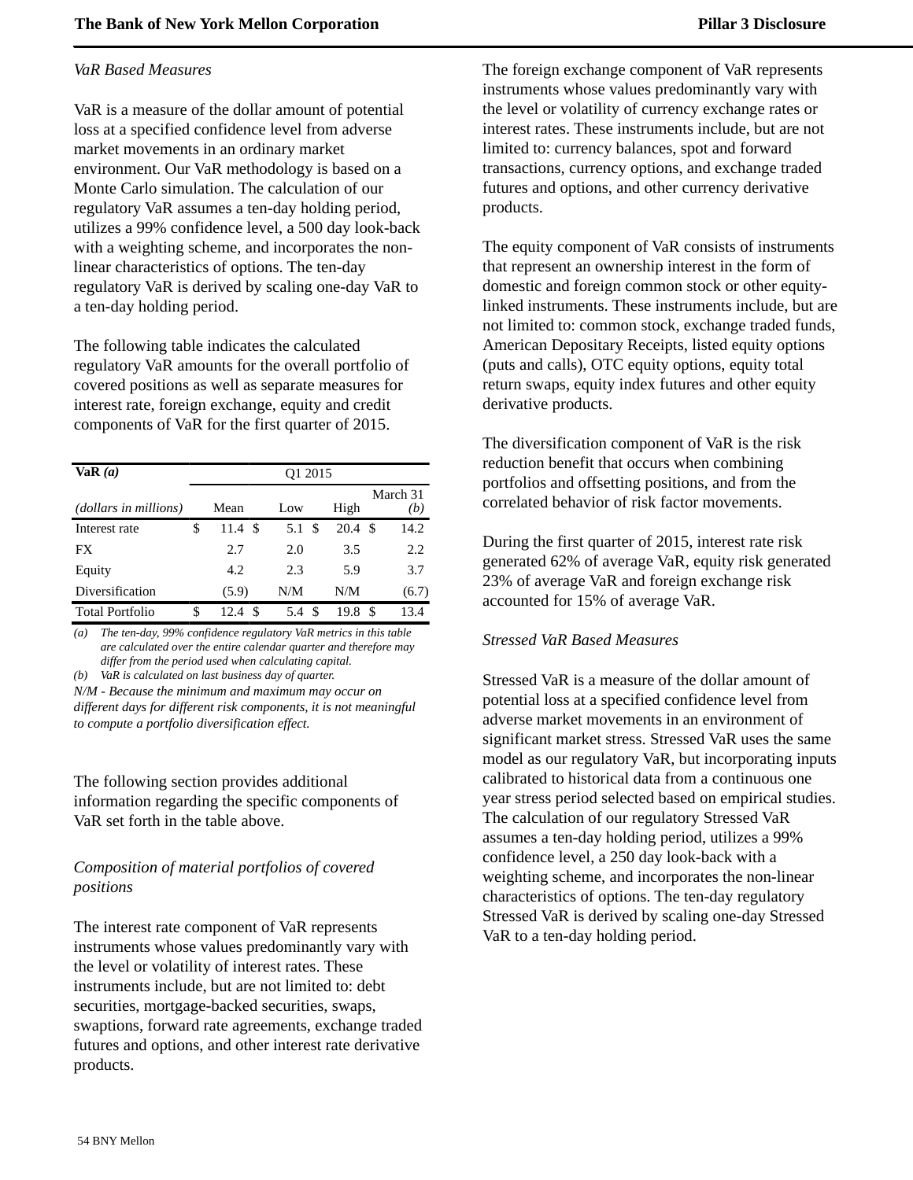*VaR Based Measures*

VaR is a measure of the dollar amount of potential loss at a specified confidence level from adverse market movements in an ordinary market environment. Our VaR methodology is based on a Monte Carlo simulation. The calculation of our regulatory VaR assumes a ten-day holding period, utilizes a 99% confidence level, a 500 day look-back with a weighting scheme, and incorporates the non-linear characteristics of options. The ten-day regulatory VaR is derived by scaling one-day VaR to a ten-day holding period.

The following table indicates the calculated regulatory VaR amounts for the overall portfolio of covered positions as well as separate measures for interest rate, foreign exchange, equity and credit components of VaR for the first quarter of 2015.

| **VaR** *(a)* | Q1 2015 | | | |
|---|---|---|---|---|
| *(dollars in millions)* | Mean | Low | High | March 31 *(b)* |
| Interest rate | $ 11.4 | $ 5.1 | $ 20.4 | $ 14.2 |
| FX | 2.7 | 2.0 | 3.5 | 2.2 |
| Equity | 4.2 | 2.3 | 5.9 | 3.7 |
| Diversification | (5.9) | N/M | N/M | (6.7) |
| Total Portfolio | $ 12.4 | $ 5.4 | $ 19.8 | $ 13.4 |

*(a) The ten-day, 99% confidence regulatory VaR metrics in this table are calculated over the entire calendar quarter and therefore may differ from the period used when calculating capital.*

*(b) VaR is calculated on last business day of quarter.*

*N/M - Because the minimum and maximum may occur on different days for different risk components, it is not meaningful to compute a portfolio diversification effect.*

The following section provides additional information regarding the specific components of VaR set forth in the table above.

*Composition of material portfolios of covered positions*

The interest rate component of VaR represents instruments whose values predominantly vary with the level or volatility of interest rates. These instruments include, but are not limited to: debt securities, mortgage-backed securities, swaps, swaptions, forward rate agreements, exchange traded futures and options, and other interest rate derivative products.

The foreign exchange component of VaR represents instruments whose values predominantly vary with the level or volatility of currency exchange rates or interest rates. These instruments include, but are not limited to: currency balances, spot and forward transactions, currency options, and exchange traded futures and options, and other currency derivative products.

The equity component of VaR consists of instruments that represent an ownership interest in the form of domestic and foreign common stock or other equity-linked instruments. These instruments include, but are not limited to: common stock, exchange traded funds, American Depositary Receipts, listed equity options (puts and calls), OTC equity options, equity total return swaps, equity index futures and other equity derivative products.

The diversification component of VaR is the risk reduction benefit that occurs when combining portfolios and offsetting positions, and from the correlated behavior of risk factor movements.

During the first quarter of 2015, interest rate risk generated 62% of average VaR, equity risk generated 23% of average VaR and foreign exchange risk accounted for 15% of average VaR.

*Stressed VaR Based Measures*

Stressed VaR is a measure of the dollar amount of potential loss at a specified confidence level from adverse market movements in an environment of significant market stress. Stressed VaR uses the same model as our regulatory VaR, but incorporating inputs calibrated to historical data from a continuous one year stress period selected based on empirical studies. The calculation of our regulatory Stressed VaR assumes a ten-day holding period, utilizes a 99% confidence level, a 250 day look-back with a weighting scheme, and incorporates the non-linear characteristics of options. The ten-day regulatory Stressed VaR is derived by scaling one-day Stressed VaR to a ten-day holding period.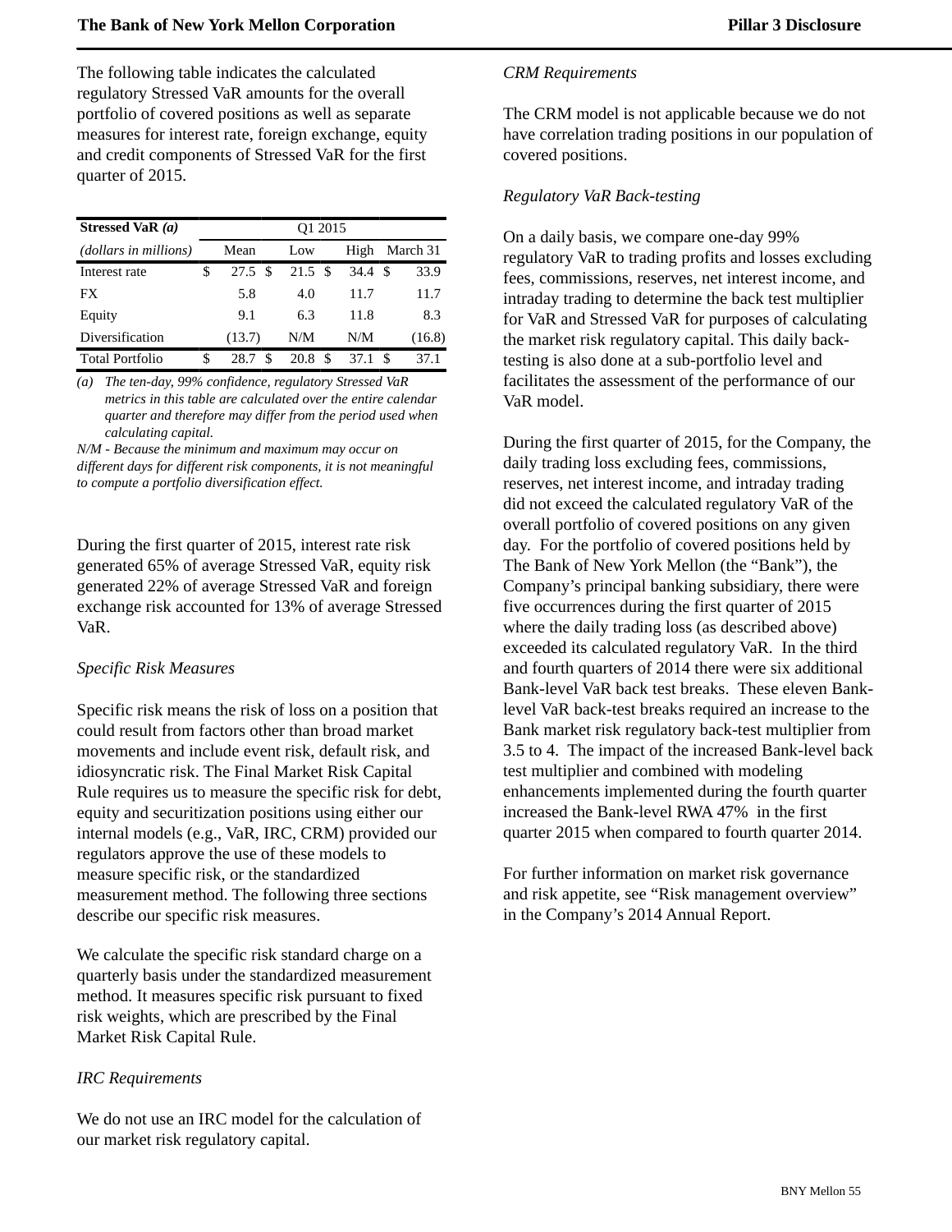The following table indicates the calculated regulatory Stressed VaR amounts for the overall portfolio of covered positions as well as separate measures for interest rate, foreign exchange, equity and credit components of Stressed VaR for the first quarter of 2015.

| **Stressed VaR** *(a)* | Q1 2015 | | | |
|---|---|---|---|---|
| *(dollars in millions)* | Mean | Low | High | March 31 |
| Interest rate | $ 27.5 | $ 21.5 | $ 34.4 | $ 33.9 |
| FX | 5.8 | 4.0 | 11.7 | 11.7 |
| Equity | 9.1 | 6.3 | 11.8 | 8.3 |
| Diversification | (13.7) | N/M | N/M | (16.8) |
| Total Portfolio | $ 28.7 | $ 20.8 | $ 37.1 | $ 37.1 |

*(a) The ten-day, 99% confidence, regulatory Stressed VaR metrics in this table are calculated over the entire calendar quarter and therefore may differ from the period used when calculating capital.*

*N/M - Because the minimum and maximum may occur on different days for different risk components, it is not meaningful to compute a portfolio diversification effect.*

During the first quarter of 2015, interest rate risk generated 65% of average Stressed VaR, equity risk generated 22% of average Stressed VaR and foreign exchange risk accounted for 13% of average Stressed VaR.

*Specific Risk Measures*

Specific risk means the risk of loss on a position that could result from factors other than broad market movements and include event risk, default risk, and idiosyncratic risk. The Final Market Risk Capital Rule requires us to measure the specific risk for debt, equity and securitization positions using either our internal models (e.g., VaR, IRC, CRM) provided our regulators approve the use of these models to measure specific risk, or the standardized measurement method. The following three sections describe our specific risk measures.

We calculate the specific risk standard charge on a quarterly basis under the standardized measurement method. It measures specific risk pursuant to fixed risk weights, which are prescribed by the Final Market Risk Capital Rule.

*IRC Requirements*

We do not use an IRC model for the calculation of our market risk regulatory capital.

*CRM Requirements*

The CRM model is not applicable because we do not have correlation trading positions in our population of covered positions.

*Regulatory VaR Back-testing*

On a daily basis, we compare one-day 99% regulatory VaR to trading profits and losses excluding fees, commissions, reserves, net interest income, and intraday trading to determine the back test multiplier for VaR and Stressed VaR for purposes of calculating the market risk regulatory capital. This daily back-testing is also done at a sub-portfolio level and facilitates the assessment of the performance of our VaR model.

During the first quarter of 2015, for the Company, the daily trading loss excluding fees, commissions, reserves, net interest income, and intraday trading did not exceed the calculated regulatory VaR of the overall portfolio of covered positions on any given day. For the portfolio of covered positions held by The Bank of New York Mellon (the "Bank"), the Company's principal banking subsidiary, there were five occurrences during the first quarter of 2015 where the daily trading loss (as described above) exceeded its calculated regulatory VaR. In the third and fourth quarters of 2014 there were six additional Bank-level VaR back test breaks. These eleven Bank-level VaR back-test breaks required an increase to the Bank market risk regulatory back-test multiplier from 3.5 to 4. The impact of the increased Bank-level back test multiplier and combined with modeling enhancements implemented during the fourth quarter increased the Bank-level RWA 47% in the first quarter 2015 when compared to fourth quarter 2014.

For further information on market risk governance and risk appetite, see "Risk management overview" in the Company's 2014 Annual Report.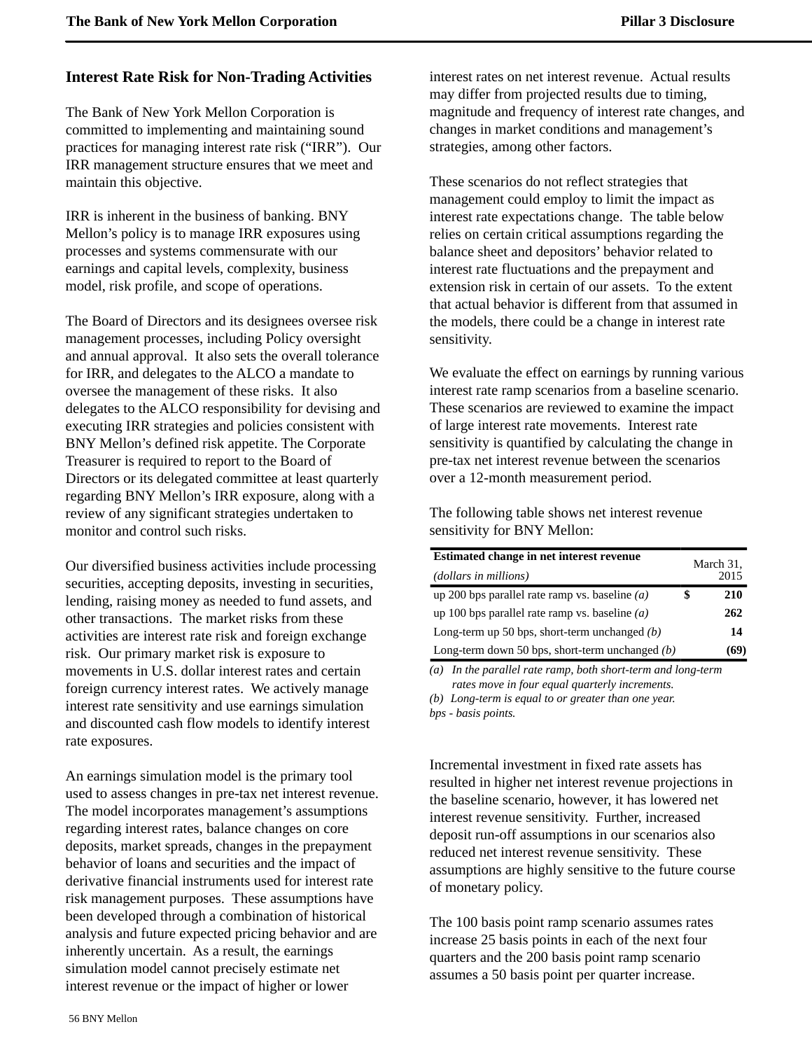## Interest Rate Risk for Non-Trading Activities

The Bank of New York Mellon Corporation is committed to implementing and maintaining sound practices for managing interest rate risk ("IRR"). Our IRR management structure ensures that we meet and maintain this objective.

IRR is inherent in the business of banking. BNY Mellon's policy is to manage IRR exposures using processes and systems commensurate with our earnings and capital levels, complexity, business model, risk profile, and scope of operations.

The Board of Directors and its designees oversee risk management processes, including Policy oversight and annual approval. It also sets the overall tolerance for IRR, and delegates to the ALCO a mandate to oversee the management of these risks. It also delegates to the ALCO responsibility for devising and executing IRR strategies and policies consistent with BNY Mellon's defined risk appetite. The Corporate Treasurer is required to report to the Board of Directors or its delegated committee at least quarterly regarding BNY Mellon's IRR exposure, along with a review of any significant strategies undertaken to monitor and control such risks.

Our diversified business activities include processing securities, accepting deposits, investing in securities, lending, raising money as needed to fund assets, and other transactions. The market risks from these activities are interest rate risk and foreign exchange risk. Our primary market risk is exposure to movements in U.S. dollar interest rates and certain foreign currency interest rates. We actively manage interest rate sensitivity and use earnings simulation and discounted cash flow models to identify interest rate exposures.

An earnings simulation model is the primary tool used to assess changes in pre-tax net interest revenue. The model incorporates management's assumptions regarding interest rates, balance changes on core deposits, market spreads, changes in the prepayment behavior of loans and securities and the impact of derivative financial instruments used for interest rate risk management purposes. These assumptions have been developed through a combination of historical analysis and future expected pricing behavior and are inherently uncertain. As a result, the earnings simulation model cannot precisely estimate net interest revenue or the impact of higher or lower interest rates on net interest revenue. Actual results may differ from projected results due to timing, magnitude and frequency of interest rate changes, and changes in market conditions and management's strategies, among other factors.

These scenarios do not reflect strategies that management could employ to limit the impact as interest rate expectations change. The table below relies on certain critical assumptions regarding the balance sheet and depositors' behavior related to interest rate fluctuations and the prepayment and extension risk in certain of our assets. To the extent that actual behavior is different from that assumed in the models, there could be a change in interest rate sensitivity.

We evaluate the effect on earnings by running various interest rate ramp scenarios from a baseline scenario. These scenarios are reviewed to examine the impact of large interest rate movements. Interest rate sensitivity is quantified by calculating the change in pre-tax net interest revenue between the scenarios over a 12-month measurement period.

The following table shows net interest revenue sensitivity for BNY Mellon:

| **Estimated change in net interest revenue** *(dollars in millions)* | March 31, 2015 |
|---|---|
| up 200 bps parallel rate ramp vs. baseline *(a)* | **$ 210** |
| up 100 bps parallel rate ramp vs. baseline *(a)* | **262** |
| Long-term up 50 bps, short-term unchanged *(b)* | **14** |
| Long-term down 50 bps, short-term unchanged *(b)* | **(69)** |

*(a) In the parallel rate ramp, both short-term and long-term rates move in four equal quarterly increments.*
*(b) Long-term is equal to or greater than one year.*
*bps - basis points.*

Incremental investment in fixed rate assets has resulted in higher net interest revenue projections in the baseline scenario, however, it has lowered net interest revenue sensitivity. Further, increased deposit run-off assumptions in our scenarios also reduced net interest revenue sensitivity. These assumptions are highly sensitive to the future course of monetary policy.

The 100 basis point ramp scenario assumes rates increase 25 basis points in each of the next four quarters and the 200 basis point ramp scenario assumes a 50 basis point per quarter increase.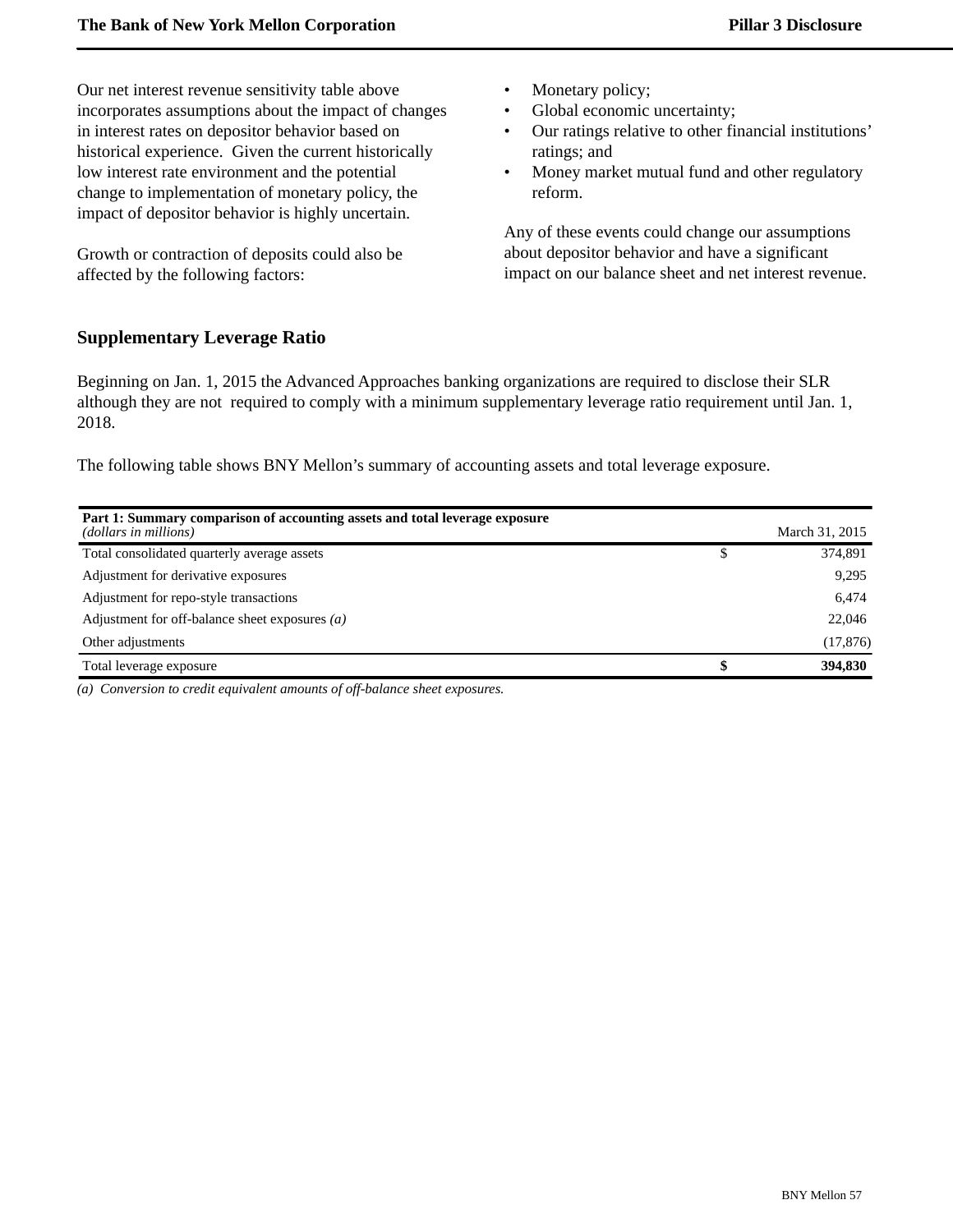Our net interest revenue sensitivity table above incorporates assumptions about the impact of changes in interest rates on depositor behavior based on historical experience. Given the current historically low interest rate environment and the potential change to implementation of monetary policy, the impact of depositor behavior is highly uncertain.

Growth or contraction of deposits could also be affected by the following factors:

- Monetary policy;
- Global economic uncertainty;
- Our ratings relative to other financial institutions' ratings; and
- Money market mutual fund and other regulatory reform.

Any of these events could change our assumptions about depositor behavior and have a significant impact on our balance sheet and net interest revenue.

## Supplementary Leverage Ratio

Beginning on Jan. 1, 2015 the Advanced Approaches banking organizations are required to disclose their SLR although they are not required to comply with a minimum supplementary leverage ratio requirement until Jan. 1, 2018.

The following table shows BNY Mellon's summary of accounting assets and total leverage exposure.

| **Part 1: Summary comparison of accounting assets and total leverage exposure** *(dollars in millions)* | March 31, 2015 |
|---|---|
| Total consolidated quarterly average assets | $ 374,891 |
| Adjustment for derivative exposures | 9,295 |
| Adjustment for repo-style transactions | 6,474 |
| Adjustment for off-balance sheet exposures *(a)* | 22,046 |
| Other adjustments | (17,876) |
| Total leverage exposure | **$ 394,830** |

*(a) Conversion to credit equivalent amounts of off-balance sheet exposures.*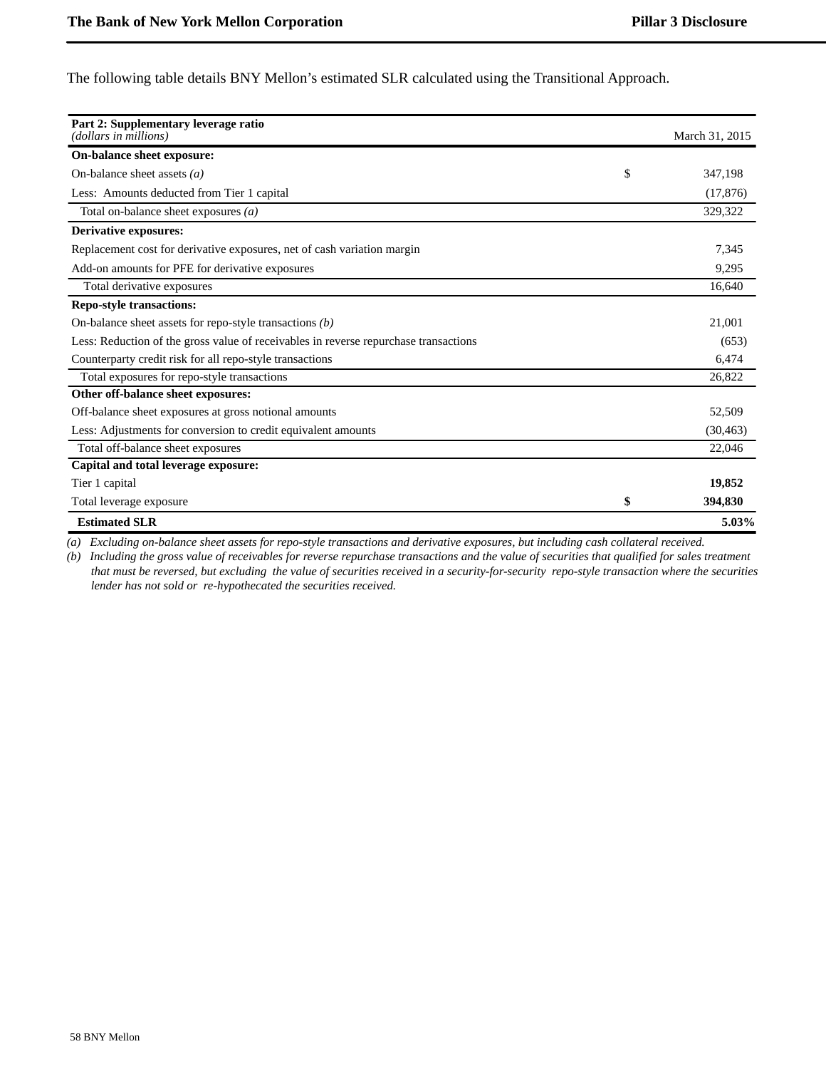The following table details BNY Mellon's estimated SLR calculated using the Transitional Approach.

| **Part 2: Supplementary leverage ratio** *(dollars in millions)* | | March 31, 2015 |
|---|---|---|
| **On-balance sheet exposure:** | | |
| On-balance sheet assets *(a)* | $ | 347,198 |
| Less: Amounts deducted from Tier 1 capital | | (17,876) |
| Total on-balance sheet exposures *(a)* | | 329,322 |
| **Derivative exposures:** | | |
| Replacement cost for derivative exposures, net of cash variation margin | | 7,345 |
| Add-on amounts for PFE for derivative exposures | | 9,295 |
| Total derivative exposures | | 16,640 |
| **Repo-style transactions:** | | |
| On-balance sheet assets for repo-style transactions *(b)* | | 21,001 |
| Less: Reduction of the gross value of receivables in reverse repurchase transactions | | (653) |
| Counterparty credit risk for all repo-style transactions | | 6,474 |
| Total exposures for repo-style transactions | | 26,822 |
| **Other off-balance sheet exposures:** | | |
| Off-balance sheet exposures at gross notional amounts | | 52,509 |
| Less: Adjustments for conversion to credit equivalent amounts | | (30,463) |
| Total off-balance sheet exposures | | 22,046 |
| **Capital and total leverage exposure:** | | |
| Tier 1 capital | | **19,852** |
| Total leverage exposure | **$** | **394,830** |
| **Estimated SLR** | | **5.03%** |

*(a) Excluding on-balance sheet assets for repo-style transactions and derivative exposures, but including cash collateral received.*

*(b) Including the gross value of receivables for reverse repurchase transactions and the value of securities that qualified for sales treatment that must be reversed, but excluding the value of securities received in a security-for-security repo-style transaction where the securities lender has not sold or re-hypothecated the securities received.*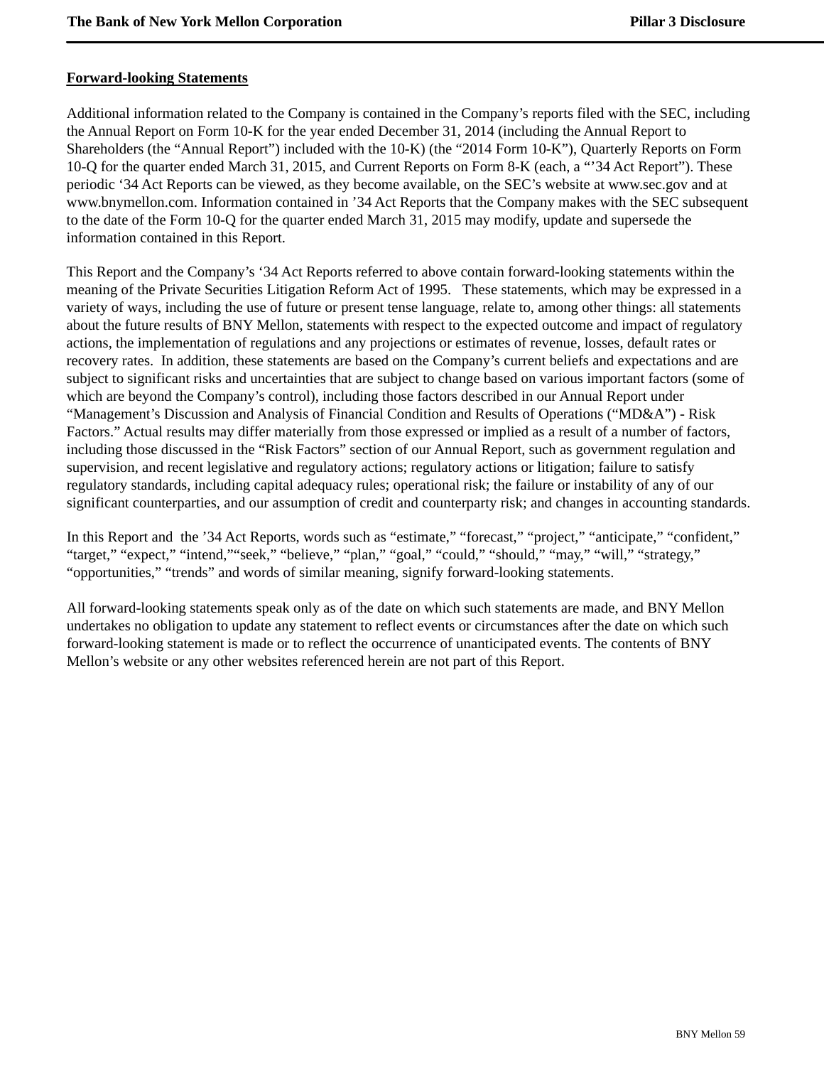## Forward-looking Statements

Additional information related to the Company is contained in the Company's reports filed with the SEC, including the Annual Report on Form 10-K for the year ended December 31, 2014 (including the Annual Report to Shareholders (the "Annual Report") included with the 10-K) (the "2014 Form 10-K"), Quarterly Reports on Form 10-Q for the quarter ended March 31, 2015, and Current Reports on Form 8-K (each, a "'34 Act Report"). These periodic '34 Act Reports can be viewed, as they become available, on the SEC's website at www.sec.gov and at www.bnymellon.com. Information contained in '34 Act Reports that the Company makes with the SEC subsequent to the date of the Form 10-Q for the quarter ended March 31, 2015 may modify, update and supersede the information contained in this Report.

This Report and the Company's '34 Act Reports referred to above contain forward-looking statements within the meaning of the Private Securities Litigation Reform Act of 1995. These statements, which may be expressed in a variety of ways, including the use of future or present tense language, relate to, among other things: all statements about the future results of BNY Mellon, statements with respect to the expected outcome and impact of regulatory actions, the implementation of regulations and any projections or estimates of revenue, losses, default rates or recovery rates. In addition, these statements are based on the Company's current beliefs and expectations and are subject to significant risks and uncertainties that are subject to change based on various important factors (some of which are beyond the Company's control), including those factors described in our Annual Report under "Management's Discussion and Analysis of Financial Condition and Results of Operations ("MD&A") - Risk Factors." Actual results may differ materially from those expressed or implied as a result of a number of factors, including those discussed in the "Risk Factors" section of our Annual Report, such as government regulation and supervision, and recent legislative and regulatory actions; regulatory actions or litigation; failure to satisfy regulatory standards, including capital adequacy rules; operational risk; the failure or instability of any of our significant counterparties, and our assumption of credit and counterparty risk; and changes in accounting standards.

In this Report and the '34 Act Reports, words such as "estimate," "forecast," "project," "anticipate," "confident," "target," "expect," "intend,""seek," "believe," "plan," "goal," "could," "should," "may," "will," "strategy," "opportunities," "trends" and words of similar meaning, signify forward-looking statements.

All forward-looking statements speak only as of the date on which such statements are made, and BNY Mellon undertakes no obligation to update any statement to reflect events or circumstances after the date on which such forward-looking statement is made or to reflect the occurrence of unanticipated events. The contents of BNY Mellon's website or any other websites referenced herein are not part of this Report.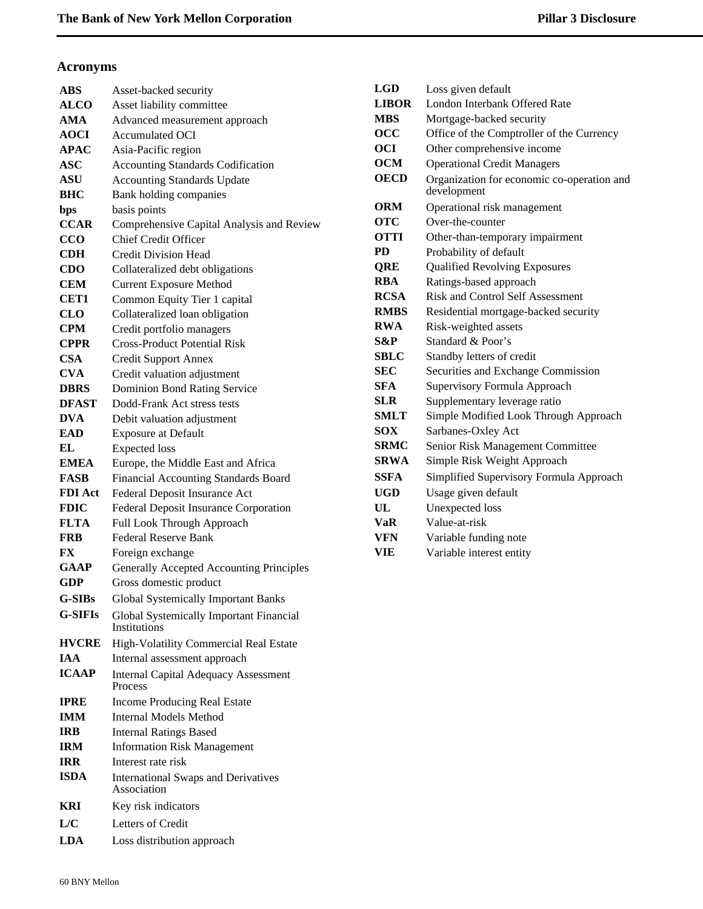## Acronyms

| | |
|---|---|
| **ABS** | Asset-backed security |
| **ALCO** | Asset liability committee |
| **AMA** | Advanced measurement approach |
| **AOCI** | Accumulated OCI |
| **APAC** | Asia-Pacific region |
| **ASC** | Accounting Standards Codification |
| **ASU** | Accounting Standards Update |
| **BHC** | Bank holding companies |
| **bps** | basis points |
| **CCAR** | Comprehensive Capital Analysis and Review |
| **CCO** | Chief Credit Officer |
| **CDH** | Credit Division Head |
| **CDO** | Collateralized debt obligations |
| **CEM** | Current Exposure Method |
| **CET1** | Common Equity Tier 1 capital |
| **CLO** | Collateralized loan obligation |
| **CPM** | Credit portfolio managers |
| **CPPR** | Cross-Product Potential Risk |
| **CSA** | Credit Support Annex |
| **CVA** | Credit valuation adjustment |
| **DBRS** | Dominion Bond Rating Service |
| **DFAST** | Dodd-Frank Act stress tests |
| **DVA** | Debit valuation adjustment |
| **EAD** | Exposure at Default |
| **EL** | Expected loss |
| **EMEA** | Europe, the Middle East and Africa |
| **FASB** | Financial Accounting Standards Board |
| **FDI Act** | Federal Deposit Insurance Act |
| **FDIC** | Federal Deposit Insurance Corporation |
| **FLTA** | Full Look Through Approach |
| **FRB** | Federal Reserve Bank |
| **FX** | Foreign exchange |
| **GAAP** | Generally Accepted Accounting Principles |
| **GDP** | Gross domestic product |
| **G-SIBs** | Global Systemically Important Banks |
| **G-SIFIs** | Global Systemically Important Financial Institutions |
| **HVCRE** | High-Volatility Commercial Real Estate |
| **IAA** | Internal assessment approach |
| **ICAAP** | Internal Capital Adequacy Assessment Process |
| **IPRE** | Income Producing Real Estate |
| **IMM** | Internal Models Method |
| **IRB** | Internal Ratings Based |
| **IRM** | Information Risk Management |
| **IRR** | Interest rate risk |
| **ISDA** | International Swaps and Derivatives Association |
| **KRI** | Key risk indicators |
| **L/C** | Letters of Credit |
| **LDA** | Loss distribution approach |
| **LGD** | Loss given default |
| **LIBOR** | London Interbank Offered Rate |
| **MBS** | Mortgage-backed security |
| **OCC** | Office of the Comptroller of the Currency |
| **OCI** | Other comprehensive income |
| **OCM** | Operational Credit Managers |
| **OECD** | Organization for economic co-operation and development |
| **ORM** | Operational risk management |
| **OTC** | Over-the-counter |
| **OTTI** | Other-than-temporary impairment |
| **PD** | Probability of default |
| **QRE** | Qualified Revolving Exposures |
| **RBA** | Ratings-based approach |
| **RCSA** | Risk and Control Self Assessment |
| **RMBS** | Residential mortgage-backed security |
| **RWA** | Risk-weighted assets |
| **S&P** | Standard & Poor's |
| **SBLC** | Standby letters of credit |
| **SEC** | Securities and Exchange Commission |
| **SFA** | Supervisory Formula Approach |
| **SLR** | Supplementary leverage ratio |
| **SMLT** | Simple Modified Look Through Approach |
| **SOX** | Sarbanes-Oxley Act |
| **SRMC** | Senior Risk Management Committee |
| **SRWA** | Simple Risk Weight Approach |
| **SSFA** | Simplified Supervisory Formula Approach |
| **UGD** | Usage given default |
| **UL** | Unexpected loss |
| **VaR** | Value-at-risk |
| **VFN** | Variable funding note |
| **VIE** | Variable interest entity |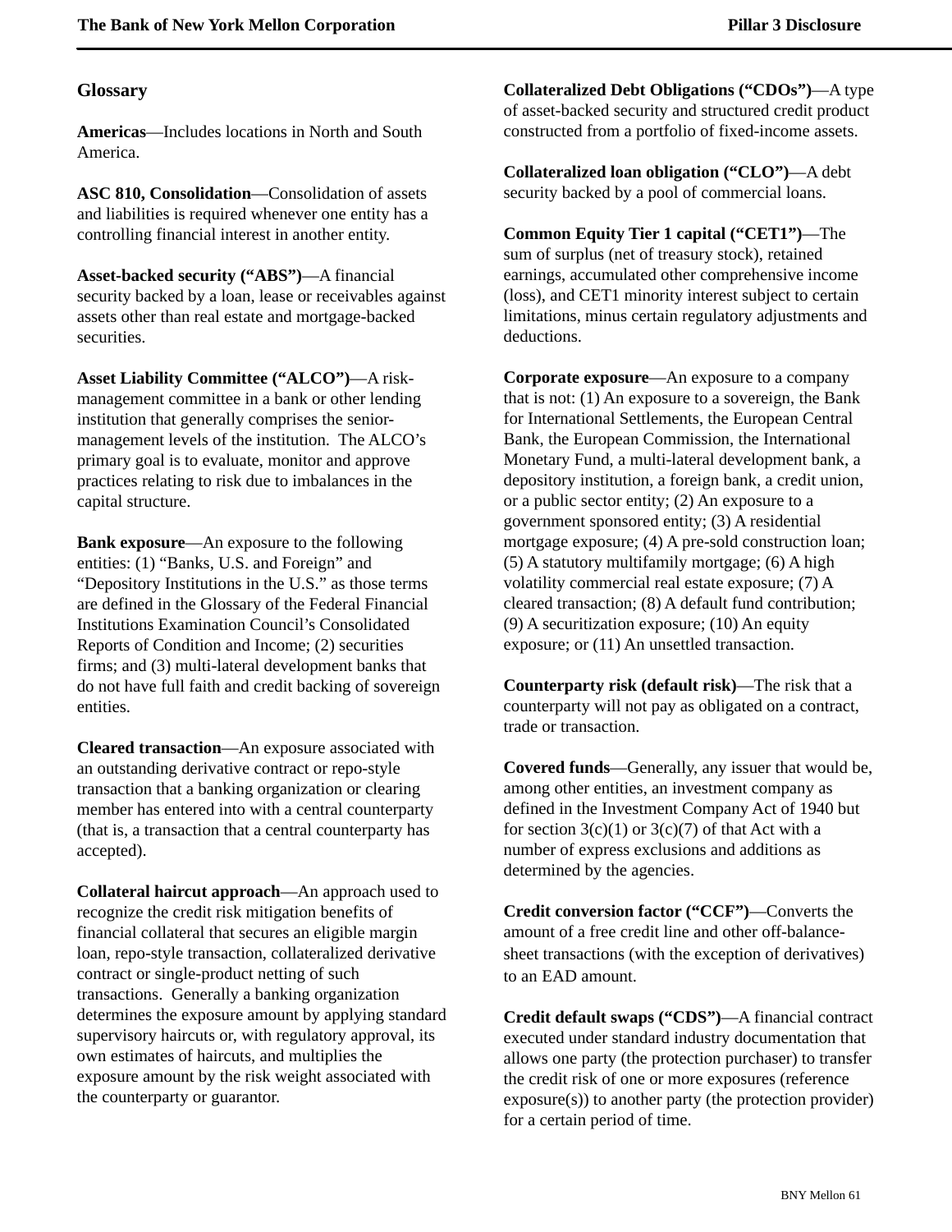## Glossary

**Americas**—Includes locations in North and South America.

**ASC 810, Consolidation**—Consolidation of assets and liabilities is required whenever one entity has a controlling financial interest in another entity.

**Asset-backed security ("ABS")**—A financial security backed by a loan, lease or receivables against assets other than real estate and mortgage-backed securities.

**Asset Liability Committee ("ALCO")**—A risk-management committee in a bank or other lending institution that generally comprises the senior-management levels of the institution. The ALCO's primary goal is to evaluate, monitor and approve practices relating to risk due to imbalances in the capital structure.

**Bank exposure**—An exposure to the following entities: (1) "Banks, U.S. and Foreign" and "Depository Institutions in the U.S." as those terms are defined in the Glossary of the Federal Financial Institutions Examination Council's Consolidated Reports of Condition and Income; (2) securities firms; and (3) multi-lateral development banks that do not have full faith and credit backing of sovereign entities.

**Cleared transaction**—An exposure associated with an outstanding derivative contract or repo-style transaction that a banking organization or clearing member has entered into with a central counterparty (that is, a transaction that a central counterparty has accepted).

**Collateral haircut approach**—An approach used to recognize the credit risk mitigation benefits of financial collateral that secures an eligible margin loan, repo-style transaction, collateralized derivative contract or single-product netting of such transactions. Generally a banking organization determines the exposure amount by applying standard supervisory haircuts or, with regulatory approval, its own estimates of haircuts, and multiplies the exposure amount by the risk weight associated with the counterparty or guarantor.

**Collateralized Debt Obligations ("CDOs")**—A type of asset-backed security and structured credit product constructed from a portfolio of fixed-income assets.

**Collateralized loan obligation ("CLO")**—A debt security backed by a pool of commercial loans.

**Common Equity Tier 1 capital ("CET1")**—The sum of surplus (net of treasury stock), retained earnings, accumulated other comprehensive income (loss), and CET1 minority interest subject to certain limitations, minus certain regulatory adjustments and deductions.

**Corporate exposure**—An exposure to a company that is not: (1) An exposure to a sovereign, the Bank for International Settlements, the European Central Bank, the European Commission, the International Monetary Fund, a multi-lateral development bank, a depository institution, a foreign bank, a credit union, or a public sector entity; (2) An exposure to a government sponsored entity; (3) A residential mortgage exposure; (4) A pre-sold construction loan; (5) A statutory multifamily mortgage; (6) A high volatility commercial real estate exposure; (7) A cleared transaction; (8) A default fund contribution; (9) A securitization exposure; (10) An equity exposure; or (11) An unsettled transaction.

**Counterparty risk (default risk)**—The risk that a counterparty will not pay as obligated on a contract, trade or transaction.

**Covered funds**—Generally, any issuer that would be, among other entities, an investment company as defined in the Investment Company Act of 1940 but for section 3(c)(1) or 3(c)(7) of that Act with a number of express exclusions and additions as determined by the agencies.

**Credit conversion factor ("CCF")**—Converts the amount of a free credit line and other off-balance-sheet transactions (with the exception of derivatives) to an EAD amount.

**Credit default swaps ("CDS")**—A financial contract executed under standard industry documentation that allows one party (the protection purchaser) to transfer the credit risk of one or more exposures (reference exposure(s)) to another party (the protection provider) for a certain period of time.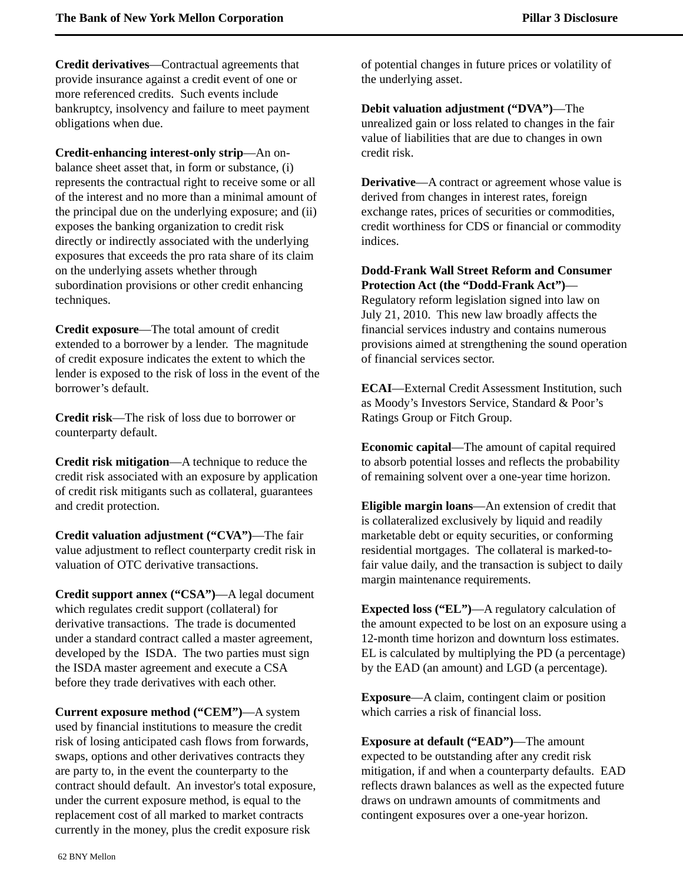**Credit derivatives**—Contractual agreements that provide insurance against a credit event of one or more referenced credits. Such events include bankruptcy, insolvency and failure to meet payment obligations when due.

**Credit-enhancing interest-only strip**—An on-balance sheet asset that, in form or substance, (i) represents the contractual right to receive some or all of the interest and no more than a minimal amount of the principal due on the underlying exposure; and (ii) exposes the banking organization to credit risk directly or indirectly associated with the underlying exposures that exceeds the pro rata share of its claim on the underlying assets whether through subordination provisions or other credit enhancing techniques.

**Credit exposure**—The total amount of credit extended to a borrower by a lender. The magnitude of credit exposure indicates the extent to which the lender is exposed to the risk of loss in the event of the borrower's default.

**Credit risk**—The risk of loss due to borrower or counterparty default.

**Credit risk mitigation**—A technique to reduce the credit risk associated with an exposure by application of credit risk mitigants such as collateral, guarantees and credit protection.

**Credit valuation adjustment ("CVA")**—The fair value adjustment to reflect counterparty credit risk in valuation of OTC derivative transactions.

**Credit support annex ("CSA")**—A legal document which regulates credit support (collateral) for derivative transactions. The trade is documented under a standard contract called a master agreement, developed by the ISDA. The two parties must sign the ISDA master agreement and execute a CSA before they trade derivatives with each other.

**Current exposure method ("CEM")**—A system used by financial institutions to measure the credit risk of losing anticipated cash flows from forwards, swaps, options and other derivatives contracts they are party to, in the event the counterparty to the contract should default. An investor's total exposure, under the current exposure method, is equal to the replacement cost of all marked to market contracts currently in the money, plus the credit exposure risk of potential changes in future prices or volatility of the underlying asset.

**Debit valuation adjustment ("DVA")**—The unrealized gain or loss related to changes in the fair value of liabilities that are due to changes in own credit risk.

**Derivative**—A contract or agreement whose value is derived from changes in interest rates, foreign exchange rates, prices of securities or commodities, credit worthiness for CDS or financial or commodity indices.

**Dodd-Frank Wall Street Reform and Consumer Protection Act (the "Dodd-Frank Act")**—Regulatory reform legislation signed into law on July 21, 2010. This new law broadly affects the financial services industry and contains numerous provisions aimed at strengthening the sound operation of financial services sector.

**ECAI**—External Credit Assessment Institution, such as Moody's Investors Service, Standard & Poor's Ratings Group or Fitch Group.

**Economic capital**—The amount of capital required to absorb potential losses and reflects the probability of remaining solvent over a one-year time horizon.

**Eligible margin loans**—An extension of credit that is collateralized exclusively by liquid and readily marketable debt or equity securities, or conforming residential mortgages. The collateral is marked-to-fair value daily, and the transaction is subject to daily margin maintenance requirements.

**Expected loss ("EL")**—A regulatory calculation of the amount expected to be lost on an exposure using a 12-month time horizon and downturn loss estimates. EL is calculated by multiplying the PD (a percentage) by the EAD (an amount) and LGD (a percentage).

**Exposure**—A claim, contingent claim or position which carries a risk of financial loss.

**Exposure at default ("EAD")**—The amount expected to be outstanding after any credit risk mitigation, if and when a counterparty defaults. EAD reflects drawn balances as well as the expected future draws on undrawn amounts of commitments and contingent exposures over a one-year horizon.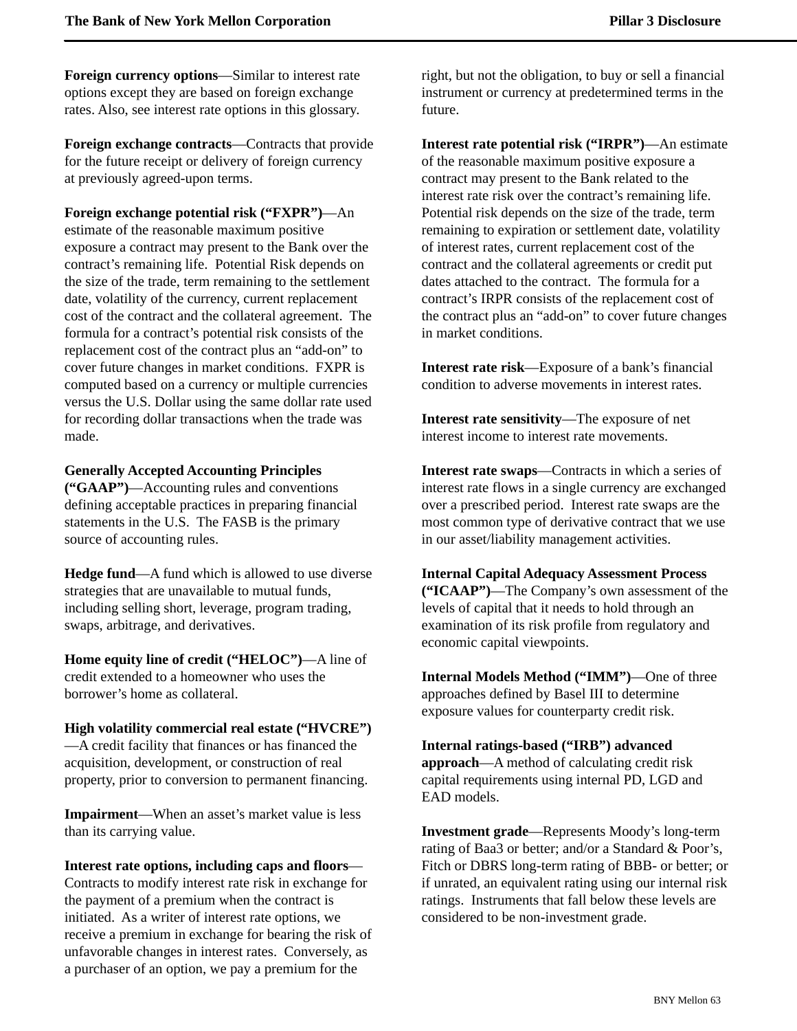**Foreign currency options**—Similar to interest rate options except they are based on foreign exchange rates. Also, see interest rate options in this glossary.

**Foreign exchange contracts**—Contracts that provide for the future receipt or delivery of foreign currency at previously agreed-upon terms.

**Foreign exchange potential risk (“FXPR”)**—An estimate of the reasonable maximum positive exposure a contract may present to the Bank over the contract’s remaining life. Potential Risk depends on the size of the trade, term remaining to the settlement date, volatility of the currency, current replacement cost of the contract and the collateral agreement. The formula for a contract’s potential risk consists of the replacement cost of the contract plus an “add-on” to cover future changes in market conditions. FXPR is computed based on a currency or multiple currencies versus the U.S. Dollar using the same dollar rate used for recording dollar transactions when the trade was made.

**Generally Accepted Accounting Principles (“GAAP”)**—Accounting rules and conventions defining acceptable practices in preparing financial statements in the U.S. The FASB is the primary source of accounting rules.

**Hedge fund**—A fund which is allowed to use diverse strategies that are unavailable to mutual funds, including selling short, leverage, program trading, swaps, arbitrage, and derivatives.

**Home equity line of credit (“HELOC”)**—A line of credit extended to a homeowner who uses the borrower’s home as collateral.

**High volatility commercial real estate (“HVCRE”)**—A credit facility that finances or has financed the acquisition, development, or construction of real property, prior to conversion to permanent financing.

**Impairment**—When an asset’s market value is less than its carrying value.

**Interest rate options, including caps and floors**—Contracts to modify interest rate risk in exchange for the payment of a premium when the contract is initiated. As a writer of interest rate options, we receive a premium in exchange for bearing the risk of unfavorable changes in interest rates. Conversely, as a purchaser of an option, we pay a premium for the right, but not the obligation, to buy or sell a financial instrument or currency at predetermined terms in the future.

**Interest rate potential risk (“IRPR”)**—An estimate of the reasonable maximum positive exposure a contract may present to the Bank related to the interest rate risk over the contract’s remaining life. Potential risk depends on the size of the trade, term remaining to expiration or settlement date, volatility of interest rates, current replacement cost of the contract and the collateral agreements or credit put dates attached to the contract. The formula for a contract’s IRPR consists of the replacement cost of the contract plus an “add-on” to cover future changes in market conditions.

**Interest rate risk**—Exposure of a bank’s financial condition to adverse movements in interest rates.

**Interest rate sensitivity**—The exposure of net interest income to interest rate movements.

**Interest rate swaps**—Contracts in which a series of interest rate flows in a single currency are exchanged over a prescribed period. Interest rate swaps are the most common type of derivative contract that we use in our asset/liability management activities.

**Internal Capital Adequacy Assessment Process (“ICAAP”)**—The Company’s own assessment of the levels of capital that it needs to hold through an examination of its risk profile from regulatory and economic capital viewpoints.

**Internal Models Method (“IMM”)**—One of three approaches defined by Basel III to determine exposure values for counterparty credit risk.

**Internal ratings-based (“IRB”) advanced approach**—A method of calculating credit risk capital requirements using internal PD, LGD and EAD models.

**Investment grade**—Represents Moody’s long-term rating of Baa3 or better; and/or a Standard & Poor’s, Fitch or DBRS long-term rating of BBB- or better; or if unrated, an equivalent rating using our internal risk ratings. Instruments that fall below these levels are considered to be non-investment grade.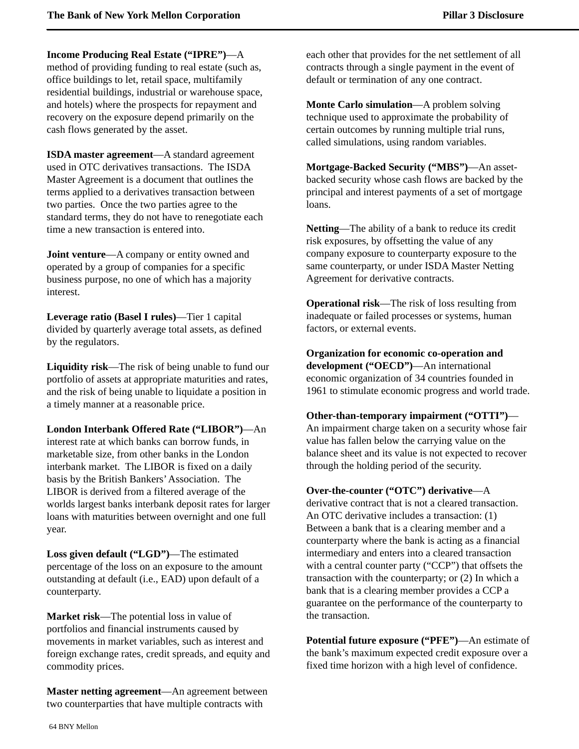**Income Producing Real Estate (“IPRE”)**—A method of providing funding to real estate (such as, office buildings to let, retail space, multifamily residential buildings, industrial or warehouse space, and hotels) where the prospects for repayment and recovery on the exposure depend primarily on the cash flows generated by the asset.

**ISDA master agreement**—A standard agreement used in OTC derivatives transactions. The ISDA Master Agreement is a document that outlines the terms applied to a derivatives transaction between two parties. Once the two parties agree to the standard terms, they do not have to renegotiate each time a new transaction is entered into.

**Joint venture**—A company or entity owned and operated by a group of companies for a specific business purpose, no one of which has a majority interest.

**Leverage ratio (Basel I rules)**—Tier 1 capital divided by quarterly average total assets, as defined by the regulators.

**Liquidity risk**—The risk of being unable to fund our portfolio of assets at appropriate maturities and rates, and the risk of being unable to liquidate a position in a timely manner at a reasonable price.

**London Interbank Offered Rate (“LIBOR”)**—An interest rate at which banks can borrow funds, in marketable size, from other banks in the London interbank market. The LIBOR is fixed on a daily basis by the British Bankers’ Association. The LIBOR is derived from a filtered average of the worlds largest banks interbank deposit rates for larger loans with maturities between overnight and one full year.

**Loss given default (“LGD”)**—The estimated percentage of the loss on an exposure to the amount outstanding at default (i.e., EAD) upon default of a counterparty.

**Market risk**—The potential loss in value of portfolios and financial instruments caused by movements in market variables, such as interest and foreign exchange rates, credit spreads, and equity and commodity prices.

**Master netting agreement**—An agreement between two counterparties that have multiple contracts with each other that provides for the net settlement of all contracts through a single payment in the event of default or termination of any one contract.

**Monte Carlo simulation**—A problem solving technique used to approximate the probability of certain outcomes by running multiple trial runs, called simulations, using random variables.

**Mortgage-Backed Security (“MBS”)**—An asset-backed security whose cash flows are backed by the principal and interest payments of a set of mortgage loans.

**Netting**—The ability of a bank to reduce its credit risk exposures, by offsetting the value of any company exposure to counterparty exposure to the same counterparty, or under ISDA Master Netting Agreement for derivative contracts.

**Operational risk**—The risk of loss resulting from inadequate or failed processes or systems, human factors, or external events.

**Organization for economic co-operation and development (“OECD”)**—An international economic organization of 34 countries founded in 1961 to stimulate economic progress and world trade.

**Other-than-temporary impairment (“OTTI”)**—An impairment charge taken on a security whose fair value has fallen below the carrying value on the balance sheet and its value is not expected to recover through the holding period of the security.

**Over-the-counter (“OTC”) derivative**—A derivative contract that is not a cleared transaction. An OTC derivative includes a transaction: (1) Between a bank that is a clearing member and a counterparty where the bank is acting as a financial intermediary and enters into a cleared transaction with a central counter party (“CCP”) that offsets the transaction with the counterparty; or (2) In which a bank that is a clearing member provides a CCP a guarantee on the performance of the counterparty to the transaction.

**Potential future exposure (“PFE”)**—An estimate of the bank’s maximum expected credit exposure over a fixed time horizon with a high level of confidence.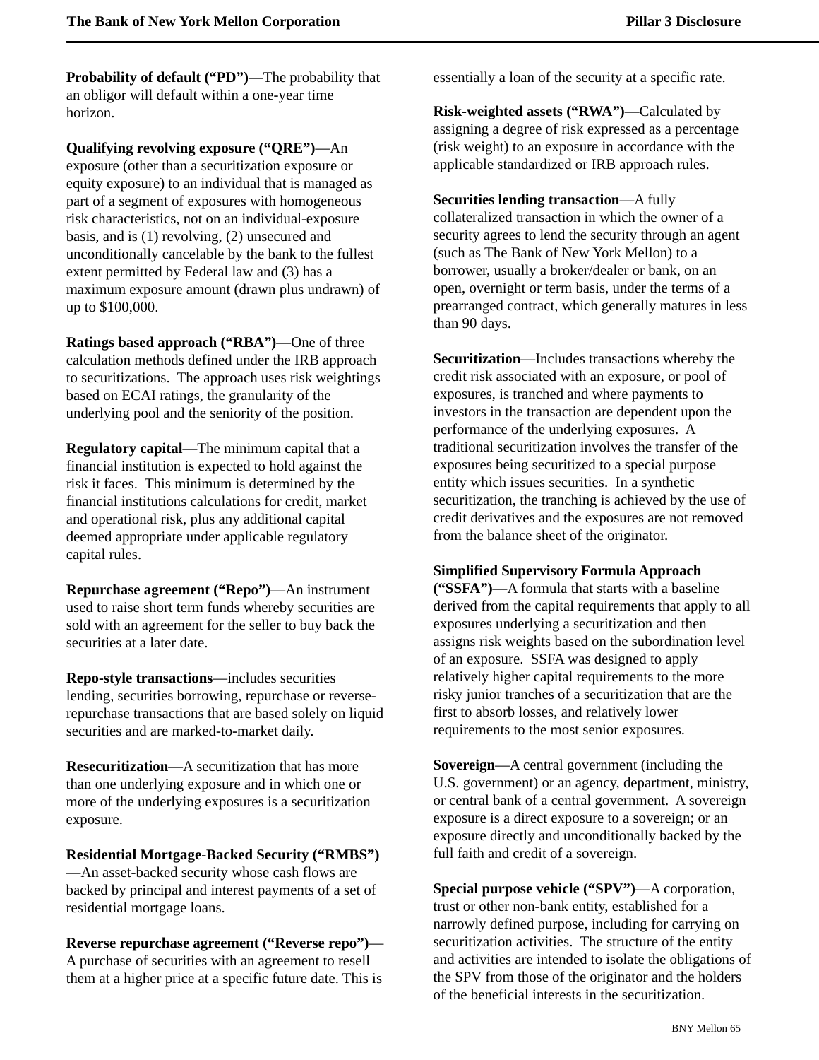**Probability of default ("PD")**—The probability that an obligor will default within a one-year time horizon.

**Qualifying revolving exposure ("QRE")**—An exposure (other than a securitization exposure or equity exposure) to an individual that is managed as part of a segment of exposures with homogeneous risk characteristics, not on an individual-exposure basis, and is (1) revolving, (2) unsecured and unconditionally cancelable by the bank to the fullest extent permitted by Federal law and (3) has a maximum exposure amount (drawn plus undrawn) of up to $100,000.

**Ratings based approach ("RBA")**—One of three calculation methods defined under the IRB approach to securitizations. The approach uses risk weightings based on ECAI ratings, the granularity of the underlying pool and the seniority of the position.

**Regulatory capital**—The minimum capital that a financial institution is expected to hold against the risk it faces. This minimum is determined by the financial institutions calculations for credit, market and operational risk, plus any additional capital deemed appropriate under applicable regulatory capital rules.

**Repurchase agreement ("Repo")**—An instrument used to raise short term funds whereby securities are sold with an agreement for the seller to buy back the securities at a later date.

**Repo-style transactions**—includes securities lending, securities borrowing, repurchase or reverse-repurchase transactions that are based solely on liquid securities and are marked-to-market daily.

**Resecuritization**—A securitization that has more than one underlying exposure and in which one or more of the underlying exposures is a securitization exposure.

**Residential Mortgage-Backed Security ("RMBS")**—An asset-backed security whose cash flows are backed by principal and interest payments of a set of residential mortgage loans.

**Reverse repurchase agreement ("Reverse repo")**—A purchase of securities with an agreement to resell them at a higher price at a specific future date. This is essentially a loan of the security at a specific rate.

**Risk-weighted assets ("RWA")**—Calculated by assigning a degree of risk expressed as a percentage (risk weight) to an exposure in accordance with the applicable standardized or IRB approach rules.

**Securities lending transaction**—A fully collateralized transaction in which the owner of a security agrees to lend the security through an agent (such as The Bank of New York Mellon) to a borrower, usually a broker/dealer or bank, on an open, overnight or term basis, under the terms of a prearranged contract, which generally matures in less than 90 days.

**Securitization**—Includes transactions whereby the credit risk associated with an exposure, or pool of exposures, is tranched and where payments to investors in the transaction are dependent upon the performance of the underlying exposures. A traditional securitization involves the transfer of the exposures being securitized to a special purpose entity which issues securities. In a synthetic securitization, the tranching is achieved by the use of credit derivatives and the exposures are not removed from the balance sheet of the originator.

**Simplified Supervisory Formula Approach ("SSFA")**—A formula that starts with a baseline derived from the capital requirements that apply to all exposures underlying a securitization and then assigns risk weights based on the subordination level of an exposure. SSFA was designed to apply relatively higher capital requirements to the more risky junior tranches of a securitization that are the first to absorb losses, and relatively lower requirements to the most senior exposures.

**Sovereign**—A central government (including the U.S. government) or an agency, department, ministry, or central bank of a central government. A sovereign exposure is a direct exposure to a sovereign; or an exposure directly and unconditionally backed by the full faith and credit of a sovereign.

**Special purpose vehicle ("SPV")**—A corporation, trust or other non-bank entity, established for a narrowly defined purpose, including for carrying on securitization activities. The structure of the entity and activities are intended to isolate the obligations of the SPV from those of the originator and the holders of the beneficial interests in the securitization.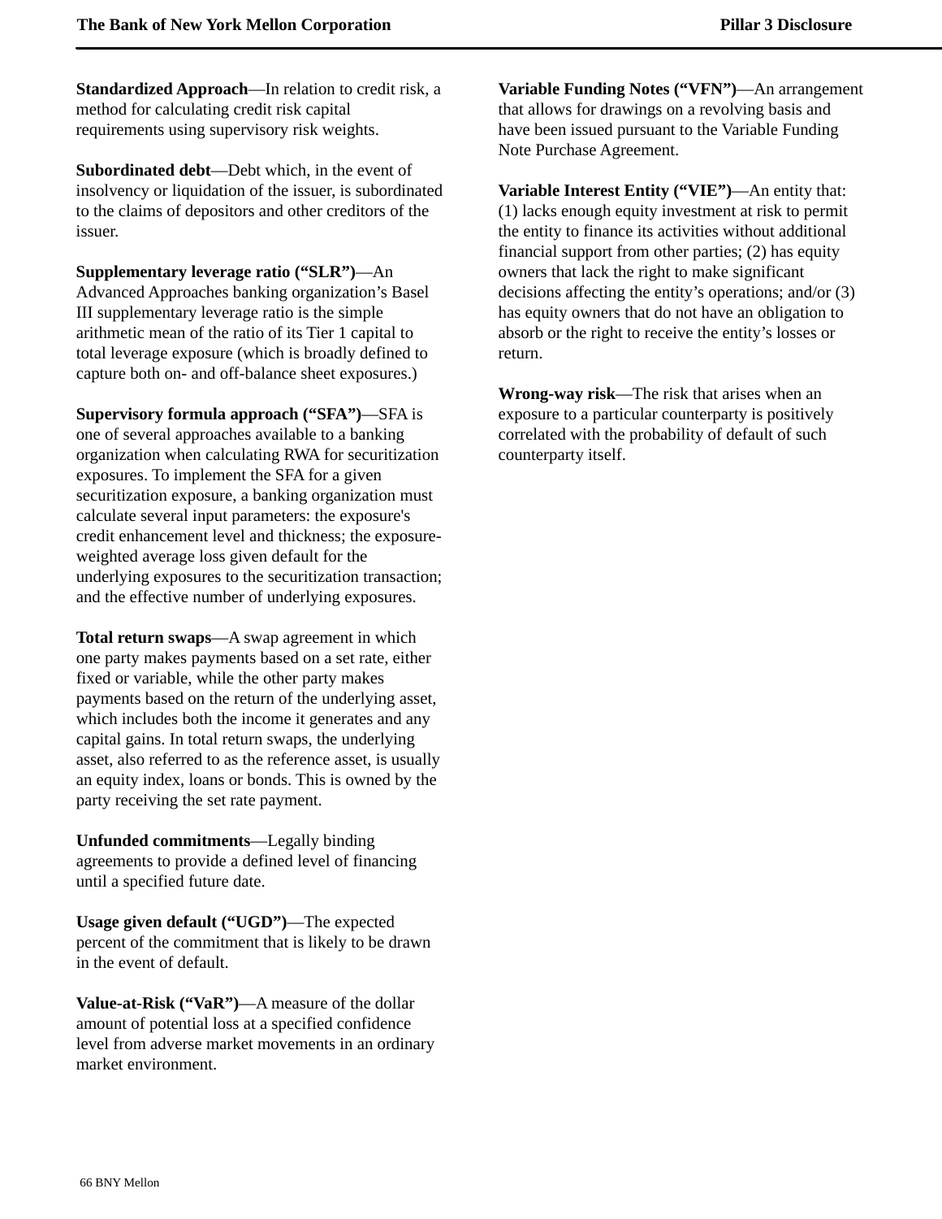**Standardized Approach**—In relation to credit risk, a method for calculating credit risk capital requirements using supervisory risk weights.

**Subordinated debt**—Debt which, in the event of insolvency or liquidation of the issuer, is subordinated to the claims of depositors and other creditors of the issuer.

**Supplementary leverage ratio (“SLR”)**—An Advanced Approaches banking organization’s Basel III supplementary leverage ratio is the simple arithmetic mean of the ratio of its Tier 1 capital to total leverage exposure (which is broadly defined to capture both on- and off-balance sheet exposures.)

**Supervisory formula approach (“SFA”)**—SFA is one of several approaches available to a banking organization when calculating RWA for securitization exposures. To implement the SFA for a given securitization exposure, a banking organization must calculate several input parameters: the exposure's credit enhancement level and thickness; the exposure-weighted average loss given default for the underlying exposures to the securitization transaction; and the effective number of underlying exposures.

**Total return swaps**—A swap agreement in which one party makes payments based on a set rate, either fixed or variable, while the other party makes payments based on the return of the underlying asset, which includes both the income it generates and any capital gains. In total return swaps, the underlying asset, also referred to as the reference asset, is usually an equity index, loans or bonds. This is owned by the party receiving the set rate payment.

**Unfunded commitments**—Legally binding agreements to provide a defined level of financing until a specified future date.

**Usage given default (“UGD”)**—The expected percent of the commitment that is likely to be drawn in the event of default.

**Value-at-Risk (“VaR”)**—A measure of the dollar amount of potential loss at a specified confidence level from adverse market movements in an ordinary market environment.

**Variable Funding Notes (“VFN”)**—An arrangement that allows for drawings on a revolving basis and have been issued pursuant to the Variable Funding Note Purchase Agreement.

**Variable Interest Entity (“VIE”)**—An entity that: (1) lacks enough equity investment at risk to permit the entity to finance its activities without additional financial support from other parties; (2) has equity owners that lack the right to make significant decisions affecting the entity’s operations; and/or (3) has equity owners that do not have an obligation to absorb or the right to receive the entity’s losses or return.

**Wrong-way risk**—The risk that arises when an exposure to a particular counterparty is positively correlated with the probability of default of such counterparty itself.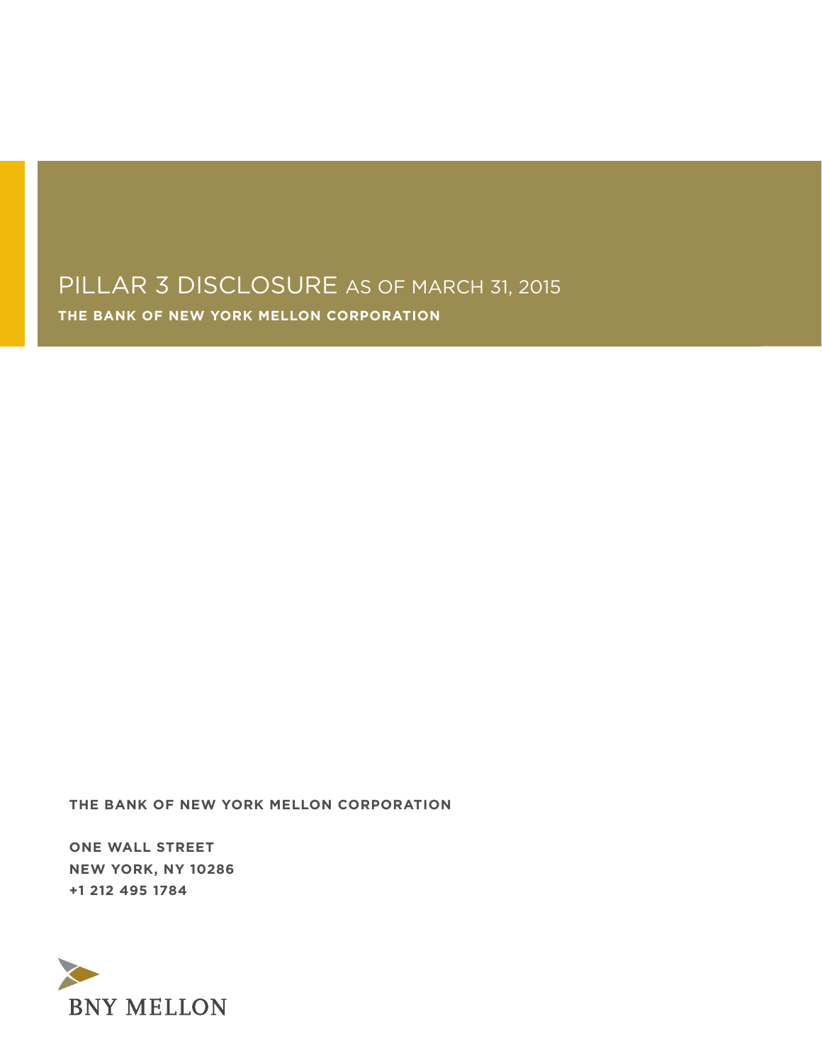# PILLAR 3 DISCLOSURE AS OF MARCH 31, 2015

**THE BANK OF NEW YORK MELLON CORPORATION**

**THE BANK OF NEW YORK MELLON CORPORATION**

**ONE WALL STREET**
**NEW YORK, NY 10286**
**+1 212 495 1784**

BNY MELLON